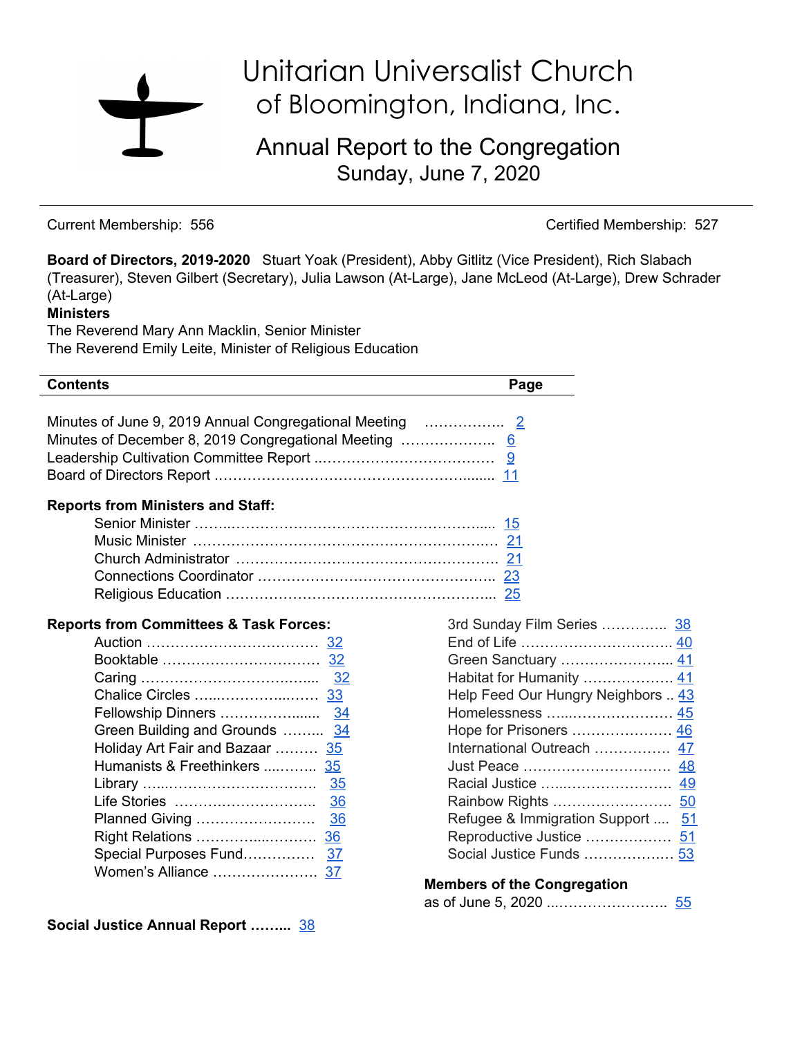# Unitarian Universalist Church of Bloomington, Indiana, Inc.

## Annual Report to the Congregation
## Sunday, June 7, 2020

Current Membership: 556 | Certified Membership: 527

**Board of Directors, 2019-2020** Stuart Yoak (President), Abby Gitlitz (Vice President), Rich Slabach (Treasurer), Steven Gilbert (Secretary), Julia Lawson (At-Large), Jane McLeod (At-Large), Drew Schrader (At-Large)

**Ministers**

The Reverend Mary Ann Macklin, Senior Minister

The Reverend Emily Leite, Minister of Religious Education

| **Contents** | **Page** |
|---|---|
| Minutes of June 9, 2019 Annual Congregational Meeting | 2 |
| Minutes of December 8, 2019 Congregational Meeting | 6 |
| Leadership Cultivation Committee Report | 9 |
| Board of Directors Report | 11 |

**Reports from Ministers and Staff:**

| | |
|---|---|
| Senior Minister | 15 |
| Music Minister | 21 |
| Church Administrator | 21 |
| Connections Coordinator | 23 |
| Religious Education | 25 |

**Reports from Committees & Task Forces:**

| | |
|---|---|
| Auction | 32 |
| Booktable | 32 |
| Caring | 32 |
| Chalice Circles | 33 |
| Fellowship Dinners | 34 |
| Green Building and Grounds | 34 |
| Holiday Art Fair and Bazaar | 35 |
| Humanists & Freethinkers | 35 |
| Library | 35 |
| Life Stories | 36 |
| Planned Giving | 36 |
| Right Relations | 36 |
| Special Purposes Fund | 37 |
| Women's Alliance | 37 |

**Social Justice Annual Report** ……... 38

| | |
|---|---|
| 3rd Sunday Film Series | 38 |
| End of Life | 40 |
| Green Sanctuary | 41 |
| Habitat for Humanity | 41 |
| Help Feed Our Hungry Neighbors | 43 |
| Homelessness | 45 |
| Hope for Prisoners | 46 |
| International Outreach | 47 |
| Just Peace | 48 |
| Racial Justice | 49 |
| Rainbow Rights | 50 |
| Refugee & Immigration Support | 51 |
| Reproductive Justice | 51 |
| Social Justice Funds | 53 |

**Members of the Congregation**

as of June 5, 2020 ……… 55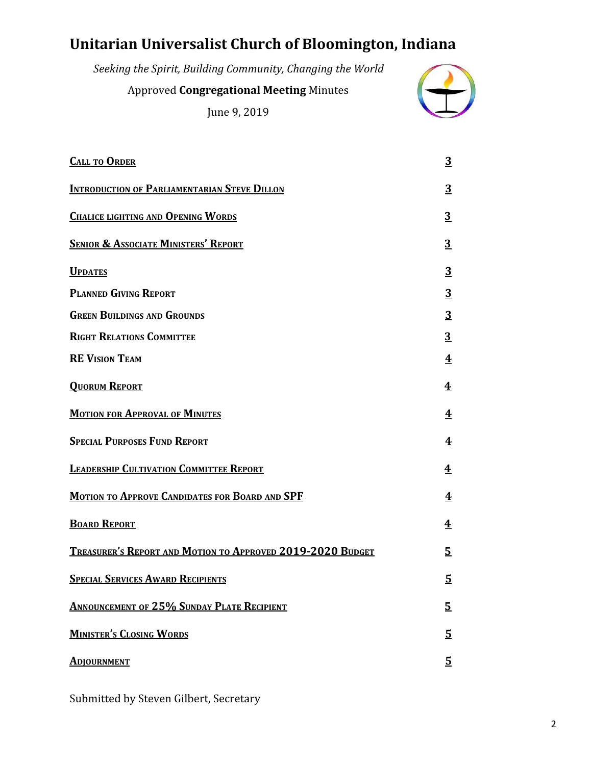# Unitarian Universalist Church of Bloomington, Indiana

*Seeking the Spirit, Building Community, Changing the World*

Approved **Congregational Meeting** Minutes

June 9, 2019

| | |
|---|---|
| **CALL TO ORDER** | 3 |
| **INTRODUCTION OF PARLIAMENTARIAN STEVE DILLON** | 3 |
| **CHALICE LIGHTING AND OPENING WORDS** | 3 |
| **SENIOR & ASSOCIATE MINISTERS' REPORT** | 3 |
| **UPDATES** | 3 |
| **PLANNED GIVING REPORT** | 3 |
| **GREEN BUILDINGS AND GROUNDS** | 3 |
| **RIGHT RELATIONS COMMITTEE** | 3 |
| **RE VISION TEAM** | 4 |
| **QUORUM REPORT** | 4 |
| **MOTION FOR APPROVAL OF MINUTES** | 4 |
| **SPECIAL PURPOSES FUND REPORT** | 4 |
| **LEADERSHIP CULTIVATION COMMITTEE REPORT** | 4 |
| **MOTION TO APPROVE CANDIDATES FOR BOARD AND SPF** | 4 |
| **BOARD REPORT** | 4 |
| **TREASURER'S REPORT AND MOTION TO APPROVED 2019-2020 BUDGET** | 5 |
| **SPECIAL SERVICES AWARD RECIPIENTS** | 5 |
| **ANNOUNCEMENT OF 25% SUNDAY PLATE RECIPIENT** | 5 |
| **MINISTER'S CLOSING WORDS** | 5 |
| **ADJOURNMENT** | 5 |

Submitted by Steven Gilbert, Secretary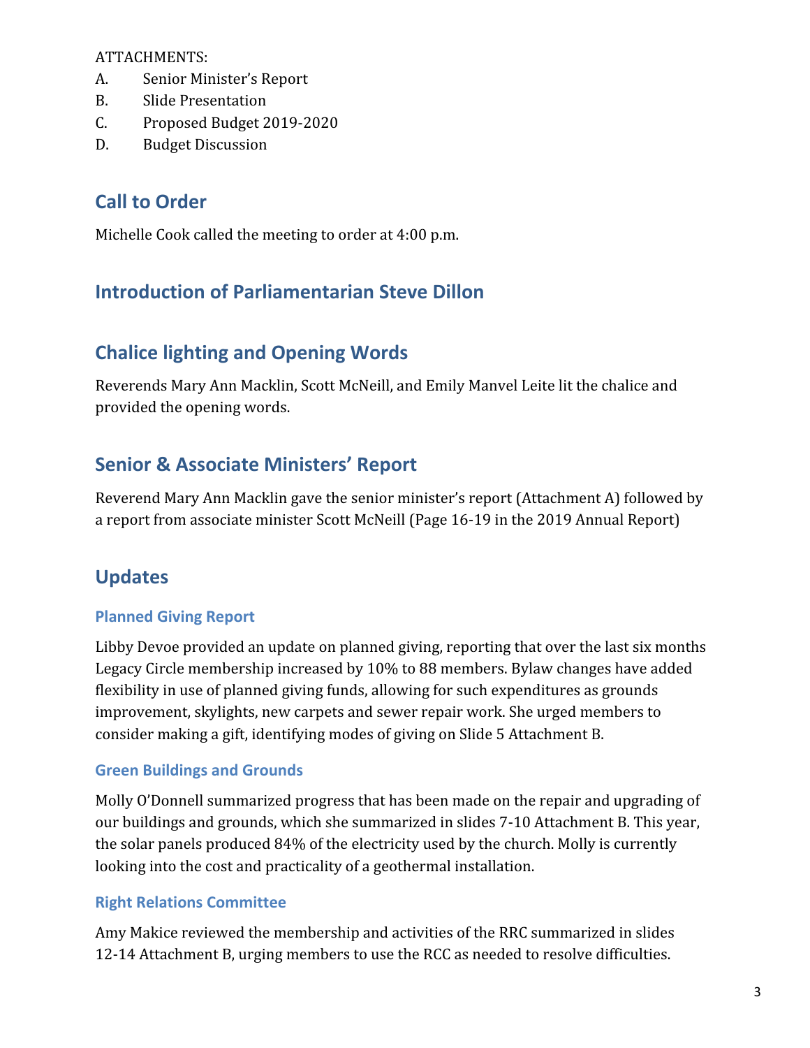ATTACHMENTS:

A. Senior Minister's Report
B. Slide Presentation
C. Proposed Budget 2019-2020
D. Budget Discussion

## Call to Order

Michelle Cook called the meeting to order at 4:00 p.m.

## Introduction of Parliamentarian Steve Dillon

## Chalice lighting and Opening Words

Reverends Mary Ann Macklin, Scott McNeill, and Emily Manvel Leite lit the chalice and provided the opening words.

## Senior & Associate Ministers' Report

Reverend Mary Ann Macklin gave the senior minister's report (Attachment A) followed by a report from associate minister Scott McNeill (Page 16-19 in the 2019 Annual Report)

## Updates

### Planned Giving Report

Libby Devoe provided an update on planned giving, reporting that over the last six months Legacy Circle membership increased by 10% to 88 members. Bylaw changes have added flexibility in use of planned giving funds, allowing for such expenditures as grounds improvement, skylights, new carpets and sewer repair work. She urged members to consider making a gift, identifying modes of giving on Slide 5 Attachment B.

### Green Buildings and Grounds

Molly O'Donnell summarized progress that has been made on the repair and upgrading of our buildings and grounds, which she summarized in slides 7-10 Attachment B. This year, the solar panels produced 84% of the electricity used by the church. Molly is currently looking into the cost and practicality of a geothermal installation.

### Right Relations Committee

Amy Makice reviewed the membership and activities of the RRC summarized in slides 12-14 Attachment B, urging members to use the RCC as needed to resolve difficulties.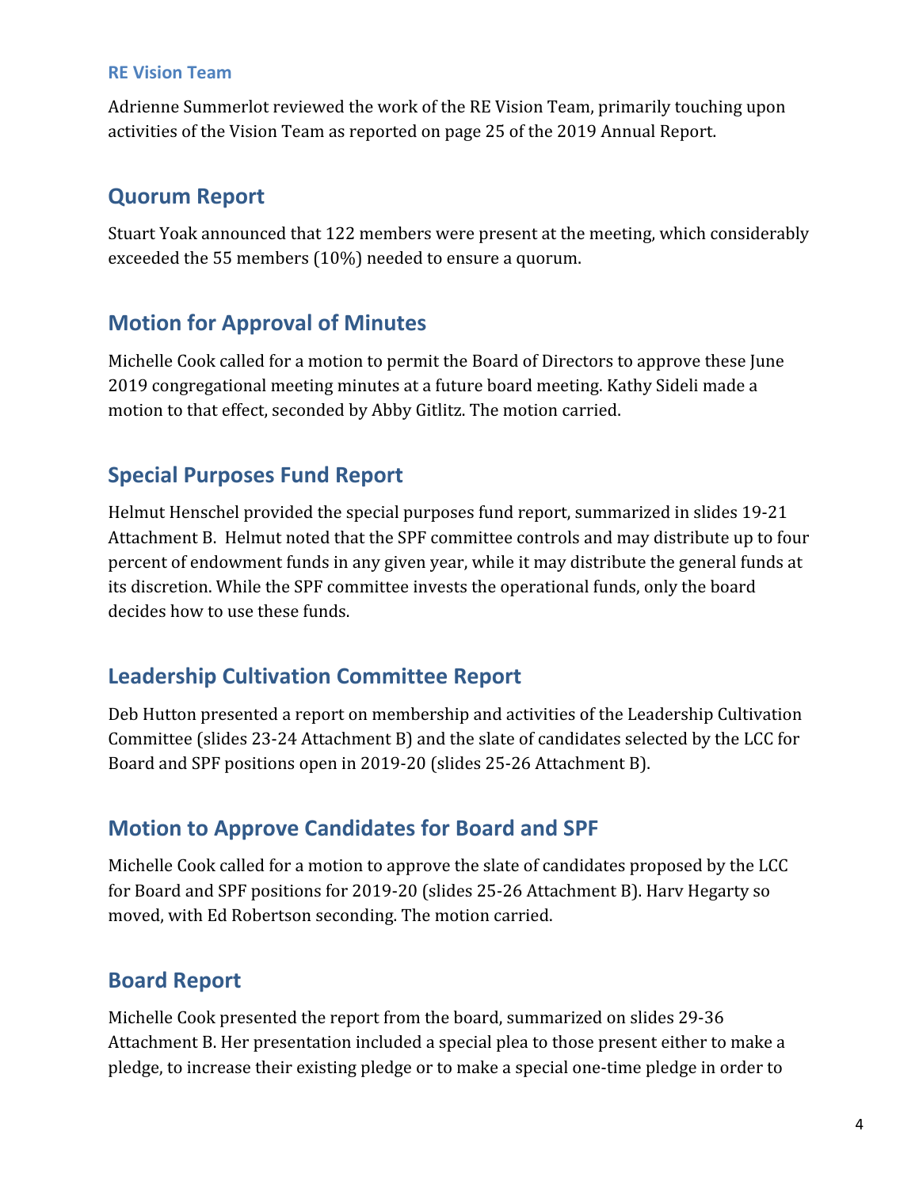### RE Vision Team

Adrienne Summerlot reviewed the work of the RE Vision Team, primarily touching upon activities of the Vision Team as reported on page 25 of the 2019 Annual Report.

## Quorum Report

Stuart Yoak announced that 122 members were present at the meeting, which considerably exceeded the 55 members (10%) needed to ensure a quorum.

## Motion for Approval of Minutes

Michelle Cook called for a motion to permit the Board of Directors to approve these June 2019 congregational meeting minutes at a future board meeting. Kathy Sideli made a motion to that effect, seconded by Abby Gitlitz. The motion carried.

## Special Purposes Fund Report

Helmut Henschel provided the special purposes fund report, summarized in slides 19-21 Attachment B. Helmut noted that the SPF committee controls and may distribute up to four percent of endowment funds in any given year, while it may distribute the general funds at its discretion. While the SPF committee invests the operational funds, only the board decides how to use these funds.

## Leadership Cultivation Committee Report

Deb Hutton presented a report on membership and activities of the Leadership Cultivation Committee (slides 23-24 Attachment B) and the slate of candidates selected by the LCC for Board and SPF positions open in 2019-20 (slides 25-26 Attachment B).

## Motion to Approve Candidates for Board and SPF

Michelle Cook called for a motion to approve the slate of candidates proposed by the LCC for Board and SPF positions for 2019-20 (slides 25-26 Attachment B). Harv Hegarty so moved, with Ed Robertson seconding. The motion carried.

## Board Report

Michelle Cook presented the report from the board, summarized on slides 29-36 Attachment B. Her presentation included a special plea to those present either to make a pledge, to increase their existing pledge or to make a special one-time pledge in order to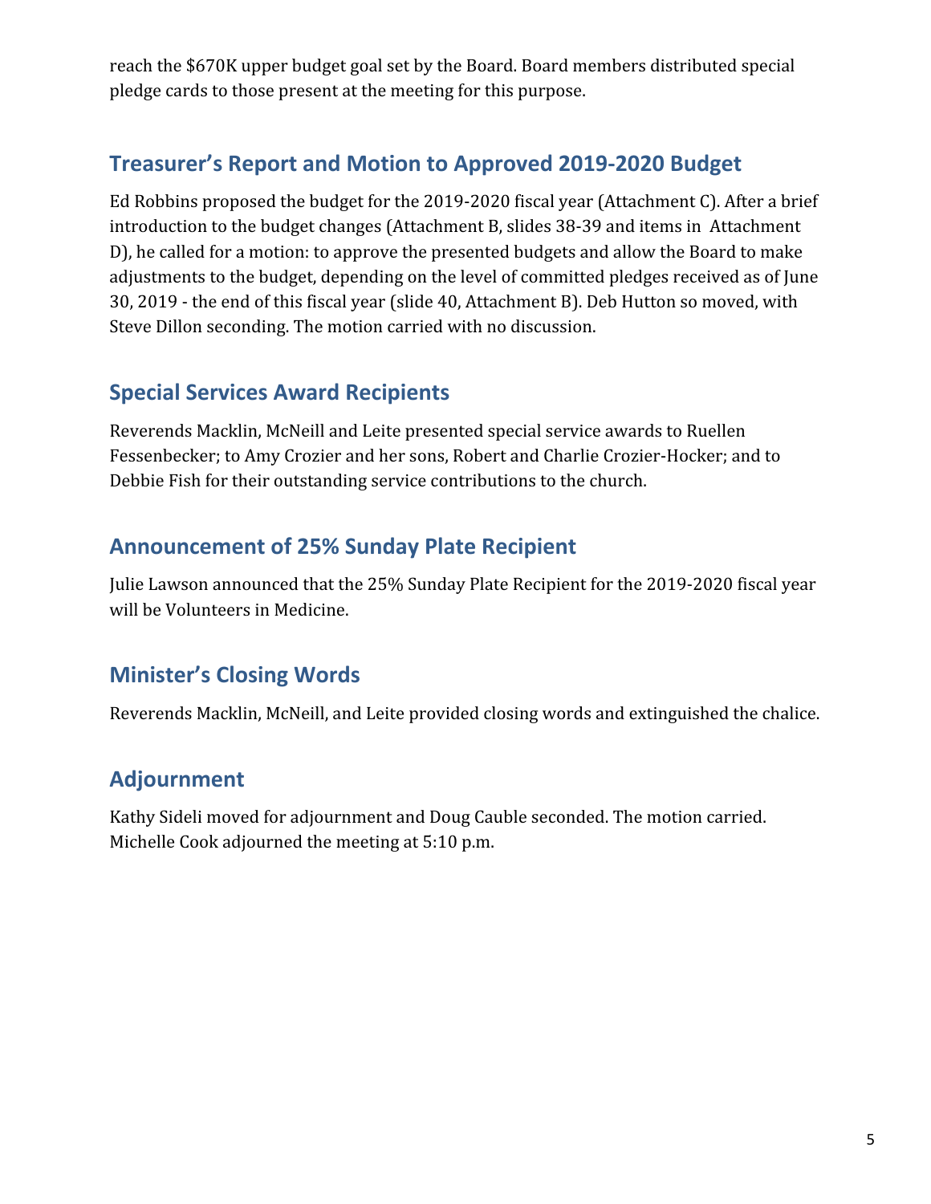reach the $670K upper budget goal set by the Board. Board members distributed special pledge cards to those present at the meeting for this purpose.

## Treasurer's Report and Motion to Approved 2019-2020 Budget

Ed Robbins proposed the budget for the 2019-2020 fiscal year (Attachment C). After a brief introduction to the budget changes (Attachment B, slides 38-39 and items in Attachment D), he called for a motion: to approve the presented budgets and allow the Board to make adjustments to the budget, depending on the level of committed pledges received as of June 30, 2019 - the end of this fiscal year (slide 40, Attachment B). Deb Hutton so moved, with Steve Dillon seconding. The motion carried with no discussion.

## Special Services Award Recipients

Reverends Macklin, McNeill and Leite presented special service awards to Ruellen Fessenbecker; to Amy Crozier and her sons, Robert and Charlie Crozier-Hocker; and to Debbie Fish for their outstanding service contributions to the church.

## Announcement of 25% Sunday Plate Recipient

Julie Lawson announced that the 25% Sunday Plate Recipient for the 2019-2020 fiscal year will be Volunteers in Medicine.

## Minister's Closing Words

Reverends Macklin, McNeill, and Leite provided closing words and extinguished the chalice.

## Adjournment

Kathy Sideli moved for adjournment and Doug Cauble seconded. The motion carried. Michelle Cook adjourned the meeting at 5:10 p.m.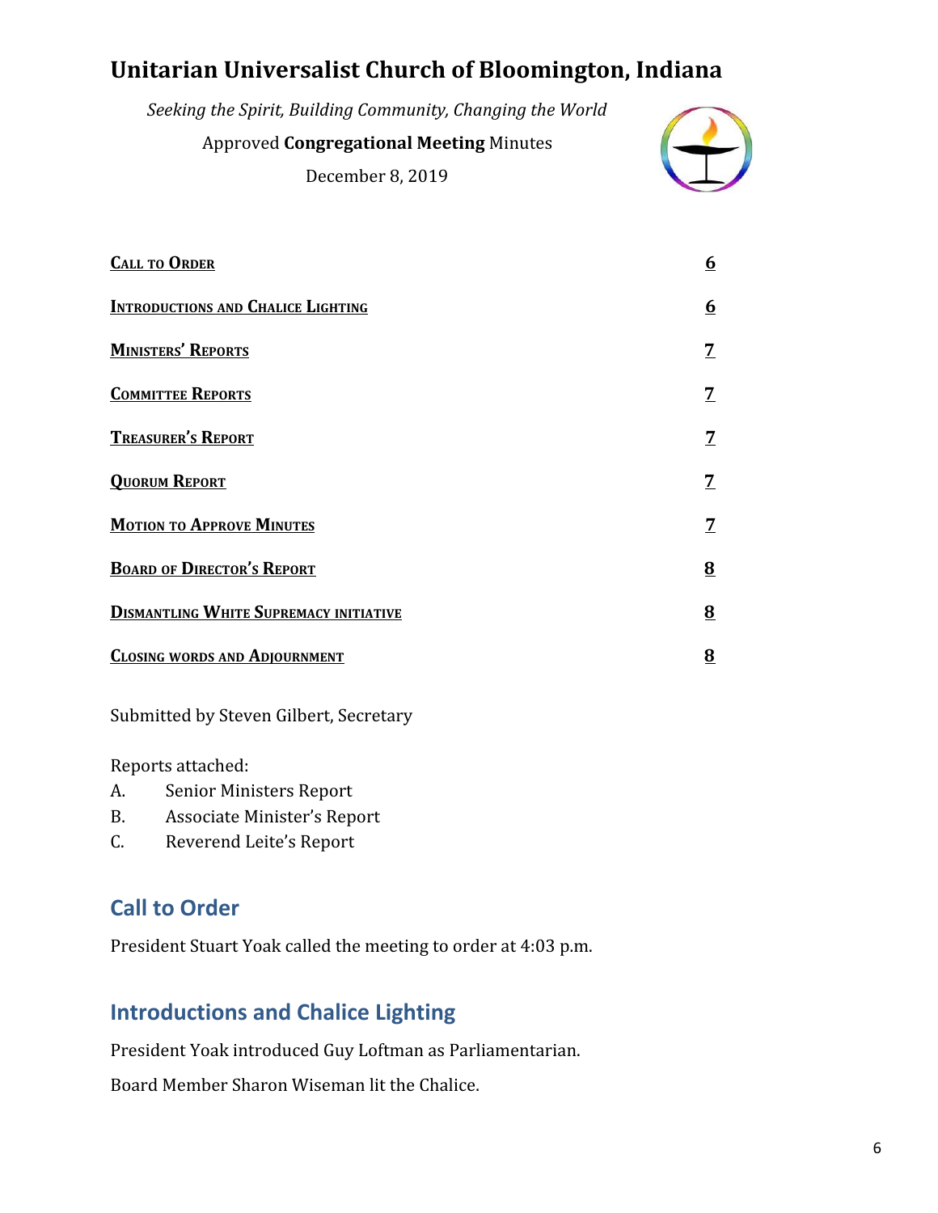# Unitarian Universalist Church of Bloomington, Indiana

*Seeking the Spirit, Building Community, Changing the World*

Approved **Congregational Meeting** Minutes

December 8, 2019

| | |
|---|---|
| Call to Order | 6 |
| Introductions and Chalice Lighting | 6 |
| Ministers' Reports | 7 |
| Committee Reports | 7 |
| Treasurer's Report | 7 |
| Quorum Report | 7 |
| Motion to Approve Minutes | 7 |
| Board of Director's Report | 8 |
| Dismantling White Supremacy initiative | 8 |
| Closing words and Adjournment | 8 |

Submitted by Steven Gilbert, Secretary

Reports attached:

A. Senior Ministers Report

B. Associate Minister's Report

C. Reverend Leite's Report

## Call to Order

President Stuart Yoak called the meeting to order at 4:03 p.m.

## Introductions and Chalice Lighting

President Yoak introduced Guy Loftman as Parliamentarian.

Board Member Sharon Wiseman lit the Chalice.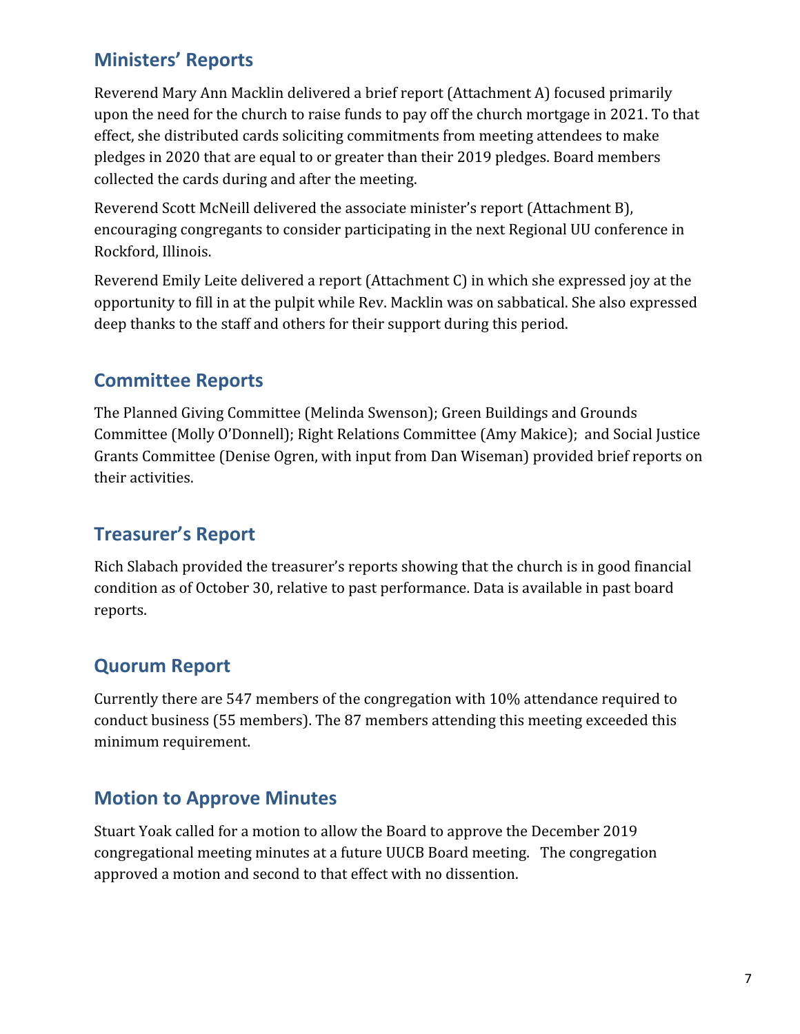## Ministers' Reports

Reverend Mary Ann Macklin delivered a brief report (Attachment A) focused primarily upon the need for the church to raise funds to pay off the church mortgage in 2021. To that effect, she distributed cards soliciting commitments from meeting attendees to make pledges in 2020 that are equal to or greater than their 2019 pledges. Board members collected the cards during and after the meeting.

Reverend Scott McNeill delivered the associate minister's report (Attachment B), encouraging congregants to consider participating in the next Regional UU conference in Rockford, Illinois.

Reverend Emily Leite delivered a report (Attachment C) in which she expressed joy at the opportunity to fill in at the pulpit while Rev. Macklin was on sabbatical. She also expressed deep thanks to the staff and others for their support during this period.

## Committee Reports

The Planned Giving Committee (Melinda Swenson); Green Buildings and Grounds Committee (Molly O'Donnell); Right Relations Committee (Amy Makice); and Social Justice Grants Committee (Denise Ogren, with input from Dan Wiseman) provided brief reports on their activities.

## Treasurer's Report

Rich Slabach provided the treasurer's reports showing that the church is in good financial condition as of October 30, relative to past performance. Data is available in past board reports.

## Quorum Report

Currently there are 547 members of the congregation with 10% attendance required to conduct business (55 members). The 87 members attending this meeting exceeded this minimum requirement.

## Motion to Approve Minutes

Stuart Yoak called for a motion to allow the Board to approve the December 2019 congregational meeting minutes at a future UUCB Board meeting. The congregation approved a motion and second to that effect with no dissention.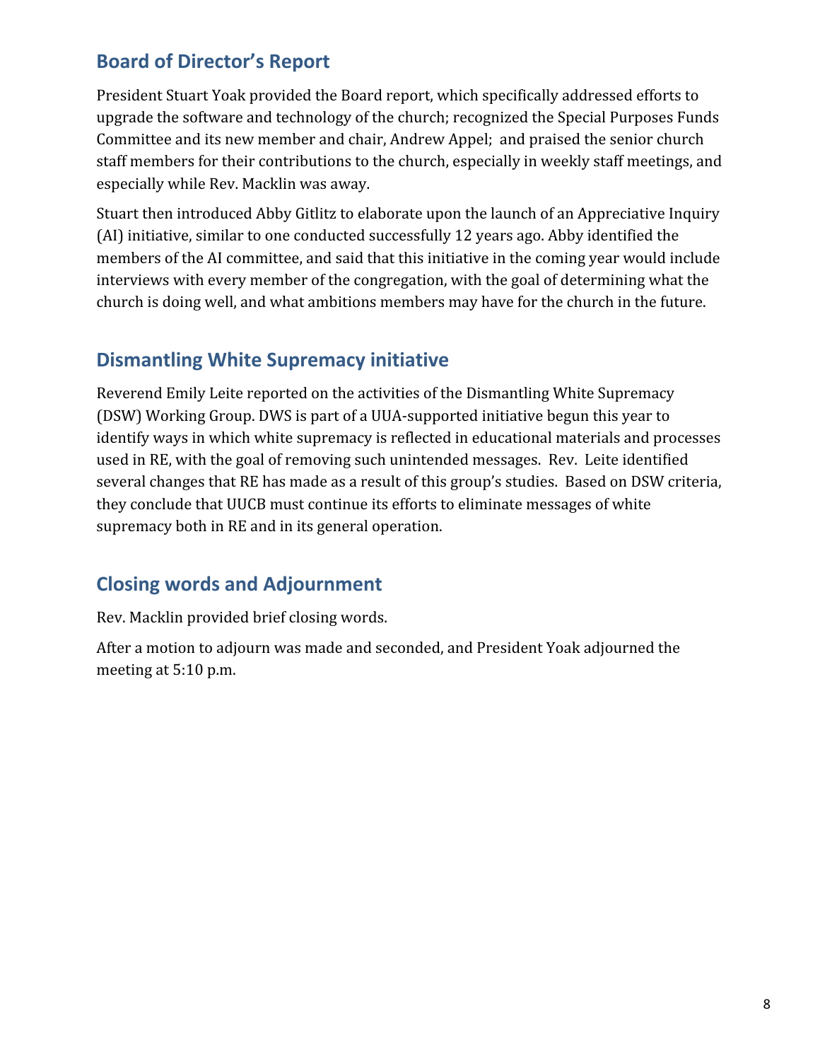## Board of Director's Report

President Stuart Yoak provided the Board report, which specifically addressed efforts to upgrade the software and technology of the church; recognized the Special Purposes Funds Committee and its new member and chair, Andrew Appel; and praised the senior church staff members for their contributions to the church, especially in weekly staff meetings, and especially while Rev. Macklin was away.

Stuart then introduced Abby Gitlitz to elaborate upon the launch of an Appreciative Inquiry (AI) initiative, similar to one conducted successfully 12 years ago. Abby identified the members of the AI committee, and said that this initiative in the coming year would include interviews with every member of the congregation, with the goal of determining what the church is doing well, and what ambitions members may have for the church in the future.

## Dismantling White Supremacy initiative

Reverend Emily Leite reported on the activities of the Dismantling White Supremacy (DSW) Working Group. DWS is part of a UUA-supported initiative begun this year to identify ways in which white supremacy is reflected in educational materials and processes used in RE, with the goal of removing such unintended messages. Rev. Leite identified several changes that RE has made as a result of this group's studies. Based on DSW criteria, they conclude that UUCB must continue its efforts to eliminate messages of white supremacy both in RE and in its general operation.

## Closing words and Adjournment

Rev. Macklin provided brief closing words.

After a motion to adjourn was made and seconded, and President Yoak adjourned the meeting at 5:10 p.m.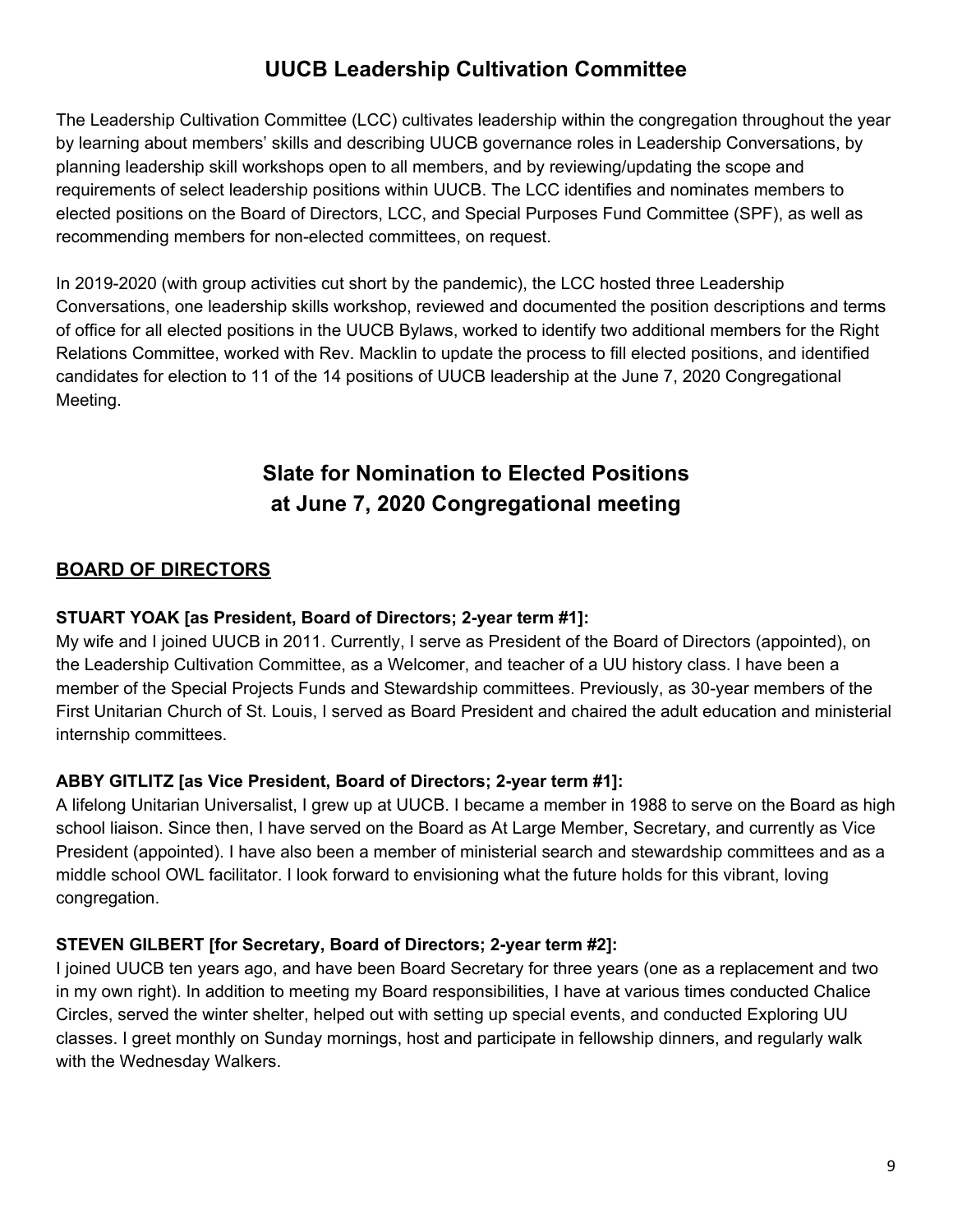## UUCB Leadership Cultivation Committee

The Leadership Cultivation Committee (LCC) cultivates leadership within the congregation throughout the year by learning about members' skills and describing UUCB governance roles in Leadership Conversations, by planning leadership skill workshops open to all members, and by reviewing/updating the scope and requirements of select leadership positions within UUCB. The LCC identifies and nominates members to elected positions on the Board of Directors, LCC, and Special Purposes Fund Committee (SPF), as well as recommending members for non-elected committees, on request.

In 2019-2020 (with group activities cut short by the pandemic), the LCC hosted three Leadership Conversations, one leadership skills workshop, reviewed and documented the position descriptions and terms of office for all elected positions in the UUCB Bylaws, worked to identify two additional members for the Right Relations Committee, worked with Rev. Macklin to update the process to fill elected positions, and identified candidates for election to 11 of the 14 positions of UUCB leadership at the June 7, 2020 Congregational Meeting.

## Slate for Nomination to Elected Positions at June 7, 2020 Congregational meeting

### BOARD OF DIRECTORS

**STUART YOAK [as President, Board of Directors; 2-year term #1]:**
My wife and I joined UUCB in 2011. Currently, I serve as President of the Board of Directors (appointed), on the Leadership Cultivation Committee, as a Welcomer, and teacher of a UU history class. I have been a member of the Special Projects Funds and Stewardship committees. Previously, as 30-year members of the First Unitarian Church of St. Louis, I served as Board President and chaired the adult education and ministerial internship committees.

**ABBY GITLITZ [as Vice President, Board of Directors; 2-year term #1]:**
A lifelong Unitarian Universalist, I grew up at UUCB. I became a member in 1988 to serve on the Board as high school liaison. Since then, I have served on the Board as At Large Member, Secretary, and currently as Vice President (appointed). I have also been a member of ministerial search and stewardship committees and as a middle school OWL facilitator. I look forward to envisioning what the future holds for this vibrant, loving congregation.

**STEVEN GILBERT [for Secretary, Board of Directors; 2-year term #2]:**
I joined UUCB ten years ago, and have been Board Secretary for three years (one as a replacement and two in my own right). In addition to meeting my Board responsibilities, I have at various times conducted Chalice Circles, served the winter shelter, helped out with setting up special events, and conducted Exploring UU classes. I greet monthly on Sunday mornings, host and participate in fellowship dinners, and regularly walk with the Wednesday Walkers.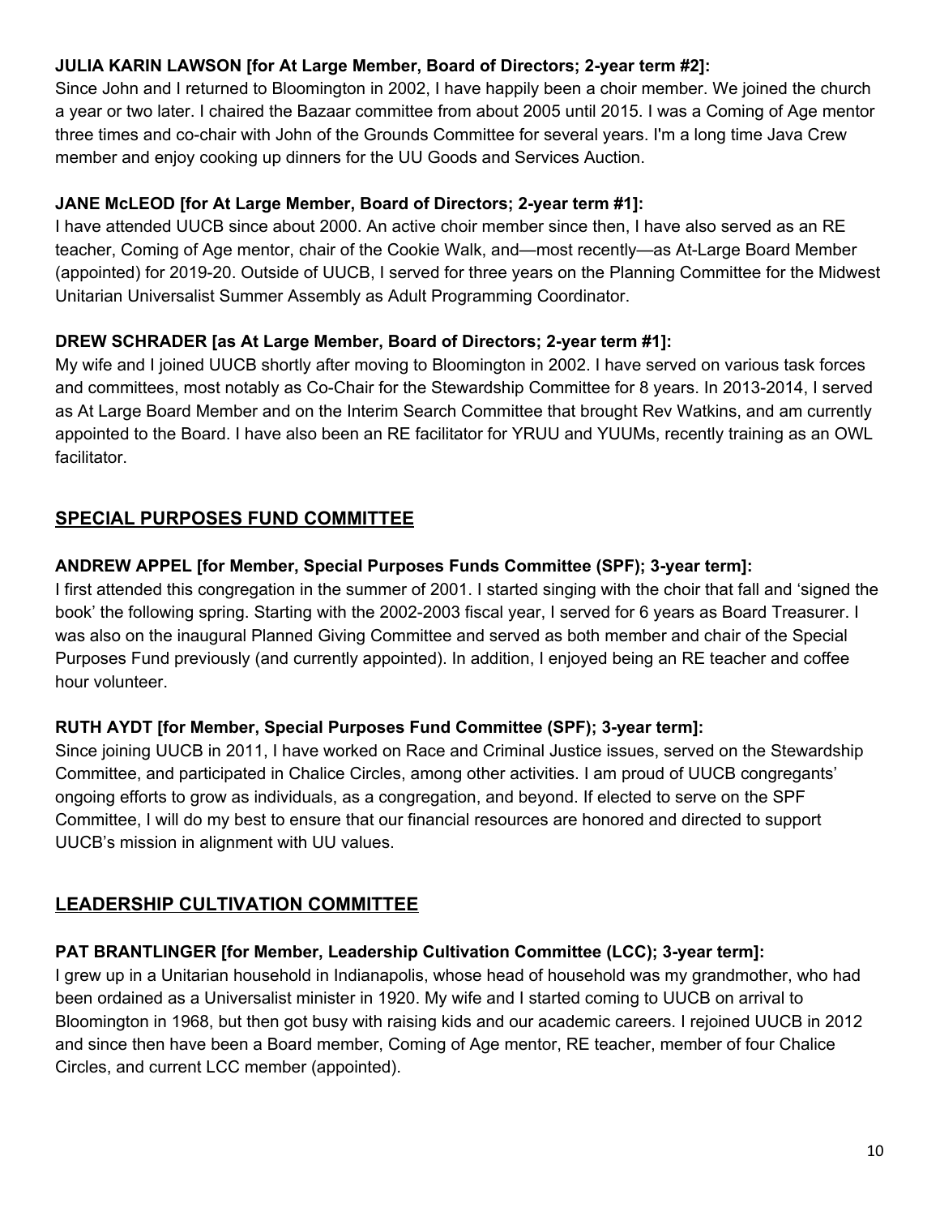**JULIA KARIN LAWSON [for At Large Member, Board of Directors; 2-year term #2]:**
Since John and I returned to Bloomington in 2002, I have happily been a choir member. We joined the church a year or two later. I chaired the Bazaar committee from about 2005 until 2015. I was a Coming of Age mentor three times and co-chair with John of the Grounds Committee for several years. I'm a long time Java Crew member and enjoy cooking up dinners for the UU Goods and Services Auction.

**JANE McLEOD [for At Large Member, Board of Directors; 2-year term #1]:**
I have attended UUCB since about 2000. An active choir member since then, I have also served as an RE teacher, Coming of Age mentor, chair of the Cookie Walk, and—most recently—as At-Large Board Member (appointed) for 2019-20. Outside of UUCB, I served for three years on the Planning Committee for the Midwest Unitarian Universalist Summer Assembly as Adult Programming Coordinator.

**DREW SCHRADER [as At Large Member, Board of Directors; 2-year term #1]:**
My wife and I joined UUCB shortly after moving to Bloomington in 2002. I have served on various task forces and committees, most notably as Co-Chair for the Stewardship Committee for 8 years. In 2013-2014, I served as At Large Board Member and on the Interim Search Committee that brought Rev Watkins, and am currently appointed to the Board. I have also been an RE facilitator for YRUU and YUUMs, recently training as an OWL facilitator.

## SPECIAL PURPOSES FUND COMMITTEE

**ANDREW APPEL [for Member, Special Purposes Funds Committee (SPF); 3-year term]:**
I first attended this congregation in the summer of 2001. I started singing with the choir that fall and 'signed the book' the following spring. Starting with the 2002-2003 fiscal year, I served for 6 years as Board Treasurer. I was also on the inaugural Planned Giving Committee and served as both member and chair of the Special Purposes Fund previously (and currently appointed). In addition, I enjoyed being an RE teacher and coffee hour volunteer.

**RUTH AYDT [for Member, Special Purposes Fund Committee (SPF); 3-year term]:**
Since joining UUCB in 2011, I have worked on Race and Criminal Justice issues, served on the Stewardship Committee, and participated in Chalice Circles, among other activities. I am proud of UUCB congregants' ongoing efforts to grow as individuals, as a congregation, and beyond. If elected to serve on the SPF Committee, I will do my best to ensure that our financial resources are honored and directed to support UUCB's mission in alignment with UU values.

## LEADERSHIP CULTIVATION COMMITTEE

**PAT BRANTLINGER [for Member, Leadership Cultivation Committee (LCC); 3-year term]:**
I grew up in a Unitarian household in Indianapolis, whose head of household was my grandmother, who had been ordained as a Universalist minister in 1920. My wife and I started coming to UUCB on arrival to Bloomington in 1968, but then got busy with raising kids and our academic careers. I rejoined UUCB in 2012 and since then have been a Board member, Coming of Age mentor, RE teacher, member of four Chalice Circles, and current LCC member (appointed).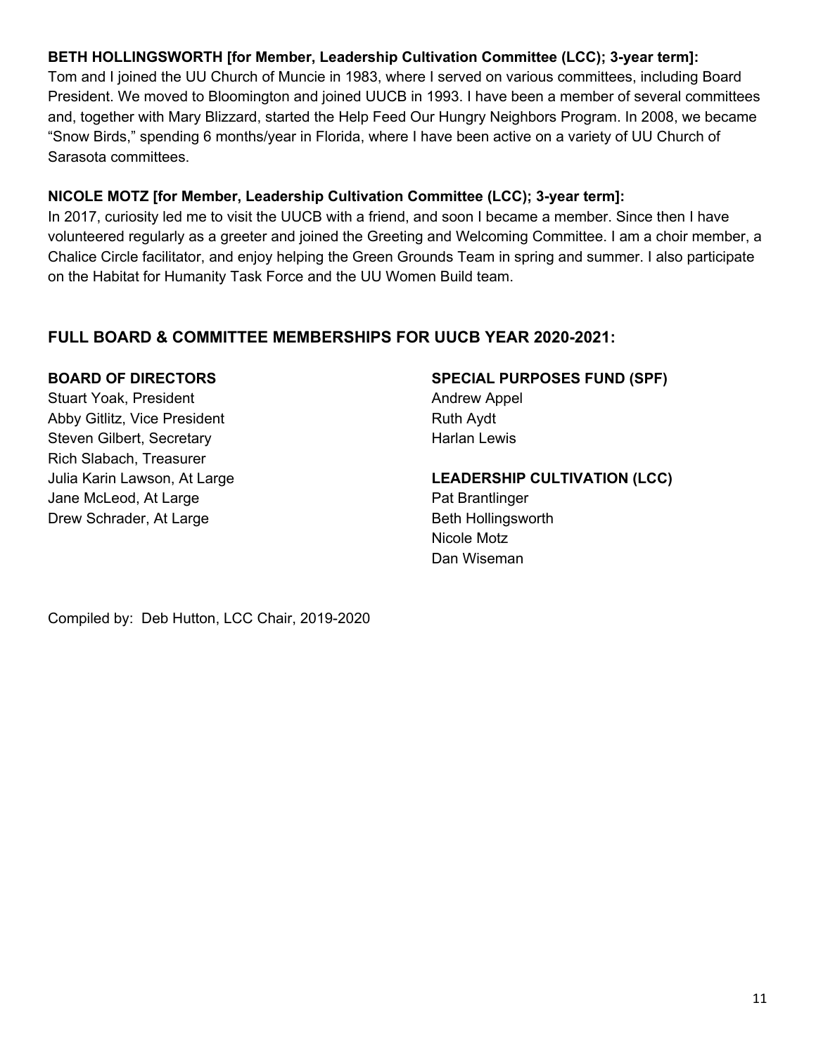**BETH HOLLINGSWORTH [for Member, Leadership Cultivation Committee (LCC); 3-year term]:**
Tom and I joined the UU Church of Muncie in 1983, where I served on various committees, including Board President. We moved to Bloomington and joined UUCB in 1993. I have been a member of several committees and, together with Mary Blizzard, started the Help Feed Our Hungry Neighbors Program. In 2008, we became "Snow Birds," spending 6 months/year in Florida, where I have been active on a variety of UU Church of Sarasota committees.

**NICOLE MOTZ [for Member, Leadership Cultivation Committee (LCC); 3-year term]:**
In 2017, curiosity led me to visit the UUCB with a friend, and soon I became a member. Since then I have volunteered regularly as a greeter and joined the Greeting and Welcoming Committee. I am a choir member, a Chalice Circle facilitator, and enjoy helping the Green Grounds Team in spring and summer. I also participate on the Habitat for Humanity Task Force and the UU Women Build team.

## FULL BOARD & COMMITTEE MEMBERSHIPS FOR UUCB YEAR 2020-2021:

**BOARD OF DIRECTORS**
Stuart Yoak, President
Abby Gitlitz, Vice President
Steven Gilbert, Secretary
Rich Slabach, Treasurer
Julia Karin Lawson, At Large
Jane McLeod, At Large
Drew Schrader, At Large

**SPECIAL PURPOSES FUND (SPF)**
Andrew Appel
Ruth Aydt
Harlan Lewis

**LEADERSHIP CULTIVATION (LCC)**
Pat Brantlinger
Beth Hollingsworth
Nicole Motz
Dan Wiseman

Compiled by: Deb Hutton, LCC Chair, 2019-2020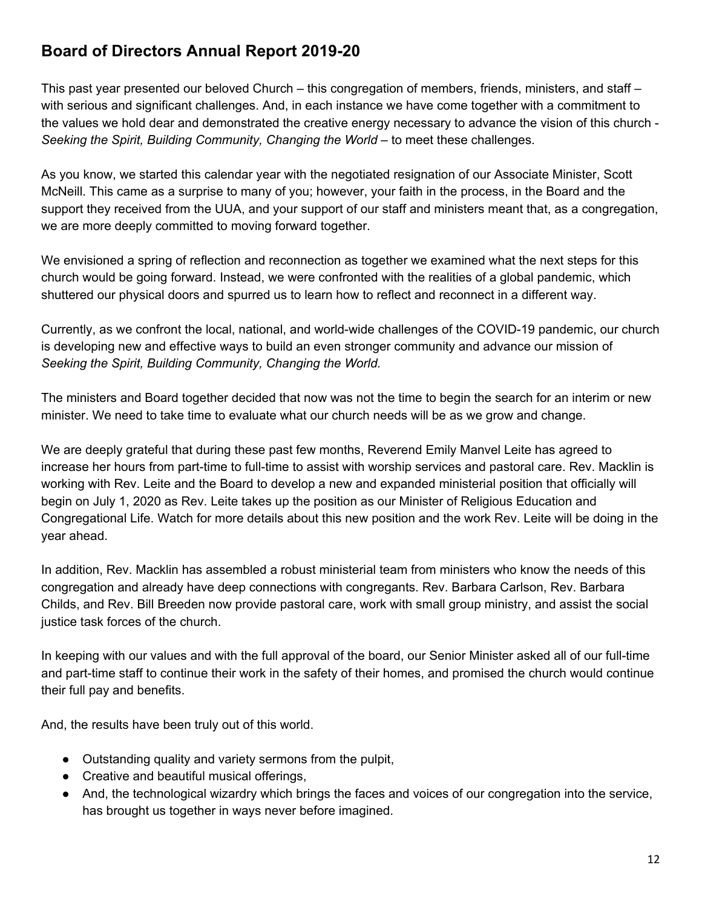## Board of Directors Annual Report 2019-20

This past year presented our beloved Church – this congregation of members, friends, ministers, and staff – with serious and significant challenges. And, in each instance we have come together with a commitment to the values we hold dear and demonstrated the creative energy necessary to advance the vision of this church - *Seeking the Spirit, Building Community, Changing the World* – to meet these challenges.

As you know, we started this calendar year with the negotiated resignation of our Associate Minister, Scott McNeill. This came as a surprise to many of you; however, your faith in the process, in the Board and the support they received from the UUA, and your support of our staff and ministers meant that, as a congregation, we are more deeply committed to moving forward together.

We envisioned a spring of reflection and reconnection as together we examined what the next steps for this church would be going forward. Instead, we were confronted with the realities of a global pandemic, which shuttered our physical doors and spurred us to learn how to reflect and reconnect in a different way.

Currently, as we confront the local, national, and world-wide challenges of the COVID-19 pandemic, our church is developing new and effective ways to build an even stronger community and advance our mission of *Seeking the Spirit, Building Community, Changing the World.*

The ministers and Board together decided that now was not the time to begin the search for an interim or new minister. We need to take time to evaluate what our church needs will be as we grow and change.

We are deeply grateful that during these past few months, Reverend Emily Manvel Leite has agreed to increase her hours from part-time to full-time to assist with worship services and pastoral care. Rev. Macklin is working with Rev. Leite and the Board to develop a new and expanded ministerial position that officially will begin on July 1, 2020 as Rev. Leite takes up the position as our Minister of Religious Education and Congregational Life. Watch for more details about this new position and the work Rev. Leite will be doing in the year ahead.

In addition, Rev. Macklin has assembled a robust ministerial team from ministers who know the needs of this congregation and already have deep connections with congregants. Rev. Barbara Carlson, Rev. Barbara Childs, and Rev. Bill Breeden now provide pastoral care, work with small group ministry, and assist the social justice task forces of the church.

In keeping with our values and with the full approval of the board, our Senior Minister asked all of our full-time and part-time staff to continue their work in the safety of their homes, and promised the church would continue their full pay and benefits.

And, the results have been truly out of this world.

- Outstanding quality and variety sermons from the pulpit,
- Creative and beautiful musical offerings,
- And, the technological wizardry which brings the faces and voices of our congregation into the service, has brought us together in ways never before imagined.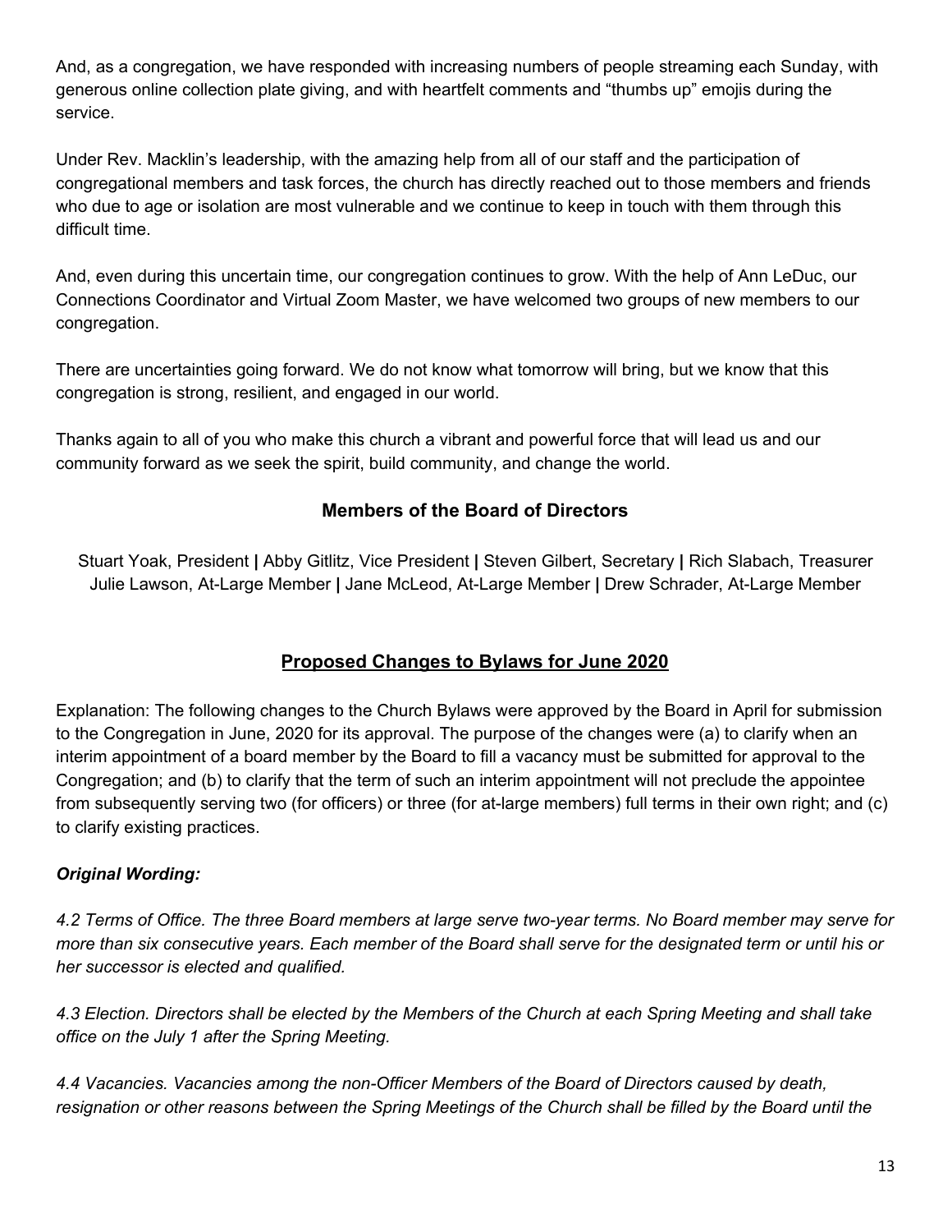And, as a congregation, we have responded with increasing numbers of people streaming each Sunday, with generous online collection plate giving, and with heartfelt comments and "thumbs up" emojis during the service.

Under Rev. Macklin's leadership, with the amazing help from all of our staff and the participation of congregational members and task forces, the church has directly reached out to those members and friends who due to age or isolation are most vulnerable and we continue to keep in touch with them through this difficult time.

And, even during this uncertain time, our congregation continues to grow. With the help of Ann LeDuc, our Connections Coordinator and Virtual Zoom Master, we have welcomed two groups of new members to our congregation.

There are uncertainties going forward. We do not know what tomorrow will bring, but we know that this congregation is strong, resilient, and engaged in our world.

Thanks again to all of you who make this church a vibrant and powerful force that will lead us and our community forward as we seek the spirit, build community, and change the world.

### Members of the Board of Directors

Stuart Yoak, President **|** Abby Gitlitz, Vice President **|** Steven Gilbert, Secretary **|** Rich Slabach, Treasurer
Julie Lawson, At-Large Member **|** Jane McLeod, At-Large Member **|** Drew Schrader, At-Large Member

## Proposed Changes to Bylaws for June 2020

Explanation: The following changes to the Church Bylaws were approved by the Board in April for submission to the Congregation in June, 2020 for its approval. The purpose of the changes were (a) to clarify when an interim appointment of a board member by the Board to fill a vacancy must be submitted for approval to the Congregation; and (b) to clarify that the term of such an interim appointment will not preclude the appointee from subsequently serving two (for officers) or three (for at-large members) full terms in their own right; and (c) to clarify existing practices.

***Original Wording:***

*4.2 Terms of Office. The three Board members at large serve two-year terms. No Board member may serve for more than six consecutive years. Each member of the Board shall serve for the designated term or until his or her successor is elected and qualified.*

*4.3 Election. Directors shall be elected by the Members of the Church at each Spring Meeting and shall take office on the July 1 after the Spring Meeting.*

*4.4 Vacancies. Vacancies among the non-Officer Members of the Board of Directors caused by death, resignation or other reasons between the Spring Meetings of the Church shall be filled by the Board until the*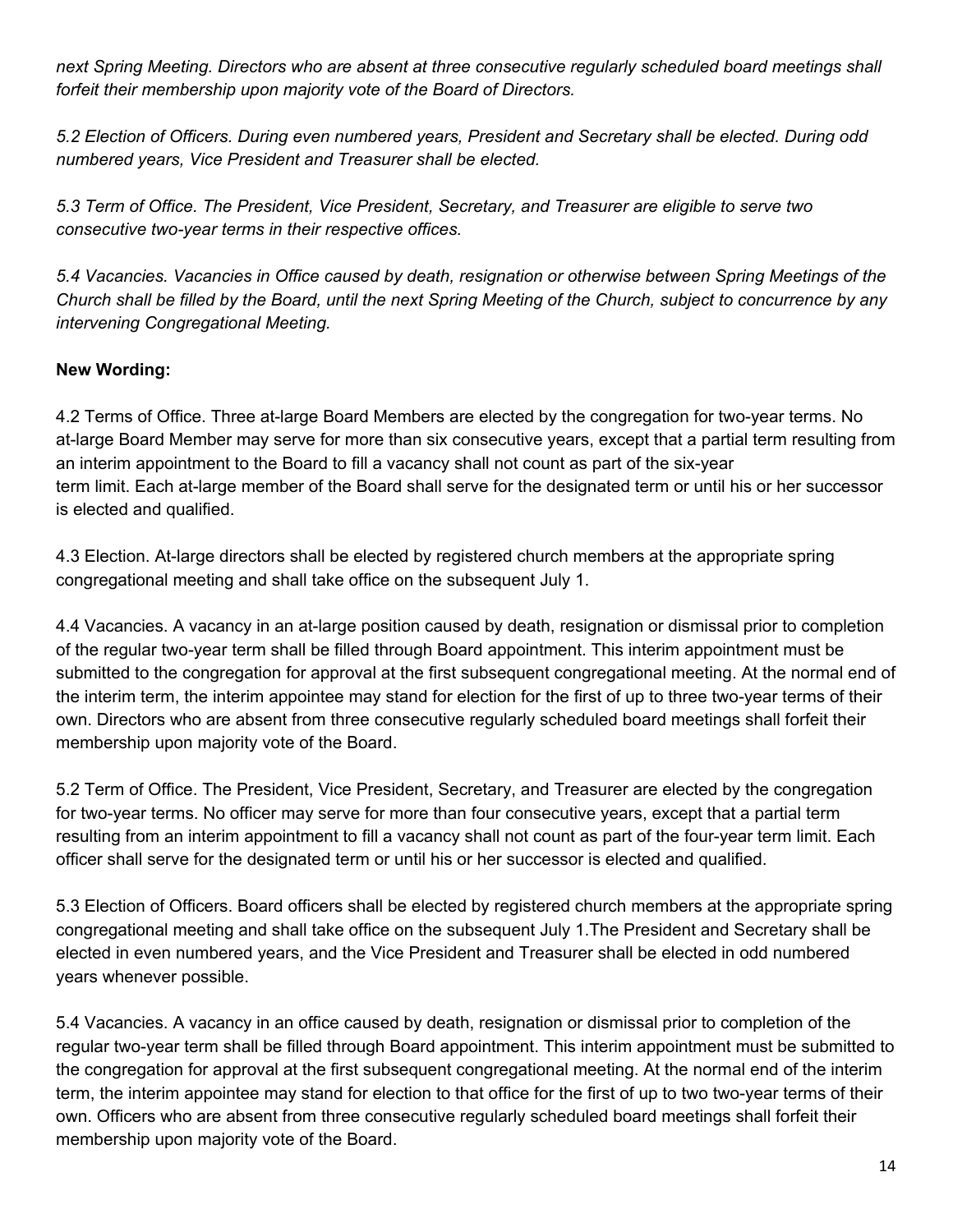*next Spring Meeting. Directors who are absent at three consecutive regularly scheduled board meetings shall forfeit their membership upon majority vote of the Board of Directors.*

*5.2 Election of Officers. During even numbered years, President and Secretary shall be elected. During odd numbered years, Vice President and Treasurer shall be elected.*

*5.3 Term of Office. The President, Vice President, Secretary, and Treasurer are eligible to serve two consecutive two-year terms in their respective offices.*

*5.4 Vacancies. Vacancies in Office caused by death, resignation or otherwise between Spring Meetings of the Church shall be filled by the Board, until the next Spring Meeting of the Church, subject to concurrence by any intervening Congregational Meeting.*

**New Wording:**

4.2 Terms of Office. Three at-large Board Members are elected by the congregation for two-year terms. No at-large Board Member may serve for more than six consecutive years, except that a partial term resulting from an interim appointment to the Board to fill a vacancy shall not count as part of the six-year term limit. Each at-large member of the Board shall serve for the designated term or until his or her successor is elected and qualified.

4.3 Election. At-large directors shall be elected by registered church members at the appropriate spring congregational meeting and shall take office on the subsequent July 1.

4.4 Vacancies. A vacancy in an at-large position caused by death, resignation or dismissal prior to completion of the regular two-year term shall be filled through Board appointment. This interim appointment must be submitted to the congregation for approval at the first subsequent congregational meeting. At the normal end of the interim term, the interim appointee may stand for election for the first of up to three two-year terms of their own. Directors who are absent from three consecutive regularly scheduled board meetings shall forfeit their membership upon majority vote of the Board.

5.2 Term of Office. The President, Vice President, Secretary, and Treasurer are elected by the congregation for two-year terms. No officer may serve for more than four consecutive years, except that a partial term resulting from an interim appointment to fill a vacancy shall not count as part of the four-year term limit. Each officer shall serve for the designated term or until his or her successor is elected and qualified.

5.3 Election of Officers. Board officers shall be elected by registered church members at the appropriate spring congregational meeting and shall take office on the subsequent July 1.The President and Secretary shall be elected in even numbered years, and the Vice President and Treasurer shall be elected in odd numbered years whenever possible.

5.4 Vacancies. A vacancy in an office caused by death, resignation or dismissal prior to completion of the regular two-year term shall be filled through Board appointment. This interim appointment must be submitted to the congregation for approval at the first subsequent congregational meeting. At the normal end of the interim term, the interim appointee may stand for election to that office for the first of up to two two-year terms of their own. Officers who are absent from three consecutive regularly scheduled board meetings shall forfeit their membership upon majority vote of the Board.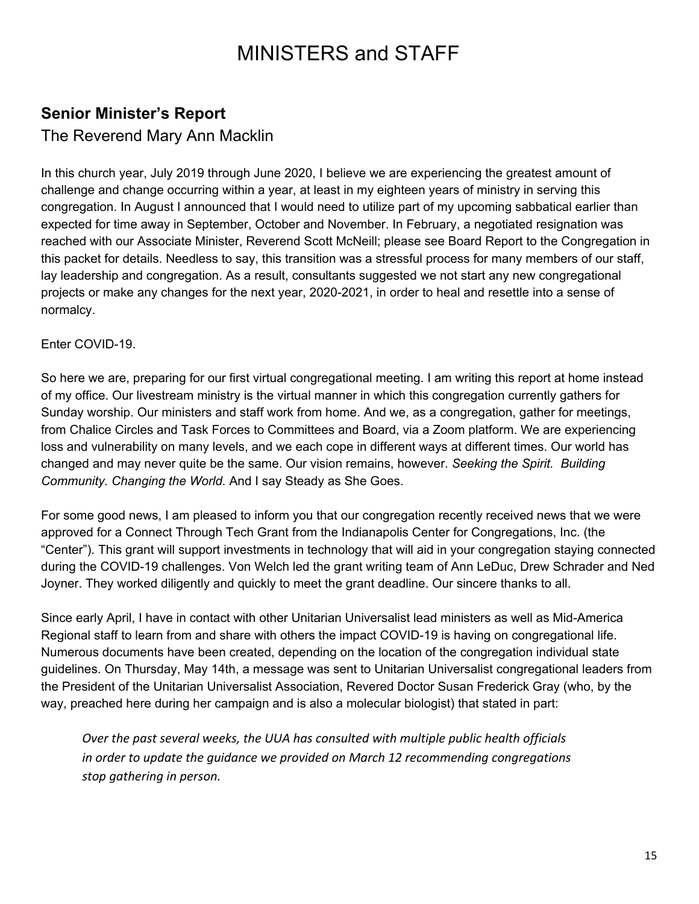# MINISTERS and STAFF

## Senior Minister's Report

The Reverend Mary Ann Macklin

In this church year, July 2019 through June 2020, I believe we are experiencing the greatest amount of challenge and change occurring within a year, at least in my eighteen years of ministry in serving this congregation. In August I announced that I would need to utilize part of my upcoming sabbatical earlier than expected for time away in September, October and November. In February, a negotiated resignation was reached with our Associate Minister, Reverend Scott McNeill; please see Board Report to the Congregation in this packet for details. Needless to say, this transition was a stressful process for many members of our staff, lay leadership and congregation. As a result, consultants suggested we not start any new congregational projects or make any changes for the next year, 2020-2021, in order to heal and resettle into a sense of normalcy.

Enter COVID-19.

So here we are, preparing for our first virtual congregational meeting. I am writing this report at home instead of my office. Our livestream ministry is the virtual manner in which this congregation currently gathers for Sunday worship. Our ministers and staff work from home. And we, as a congregation, gather for meetings, from Chalice Circles and Task Forces to Committees and Board, via a Zoom platform. We are experiencing loss and vulnerability on many levels, and we each cope in different ways at different times. Our world has changed and may never quite be the same. Our vision remains, however. *Seeking the Spirit. Building Community. Changing the World.* And I say Steady as She Goes.

For some good news, I am pleased to inform you that our congregation recently received news that we were approved for a Connect Through Tech Grant from the Indianapolis Center for Congregations, Inc. (the "Center"). This grant will support investments in technology that will aid in your congregation staying connected during the COVID-19 challenges. Von Welch led the grant writing team of Ann LeDuc, Drew Schrader and Ned Joyner. They worked diligently and quickly to meet the grant deadline. Our sincere thanks to all.

Since early April, I have in contact with other Unitarian Universalist lead ministers as well as Mid-America Regional staff to learn from and share with others the impact COVID-19 is having on congregational life. Numerous documents have been created, depending on the location of the congregation individual state guidelines. On Thursday, May 14th, a message was sent to Unitarian Universalist congregational leaders from the President of the Unitarian Universalist Association, Revered Doctor Susan Frederick Gray (who, by the way, preached here during her campaign and is also a molecular biologist) that stated in part:

> *Over the past several weeks, the UUA has consulted with multiple public health officials in order to update the guidance we provided on March 12 recommending congregations stop gathering in person.*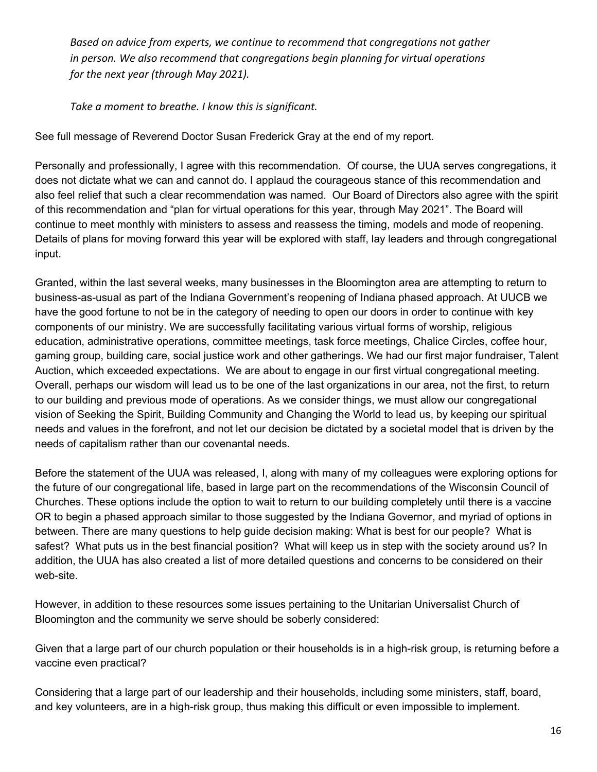*Based on advice from experts, we continue to recommend that congregations not gather in person. We also recommend that congregations begin planning for virtual operations for the next year (through May 2021).*

*Take a moment to breathe. I know this is significant.*

See full message of Reverend Doctor Susan Frederick Gray at the end of my report.

Personally and professionally, I agree with this recommendation. Of course, the UUA serves congregations, it does not dictate what we can and cannot do. I applaud the courageous stance of this recommendation and also feel relief that such a clear recommendation was named. Our Board of Directors also agree with the spirit of this recommendation and "plan for virtual operations for this year, through May 2021". The Board will continue to meet monthly with ministers to assess and reassess the timing, models and mode of reopening. Details of plans for moving forward this year will be explored with staff, lay leaders and through congregational input.

Granted, within the last several weeks, many businesses in the Bloomington area are attempting to return to business-as-usual as part of the Indiana Government's reopening of Indiana phased approach. At UUCB we have the good fortune to not be in the category of needing to open our doors in order to continue with key components of our ministry. We are successfully facilitating various virtual forms of worship, religious education, administrative operations, committee meetings, task force meetings, Chalice Circles, coffee hour, gaming group, building care, social justice work and other gatherings. We had our first major fundraiser, Talent Auction, which exceeded expectations. We are about to engage in our first virtual congregational meeting. Overall, perhaps our wisdom will lead us to be one of the last organizations in our area, not the first, to return to our building and previous mode of operations. As we consider things, we must allow our congregational vision of Seeking the Spirit, Building Community and Changing the World to lead us, by keeping our spiritual needs and values in the forefront, and not let our decision be dictated by a societal model that is driven by the needs of capitalism rather than our covenantal needs.

Before the statement of the UUA was released, I, along with many of my colleagues were exploring options for the future of our congregational life, based in large part on the recommendations of the Wisconsin Council of Churches. These options include the option to wait to return to our building completely until there is a vaccine OR to begin a phased approach similar to those suggested by the Indiana Governor, and myriad of options in between. There are many questions to help guide decision making: What is best for our people? What is safest? What puts us in the best financial position? What will keep us in step with the society around us? In addition, the UUA has also created a list of more detailed questions and concerns to be considered on their web-site.

However, in addition to these resources some issues pertaining to the Unitarian Universalist Church of Bloomington and the community we serve should be soberly considered:

Given that a large part of our church population or their households is in a high-risk group, is returning before a vaccine even practical?

Considering that a large part of our leadership and their households, including some ministers, staff, board, and key volunteers, are in a high-risk group, thus making this difficult or even impossible to implement.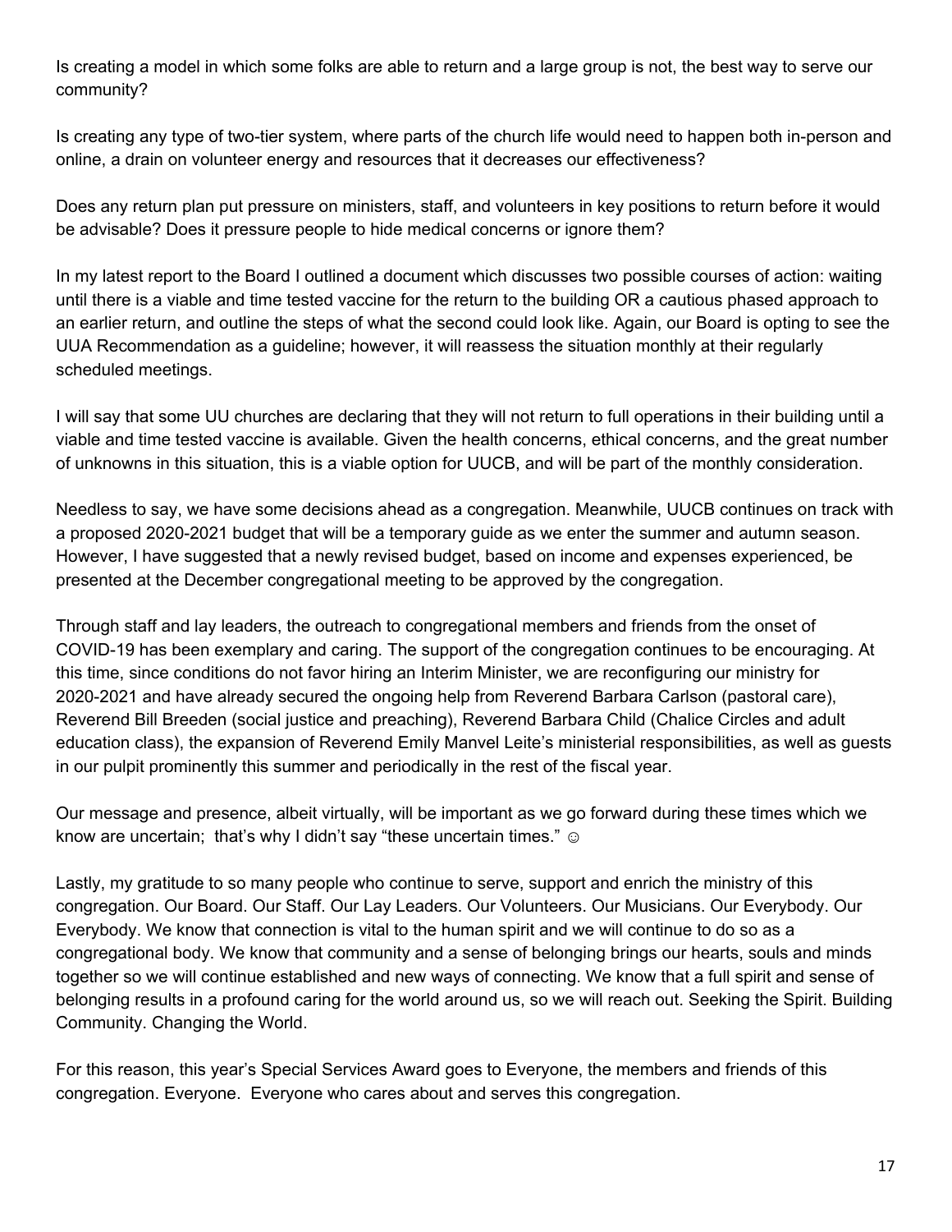Is creating a model in which some folks are able to return and a large group is not, the best way to serve our community?

Is creating any type of two-tier system, where parts of the church life would need to happen both in-person and online, a drain on volunteer energy and resources that it decreases our effectiveness?

Does any return plan put pressure on ministers, staff, and volunteers in key positions to return before it would be advisable? Does it pressure people to hide medical concerns or ignore them?

In my latest report to the Board I outlined a document which discusses two possible courses of action: waiting until there is a viable and time tested vaccine for the return to the building OR a cautious phased approach to an earlier return, and outline the steps of what the second could look like. Again, our Board is opting to see the UUA Recommendation as a guideline; however, it will reassess the situation monthly at their regularly scheduled meetings.

I will say that some UU churches are declaring that they will not return to full operations in their building until a viable and time tested vaccine is available. Given the health concerns, ethical concerns, and the great number of unknowns in this situation, this is a viable option for UUCB, and will be part of the monthly consideration.

Needless to say, we have some decisions ahead as a congregation. Meanwhile, UUCB continues on track with a proposed 2020-2021 budget that will be a temporary guide as we enter the summer and autumn season. However, I have suggested that a newly revised budget, based on income and expenses experienced, be presented at the December congregational meeting to be approved by the congregation.

Through staff and lay leaders, the outreach to congregational members and friends from the onset of COVID-19 has been exemplary and caring. The support of the congregation continues to be encouraging. At this time, since conditions do not favor hiring an Interim Minister, we are reconfiguring our ministry for 2020-2021 and have already secured the ongoing help from Reverend Barbara Carlson (pastoral care), Reverend Bill Breeden (social justice and preaching), Reverend Barbara Child (Chalice Circles and adult education class), the expansion of Reverend Emily Manvel Leite's ministerial responsibilities, as well as guests in our pulpit prominently this summer and periodically in the rest of the fiscal year.

Our message and presence, albeit virtually, will be important as we go forward during these times which we know are uncertain; that's why I didn't say "these uncertain times." ☺

Lastly, my gratitude to so many people who continue to serve, support and enrich the ministry of this congregation. Our Board. Our Staff. Our Lay Leaders. Our Volunteers. Our Musicians. Our Everybody. Our Everybody. We know that connection is vital to the human spirit and we will continue to do so as a congregational body. We know that community and a sense of belonging brings our hearts, souls and minds together so we will continue established and new ways of connecting. We know that a full spirit and sense of belonging results in a profound caring for the world around us, so we will reach out. Seeking the Spirit. Building Community. Changing the World.

For this reason, this year's Special Services Award goes to Everyone, the members and friends of this congregation. Everyone. Everyone who cares about and serves this congregation.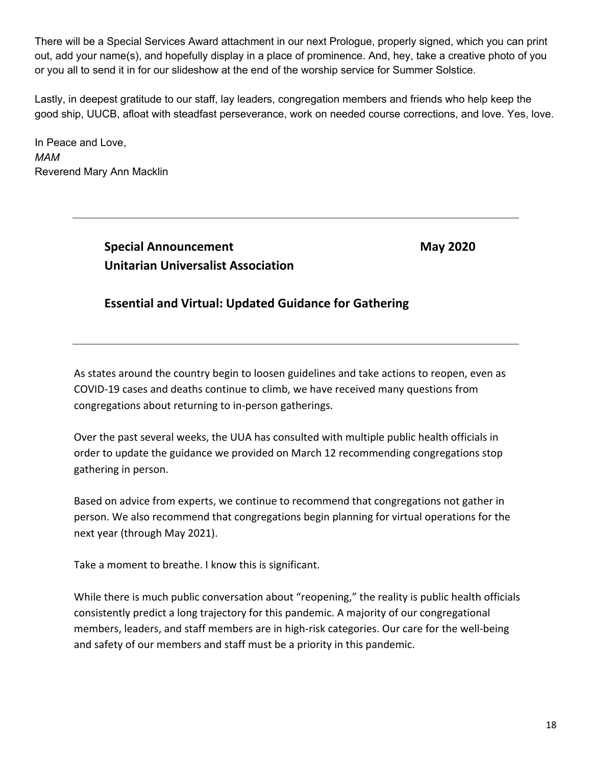There will be a Special Services Award attachment in our next Prologue, properly signed, which you can print out, add your name(s), and hopefully display in a place of prominence. And, hey, take a creative photo of you or you all to send it in for our slideshow at the end of the worship service for Summer Solstice.

Lastly, in deepest gratitude to our staff, lay leaders, congregation members and friends who help keep the good ship, UUCB, afloat with steadfast perseverance, work on needed course corrections, and love. Yes, love.

In Peace and Love,
*MAM*
Reverend Mary Ann Macklin

---

**Special Announcement** **May 2020**
**Unitarian Universalist Association**

## Essential and Virtual: Updated Guidance for Gathering

---

As states around the country begin to loosen guidelines and take actions to reopen, even as COVID-19 cases and deaths continue to climb, we have received many questions from congregations about returning to in-person gatherings.

Over the past several weeks, the UUA has consulted with multiple public health officials in order to update the guidance we provided on March 12 recommending congregations stop gathering in person.

Based on advice from experts, we continue to recommend that congregations not gather in person. We also recommend that congregations begin planning for virtual operations for the next year (through May 2021).

Take a moment to breathe. I know this is significant.

While there is much public conversation about "reopening," the reality is public health officials consistently predict a long trajectory for this pandemic. A majority of our congregational members, leaders, and staff members are in high-risk categories. Our care for the well-being and safety of our members and staff must be a priority in this pandemic.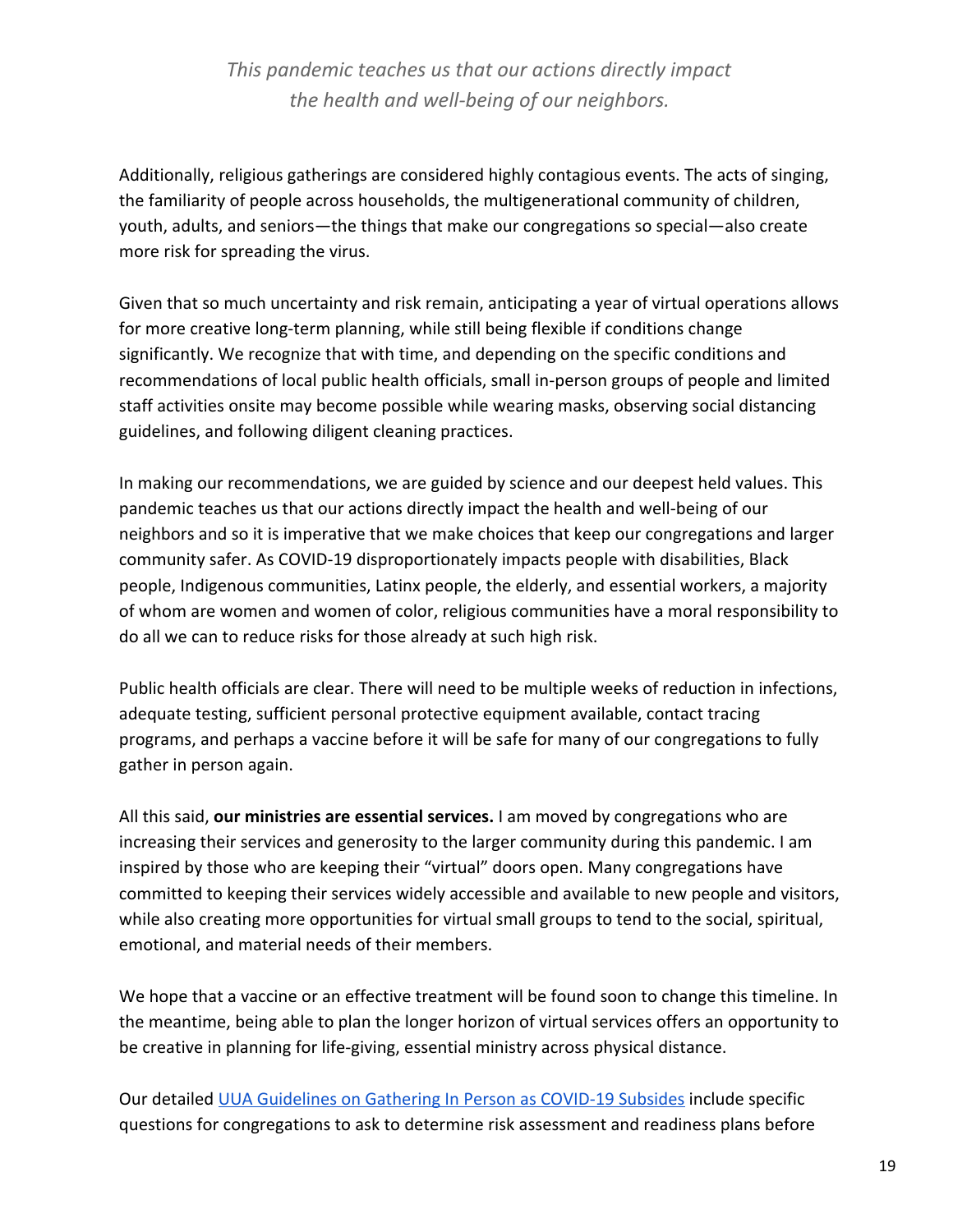*This pandemic teaches us that our actions directly impact the health and well-being of our neighbors.*

Additionally, religious gatherings are considered highly contagious events. The acts of singing, the familiarity of people across households, the multigenerational community of children, youth, adults, and seniors—the things that make our congregations so special—also create more risk for spreading the virus.

Given that so much uncertainty and risk remain, anticipating a year of virtual operations allows for more creative long-term planning, while still being flexible if conditions change significantly. We recognize that with time, and depending on the specific conditions and recommendations of local public health officials, small in-person groups of people and limited staff activities onsite may become possible while wearing masks, observing social distancing guidelines, and following diligent cleaning practices.

In making our recommendations, we are guided by science and our deepest held values. This pandemic teaches us that our actions directly impact the health and well-being of our neighbors and so it is imperative that we make choices that keep our congregations and larger community safer. As COVID-19 disproportionately impacts people with disabilities, Black people, Indigenous communities, Latinx people, the elderly, and essential workers, a majority of whom are women and women of color, religious communities have a moral responsibility to do all we can to reduce risks for those already at such high risk.

Public health officials are clear. There will need to be multiple weeks of reduction in infections, adequate testing, sufficient personal protective equipment available, contact tracing programs, and perhaps a vaccine before it will be safe for many of our congregations to fully gather in person again.

All this said, **our ministries are essential services.** I am moved by congregations who are increasing their services and generosity to the larger community during this pandemic. I am inspired by those who are keeping their "virtual" doors open. Many congregations have committed to keeping their services widely accessible and available to new people and visitors, while also creating more opportunities for virtual small groups to tend to the social, spiritual, emotional, and material needs of their members.

We hope that a vaccine or an effective treatment will be found soon to change this timeline. In the meantime, being able to plan the longer horizon of virtual services offers an opportunity to be creative in planning for life-giving, essential ministry across physical distance.

Our detailed UUA Guidelines on Gathering In Person as COVID-19 Subsides include specific questions for congregations to ask to determine risk assessment and readiness plans before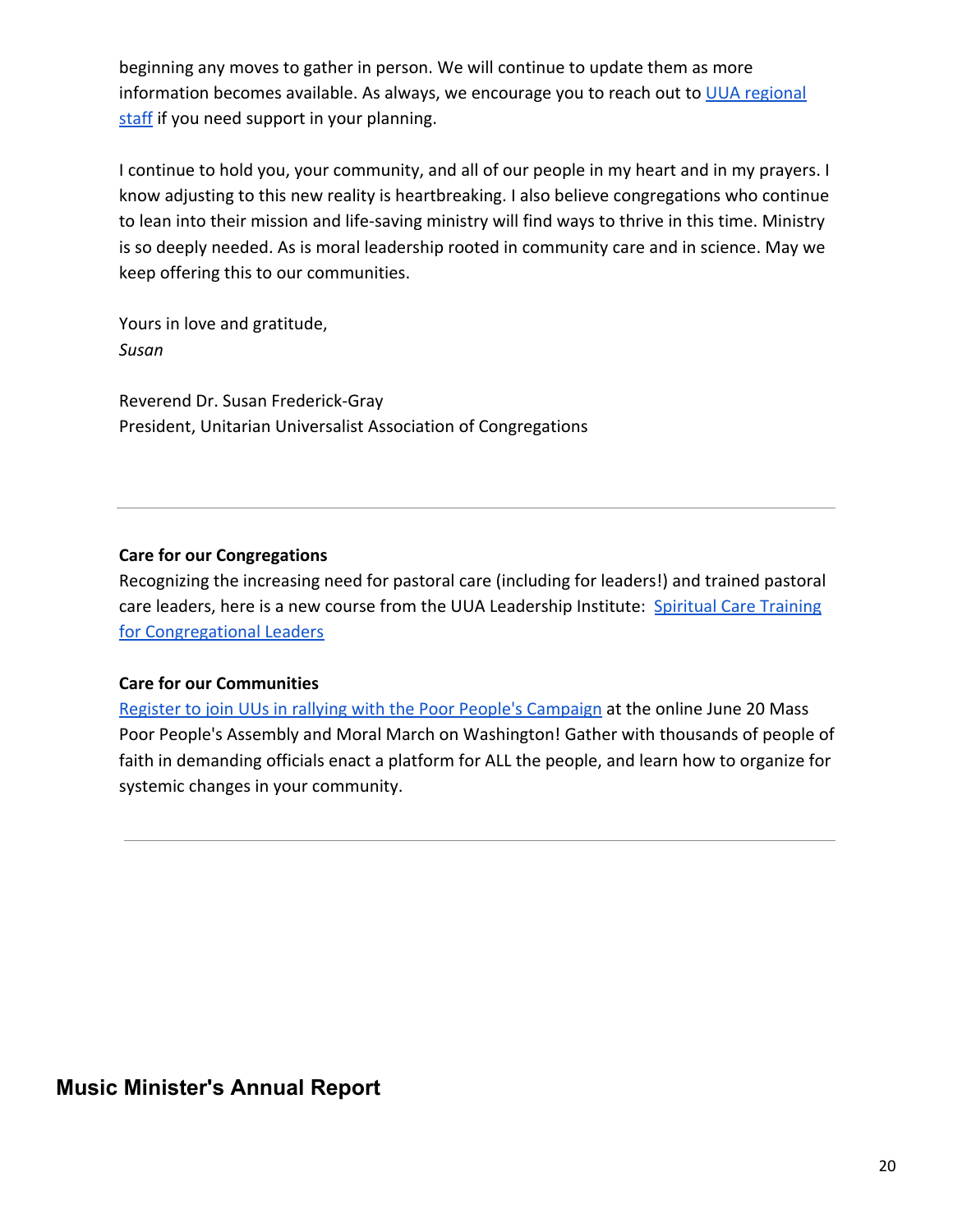beginning any moves to gather in person. We will continue to update them as more information becomes available. As always, we encourage you to reach out to UUA regional staff if you need support in your planning.

I continue to hold you, your community, and all of our people in my heart and in my prayers. I know adjusting to this new reality is heartbreaking. I also believe congregations who continue to lean into their mission and life-saving ministry will find ways to thrive in this time. Ministry is so deeply needed. As is moral leadership rooted in community care and in science. May we keep offering this to our communities.

Yours in love and gratitude,
*Susan*

Reverend Dr. Susan Frederick-Gray
President, Unitarian Universalist Association of Congregations

---

**Care for our Congregations**
Recognizing the increasing need for pastoral care (including for leaders!) and trained pastoral care leaders, here is a new course from the UUA Leadership Institute: Spiritual Care Training for Congregational Leaders

**Care for our Communities**
Register to join UUs in rallying with the Poor People's Campaign at the online June 20 Mass Poor People's Assembly and Moral March on Washington! Gather with thousands of people of faith in demanding officials enact a platform for ALL the people, and learn how to organize for systemic changes in your community.

---

## Music Minister's Annual Report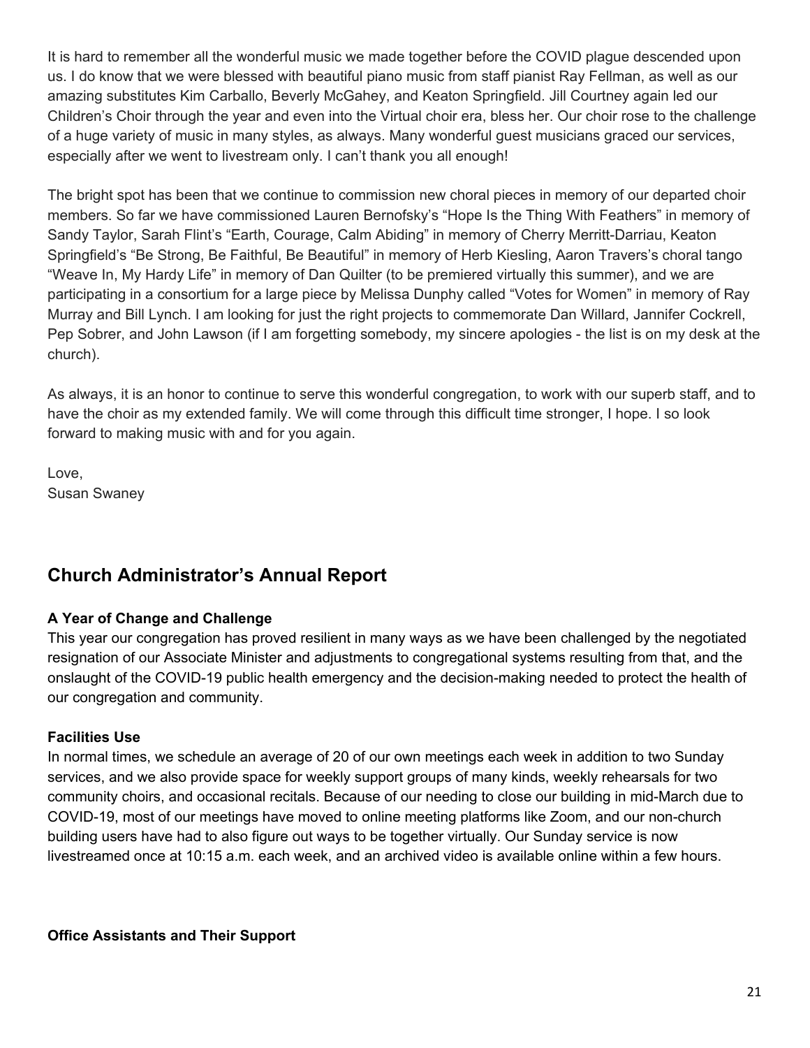It is hard to remember all the wonderful music we made together before the COVID plague descended upon us. I do know that we were blessed with beautiful piano music from staff pianist Ray Fellman, as well as our amazing substitutes Kim Carballo, Beverly McGahey, and Keaton Springfield. Jill Courtney again led our Children's Choir through the year and even into the Virtual choir era, bless her. Our choir rose to the challenge of a huge variety of music in many styles, as always. Many wonderful guest musicians graced our services, especially after we went to livestream only. I can't thank you all enough!

The bright spot has been that we continue to commission new choral pieces in memory of our departed choir members. So far we have commissioned Lauren Bernofsky's "Hope Is the Thing With Feathers" in memory of Sandy Taylor, Sarah Flint's "Earth, Courage, Calm Abiding" in memory of Cherry Merritt-Darriau, Keaton Springfield's "Be Strong, Be Faithful, Be Beautiful" in memory of Herb Kiesling, Aaron Travers's choral tango "Weave In, My Hardy Life" in memory of Dan Quilter (to be premiered virtually this summer), and we are participating in a consortium for a large piece by Melissa Dunphy called "Votes for Women" in memory of Ray Murray and Bill Lynch. I am looking for just the right projects to commemorate Dan Willard, Jannifer Cockrell, Pep Sobrer, and John Lawson (if I am forgetting somebody, my sincere apologies - the list is on my desk at the church).

As always, it is an honor to continue to serve this wonderful congregation, to work with our superb staff, and to have the choir as my extended family. We will come through this difficult time stronger, I hope. I so look forward to making music with and for you again.

Love,
Susan Swaney

## Church Administrator's Annual Report

**A Year of Change and Challenge**

This year our congregation has proved resilient in many ways as we have been challenged by the negotiated resignation of our Associate Minister and adjustments to congregational systems resulting from that, and the onslaught of the COVID-19 public health emergency and the decision-making needed to protect the health of our congregation and community.

**Facilities Use**

In normal times, we schedule an average of 20 of our own meetings each week in addition to two Sunday services, and we also provide space for weekly support groups of many kinds, weekly rehearsals for two community choirs, and occasional recitals. Because of our needing to close our building in mid-March due to COVID-19, most of our meetings have moved to online meeting platforms like Zoom, and our non-church building users have had to also figure out ways to be together virtually. Our Sunday service is now livestreamed once at 10:15 a.m. each week, and an archived video is available online within a few hours.

**Office Assistants and Their Support**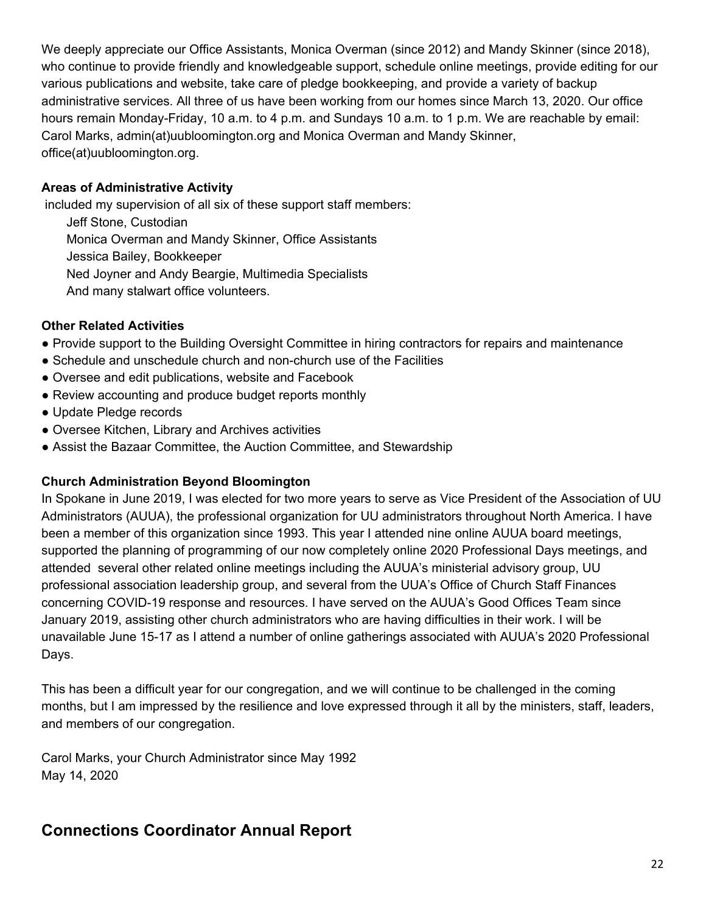We deeply appreciate our Office Assistants, Monica Overman (since 2012) and Mandy Skinner (since 2018), who continue to provide friendly and knowledgeable support, schedule online meetings, provide editing for our various publications and website, take care of pledge bookkeeping, and provide a variety of backup administrative services. All three of us have been working from our homes since March 13, 2020. Our office hours remain Monday-Friday, 10 a.m. to 4 p.m. and Sundays 10 a.m. to 1 p.m. We are reachable by email: Carol Marks, admin(at)uubloomington.org and Monica Overman and Mandy Skinner, office(at)uubloomington.org.

**Areas of Administrative Activity**

included my supervision of all six of these support staff members:

Jeff Stone, Custodian
Monica Overman and Mandy Skinner, Office Assistants
Jessica Bailey, Bookkeeper
Ned Joyner and Andy Beargie, Multimedia Specialists
And many stalwart office volunteers.

**Other Related Activities**

- Provide support to the Building Oversight Committee in hiring contractors for repairs and maintenance
- Schedule and unschedule church and non-church use of the Facilities
- Oversee and edit publications, website and Facebook
- Review accounting and produce budget reports monthly
- Update Pledge records
- Oversee Kitchen, Library and Archives activities
- Assist the Bazaar Committee, the Auction Committee, and Stewardship

**Church Administration Beyond Bloomington**

In Spokane in June 2019, I was elected for two more years to serve as Vice President of the Association of UU Administrators (AUUA), the professional organization for UU administrators throughout North America. I have been a member of this organization since 1993. This year I attended nine online AUUA board meetings, supported the planning of programming of our now completely online 2020 Professional Days meetings, and attended several other related online meetings including the AUUA's ministerial advisory group, UU professional association leadership group, and several from the UUA's Office of Church Staff Finances concerning COVID-19 response and resources. I have served on the AUUA's Good Offices Team since January 2019, assisting other church administrators who are having difficulties in their work. I will be unavailable June 15-17 as I attend a number of online gatherings associated with AUUA's 2020 Professional Days.

This has been a difficult year for our congregation, and we will continue to be challenged in the coming months, but I am impressed by the resilience and love expressed through it all by the ministers, staff, leaders, and members of our congregation.

Carol Marks, your Church Administrator since May 1992
May 14, 2020

## Connections Coordinator Annual Report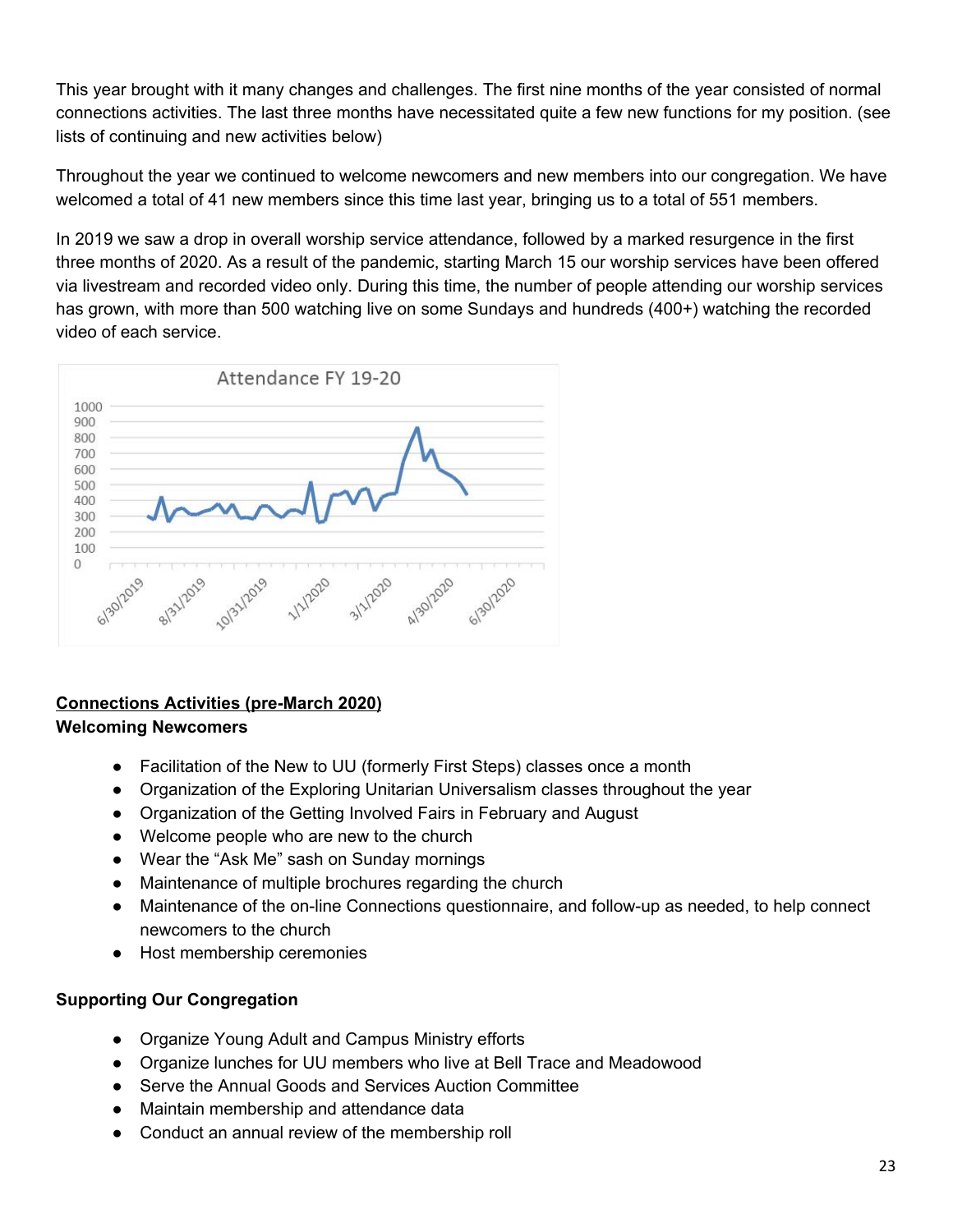This year brought with it many changes and challenges. The first nine months of the year consisted of normal connections activities. The last three months have necessitated quite a few new functions for my position. (see lists of continuing and new activities below)

Throughout the year we continued to welcome newcomers and new members into our congregation. We have welcomed a total of 41 new members since this time last year, bringing us to a total of 551 members.

In 2019 we saw a drop in overall worship service attendance, followed by a marked resurgence in the first three months of 2020. As a result of the pandemic, starting March 15 our worship services have been offered via livestream and recorded video only. During this time, the number of people attending our worship services has grown, with more than 500 watching live on some Sundays and hundreds (400+) watching the recorded video of each service.

**Connections Activities (pre-March 2020)**

**Welcoming Newcomers**

- Facilitation of the New to UU (formerly First Steps) classes once a month
- Organization of the Exploring Unitarian Universalism classes throughout the year
- Organization of the Getting Involved Fairs in February and August
- Welcome people who are new to the church
- Wear the "Ask Me" sash on Sunday mornings
- Maintenance of multiple brochures regarding the church
- Maintenance of the on-line Connections questionnaire, and follow-up as needed, to help connect newcomers to the church
- Host membership ceremonies

**Supporting Our Congregation**

- Organize Young Adult and Campus Ministry efforts
- Organize lunches for UU members who live at Bell Trace and Meadowood
- Serve the Annual Goods and Services Auction Committee
- Maintain membership and attendance data
- Conduct an annual review of the membership roll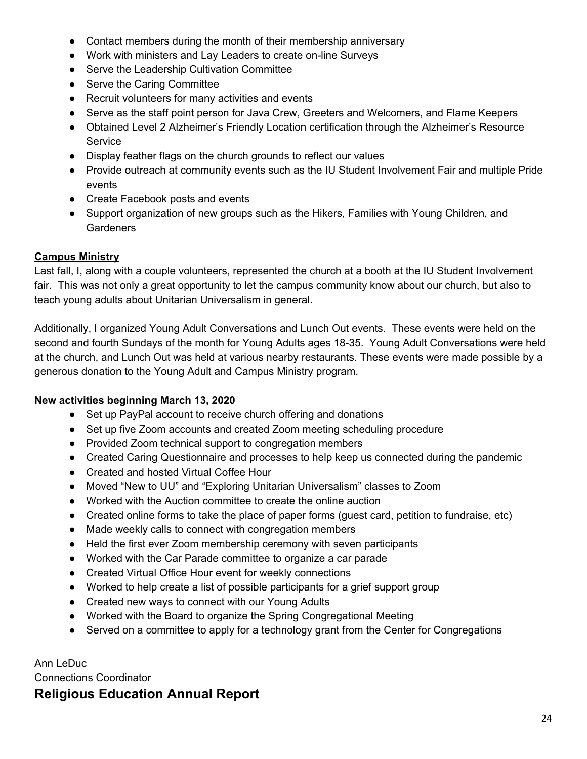- Contact members during the month of their membership anniversary
- Work with ministers and Lay Leaders to create on-line Surveys
- Serve the Leadership Cultivation Committee
- Serve the Caring Committee
- Recruit volunteers for many activities and events
- Serve as the staff point person for Java Crew, Greeters and Welcomers, and Flame Keepers
- Obtained Level 2 Alzheimer's Friendly Location certification through the Alzheimer's Resource Service
- Display feather flags on the church grounds to reflect our values
- Provide outreach at community events such as the IU Student Involvement Fair and multiple Pride events
- Create Facebook posts and events
- Support organization of new groups such as the Hikers, Families with Young Children, and Gardeners

**Campus Ministry**

Last fall, I, along with a couple volunteers, represented the church at a booth at the IU Student Involvement fair. This was not only a great opportunity to let the campus community know about our church, but also to teach young adults about Unitarian Universalism in general.

Additionally, I organized Young Adult Conversations and Lunch Out events. These events were held on the second and fourth Sundays of the month for Young Adults ages 18-35. Young Adult Conversations were held at the church, and Lunch Out was held at various nearby restaurants. These events were made possible by a generous donation to the Young Adult and Campus Ministry program.

**New activities beginning March 13, 2020**

- Set up PayPal account to receive church offering and donations
- Set up five Zoom accounts and created Zoom meeting scheduling procedure
- Provided Zoom technical support to congregation members
- Created Caring Questionnaire and processes to help keep us connected during the pandemic
- Created and hosted Virtual Coffee Hour
- Moved "New to UU" and "Exploring Unitarian Universalism" classes to Zoom
- Worked with the Auction committee to create the online auction
- Created online forms to take the place of paper forms (guest card, petition to fundraise, etc)
- Made weekly calls to connect with congregation members
- Held the first ever Zoom membership ceremony with seven participants
- Worked with the Car Parade committee to organize a car parade
- Created Virtual Office Hour event for weekly connections
- Worked to help create a list of possible participants for a grief support group
- Created new ways to connect with our Young Adults
- Worked with the Board to organize the Spring Congregational Meeting
- Served on a committee to apply for a technology grant from the Center for Congregations

Ann LeDuc
Connections Coordinator

## Religious Education Annual Report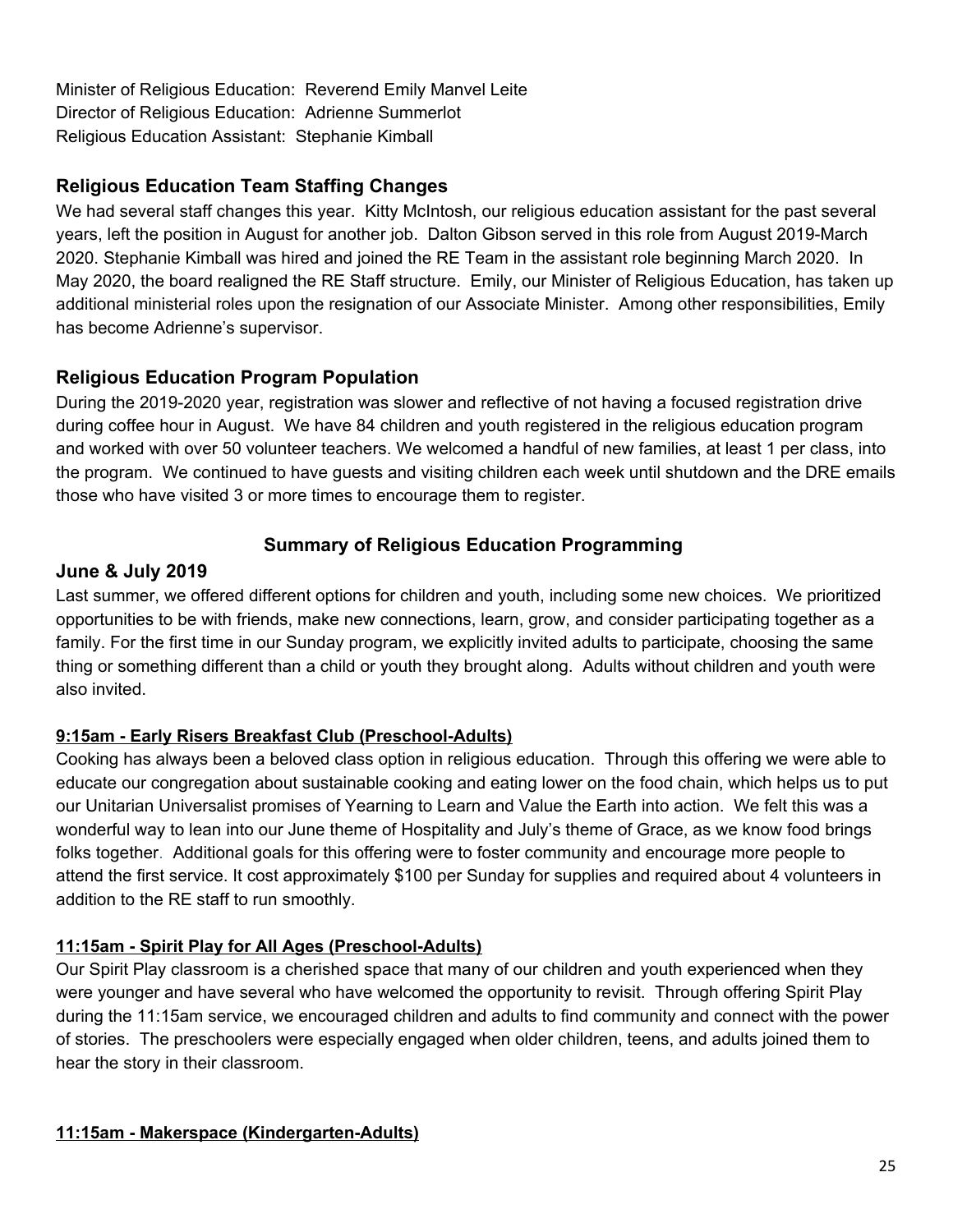Minister of Religious Education: Reverend Emily Manvel Leite
Director of Religious Education: Adrienne Summerlot
Religious Education Assistant: Stephanie Kimball

## Religious Education Team Staffing Changes

We had several staff changes this year. Kitty McIntosh, our religious education assistant for the past several years, left the position in August for another job. Dalton Gibson served in this role from August 2019-March 2020. Stephanie Kimball was hired and joined the RE Team in the assistant role beginning March 2020. In May 2020, the board realigned the RE Staff structure. Emily, our Minister of Religious Education, has taken up additional ministerial roles upon the resignation of our Associate Minister. Among other responsibilities, Emily has become Adrienne's supervisor.

## Religious Education Program Population

During the 2019-2020 year, registration was slower and reflective of not having a focused registration drive during coffee hour in August. We have 84 children and youth registered in the religious education program and worked with over 50 volunteer teachers. We welcomed a handful of new families, at least 1 per class, into the program. We continued to have guests and visiting children each week until shutdown and the DRE emails those who have visited 3 or more times to encourage them to register.

## Summary of Religious Education Programming

## June & July 2019

Last summer, we offered different options for children and youth, including some new choices. We prioritized opportunities to be with friends, make new connections, learn, grow, and consider participating together as a family. For the first time in our Sunday program, we explicitly invited adults to participate, choosing the same thing or something different than a child or youth they brought along. Adults without children and youth were also invited.

### 9:15am - Early Risers Breakfast Club (Preschool-Adults)

Cooking has always been a beloved class option in religious education. Through this offering we were able to educate our congregation about sustainable cooking and eating lower on the food chain, which helps us to put our Unitarian Universalist promises of Yearning to Learn and Value the Earth into action. We felt this was a wonderful way to lean into our June theme of Hospitality and July's theme of Grace, as we know food brings folks together. Additional goals for this offering were to foster community and encourage more people to attend the first service. It cost approximately $100 per Sunday for supplies and required about 4 volunteers in addition to the RE staff to run smoothly.

### 11:15am - Spirit Play for All Ages (Preschool-Adults)

Our Spirit Play classroom is a cherished space that many of our children and youth experienced when they were younger and have several who have welcomed the opportunity to revisit. Through offering Spirit Play during the 11:15am service, we encouraged children and adults to find community and connect with the power of stories. The preschoolers were especially engaged when older children, teens, and adults joined them to hear the story in their classroom.

### 11:15am - Makerspace (Kindergarten-Adults)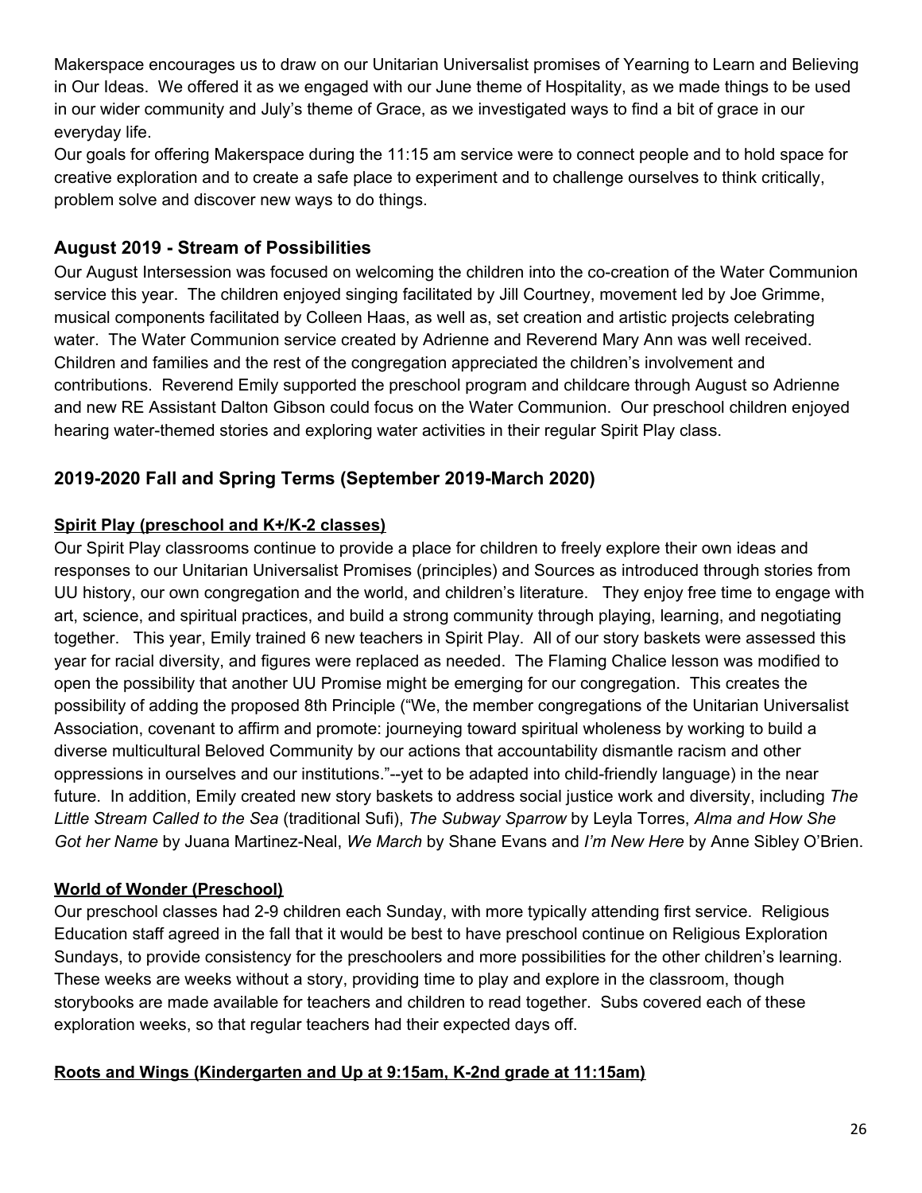Makerspace encourages us to draw on our Unitarian Universalist promises of Yearning to Learn and Believing in Our Ideas. We offered it as we engaged with our June theme of Hospitality, as we made things to be used in our wider community and July's theme of Grace, as we investigated ways to find a bit of grace in our everyday life.

Our goals for offering Makerspace during the 11:15 am service were to connect people and to hold space for creative exploration and to create a safe place to experiment and to challenge ourselves to think critically, problem solve and discover new ways to do things.

### August 2019 - Stream of Possibilities

Our August Intersession was focused on welcoming the children into the co-creation of the Water Communion service this year. The children enjoyed singing facilitated by Jill Courtney, movement led by Joe Grimme, musical components facilitated by Colleen Haas, as well as, set creation and artistic projects celebrating water. The Water Communion service created by Adrienne and Reverend Mary Ann was well received. Children and families and the rest of the congregation appreciated the children's involvement and contributions. Reverend Emily supported the preschool program and childcare through August so Adrienne and new RE Assistant Dalton Gibson could focus on the Water Communion. Our preschool children enjoyed hearing water-themed stories and exploring water activities in their regular Spirit Play class.

### 2019-2020 Fall and Spring Terms (September 2019-March 2020)

**Spirit Play (preschool and K+/K-2 classes)**

Our Spirit Play classrooms continue to provide a place for children to freely explore their own ideas and responses to our Unitarian Universalist Promises (principles) and Sources as introduced through stories from UU history, our own congregation and the world, and children's literature. They enjoy free time to engage with art, science, and spiritual practices, and build a strong community through playing, learning, and negotiating together. This year, Emily trained 6 new teachers in Spirit Play. All of our story baskets were assessed this year for racial diversity, and figures were replaced as needed. The Flaming Chalice lesson was modified to open the possibility that another UU Promise might be emerging for our congregation. This creates the possibility of adding the proposed 8th Principle ("We, the member congregations of the Unitarian Universalist Association, covenant to affirm and promote: journeying toward spiritual wholeness by working to build a diverse multicultural Beloved Community by our actions that accountability dismantle racism and other oppressions in ourselves and our institutions."--yet to be adapted into child-friendly language) in the near future. In addition, Emily created new story baskets to address social justice work and diversity, including *The Little Stream Called to the Sea* (traditional Sufi), *The Subway Sparrow* by Leyla Torres, *Alma and How She Got her Name* by Juana Martinez-Neal, *We March* by Shane Evans and *I'm New Here* by Anne Sibley O'Brien.

**World of Wonder (Preschool)**

Our preschool classes had 2-9 children each Sunday, with more typically attending first service. Religious Education staff agreed in the fall that it would be best to have preschool continue on Religious Exploration Sundays, to provide consistency for the preschoolers and more possibilities for the other children's learning. These weeks are weeks without a story, providing time to play and explore in the classroom, though storybooks are made available for teachers and children to read together. Subs covered each of these exploration weeks, so that regular teachers had their expected days off.

**Roots and Wings (Kindergarten and Up at 9:15am, K-2nd grade at 11:15am)**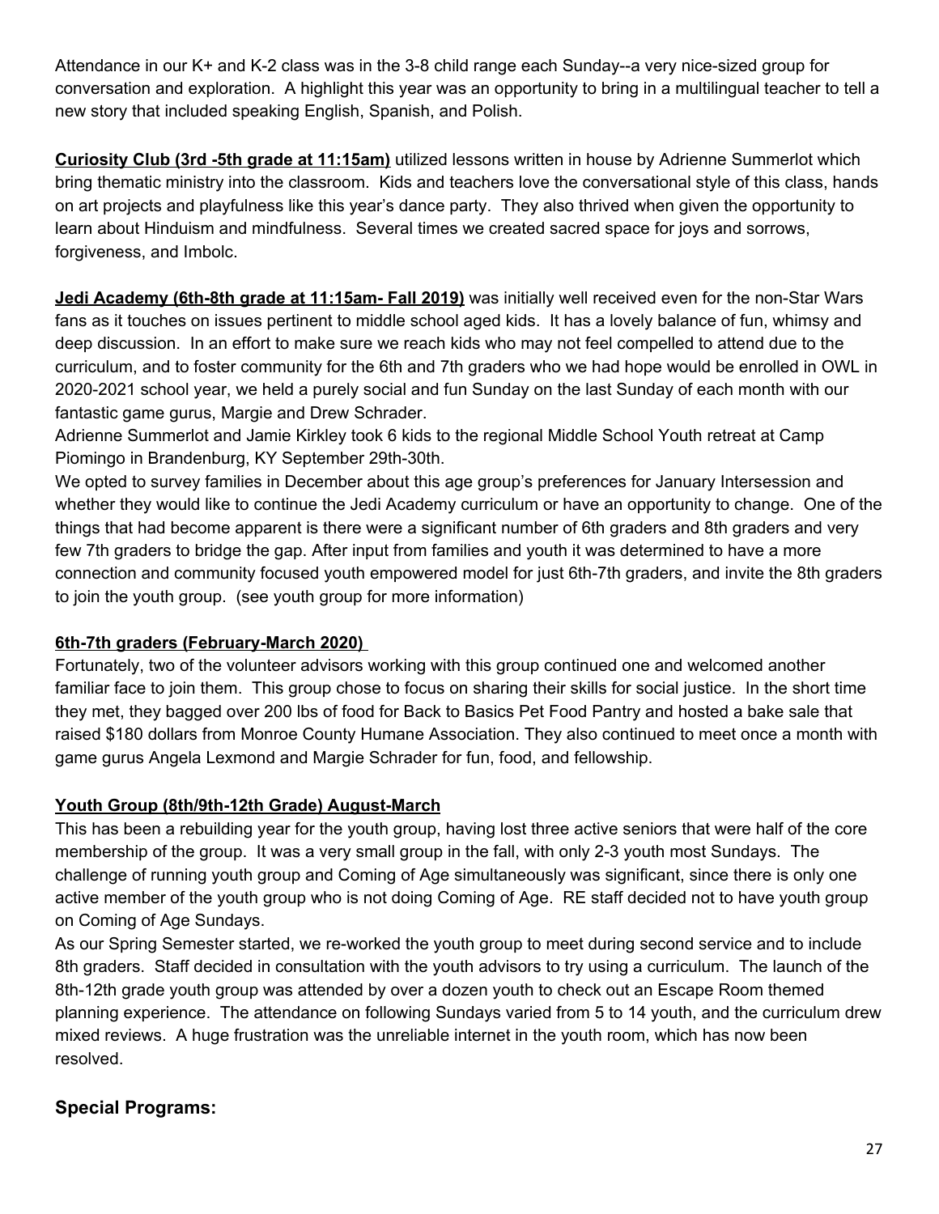Attendance in our K+ and K-2 class was in the 3-8 child range each Sunday--a very nice-sized group for conversation and exploration. A highlight this year was an opportunity to bring in a multilingual teacher to tell a new story that included speaking English, Spanish, and Polish.

**Curiosity Club (3rd -5th grade at 11:15am)** utilized lessons written in house by Adrienne Summerlot which bring thematic ministry into the classroom. Kids and teachers love the conversational style of this class, hands on art projects and playfulness like this year's dance party. They also thrived when given the opportunity to learn about Hinduism and mindfulness. Several times we created sacred space for joys and sorrows, forgiveness, and Imbolc.

**Jedi Academy (6th-8th grade at 11:15am- Fall 2019)** was initially well received even for the non-Star Wars fans as it touches on issues pertinent to middle school aged kids. It has a lovely balance of fun, whimsy and deep discussion. In an effort to make sure we reach kids who may not feel compelled to attend due to the curriculum, and to foster community for the 6th and 7th graders who we had hope would be enrolled in OWL in 2020-2021 school year, we held a purely social and fun Sunday on the last Sunday of each month with our fantastic game gurus, Margie and Drew Schrader.

Adrienne Summerlot and Jamie Kirkley took 6 kids to the regional Middle School Youth retreat at Camp Piomingo in Brandenburg, KY September 29th-30th.

We opted to survey families in December about this age group's preferences for January Intersession and whether they would like to continue the Jedi Academy curriculum or have an opportunity to change. One of the things that had become apparent is there were a significant number of 6th graders and 8th graders and very few 7th graders to bridge the gap. After input from families and youth it was determined to have a more connection and community focused youth empowered model for just 6th-7th graders, and invite the 8th graders to join the youth group. (see youth group for more information)

**6th-7th graders (February-March 2020)**

Fortunately, two of the volunteer advisors working with this group continued one and welcomed another familiar face to join them. This group chose to focus on sharing their skills for social justice. In the short time they met, they bagged over 200 lbs of food for Back to Basics Pet Food Pantry and hosted a bake sale that raised $180 dollars from Monroe County Humane Association. They also continued to meet once a month with game gurus Angela Lexmond and Margie Schrader for fun, food, and fellowship.

**Youth Group (8th/9th-12th Grade) August-March**

This has been a rebuilding year for the youth group, having lost three active seniors that were half of the core membership of the group. It was a very small group in the fall, with only 2-3 youth most Sundays. The challenge of running youth group and Coming of Age simultaneously was significant, since there is only one active member of the youth group who is not doing Coming of Age. RE staff decided not to have youth group on Coming of Age Sundays.

As our Spring Semester started, we re-worked the youth group to meet during second service and to include 8th graders. Staff decided in consultation with the youth advisors to try using a curriculum. The launch of the 8th-12th grade youth group was attended by over a dozen youth to check out an Escape Room themed planning experience. The attendance on following Sundays varied from 5 to 14 youth, and the curriculum drew mixed reviews. A huge frustration was the unreliable internet in the youth room, which has now been resolved.

## Special Programs: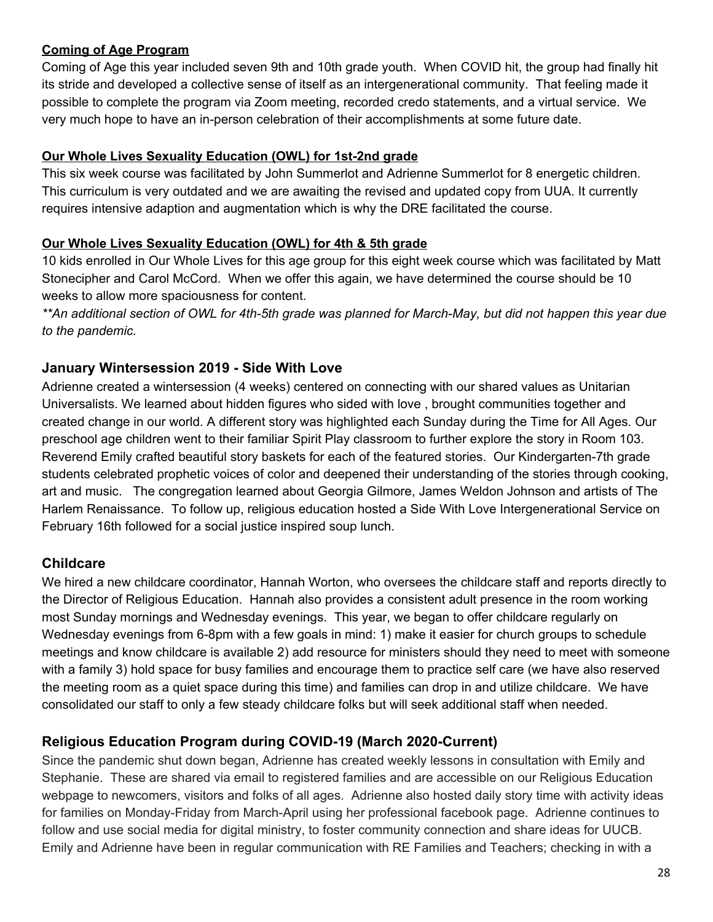**Coming of Age Program**

Coming of Age this year included seven 9th and 10th grade youth. When COVID hit, the group had finally hit its stride and developed a collective sense of itself as an intergenerational community. That feeling made it possible to complete the program via Zoom meeting, recorded credo statements, and a virtual service. We very much hope to have an in-person celebration of their accomplishments at some future date.

**Our Whole Lives Sexuality Education (OWL) for 1st-2nd grade**

This six week course was facilitated by John Summerlot and Adrienne Summerlot for 8 energetic children. This curriculum is very outdated and we are awaiting the revised and updated copy from UUA. It currently requires intensive adaption and augmentation which is why the DRE facilitated the course.

**Our Whole Lives Sexuality Education (OWL) for 4th & 5th grade**

10 kids enrolled in Our Whole Lives for this age group for this eight week course which was facilitated by Matt Stonecipher and Carol McCord. When we offer this again, we have determined the course should be 10 weeks to allow more spaciousness for content.

*\*\*An additional section of OWL for 4th-5th grade was planned for March-May, but did not happen this year due to the pandemic.*

### January Wintersession 2019 - Side With Love

Adrienne created a wintersession (4 weeks) centered on connecting with our shared values as Unitarian Universalists. We learned about hidden figures who sided with love , brought communities together and created change in our world. A different story was highlighted each Sunday during the Time for All Ages. Our preschool age children went to their familiar Spirit Play classroom to further explore the story in Room 103. Reverend Emily crafted beautiful story baskets for each of the featured stories. Our Kindergarten-7th grade students celebrated prophetic voices of color and deepened their understanding of the stories through cooking, art and music. The congregation learned about Georgia Gilmore, James Weldon Johnson and artists of The Harlem Renaissance. To follow up, religious education hosted a Side With Love Intergenerational Service on February 16th followed for a social justice inspired soup lunch.

### Childcare

We hired a new childcare coordinator, Hannah Worton, who oversees the childcare staff and reports directly to the Director of Religious Education. Hannah also provides a consistent adult presence in the room working most Sunday mornings and Wednesday evenings. This year, we began to offer childcare regularly on Wednesday evenings from 6-8pm with a few goals in mind: 1) make it easier for church groups to schedule meetings and know childcare is available 2) add resource for ministers should they need to meet with someone with a family 3) hold space for busy families and encourage them to practice self care (we have also reserved the meeting room as a quiet space during this time) and families can drop in and utilize childcare. We have consolidated our staff to only a few steady childcare folks but will seek additional staff when needed.

### Religious Education Program during COVID-19 (March 2020-Current)

Since the pandemic shut down began, Adrienne has created weekly lessons in consultation with Emily and Stephanie. These are shared via email to registered families and are accessible on our Religious Education webpage to newcomers, visitors and folks of all ages. Adrienne also hosted daily story time with activity ideas for families on Monday-Friday from March-April using her professional facebook page. Adrienne continues to follow and use social media for digital ministry, to foster community connection and share ideas for UUCB. Emily and Adrienne have been in regular communication with RE Families and Teachers; checking in with a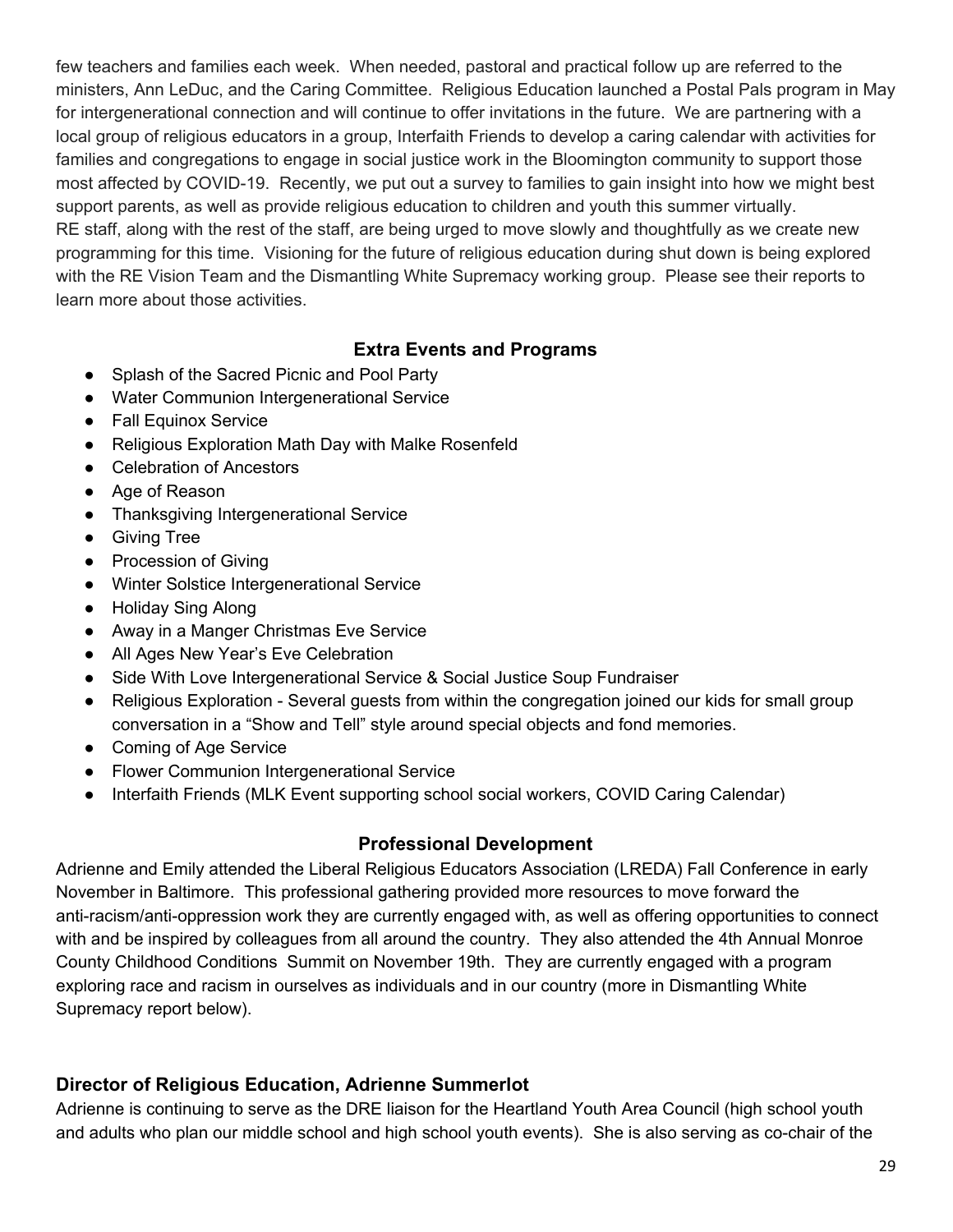few teachers and families each week. When needed, pastoral and practical follow up are referred to the ministers, Ann LeDuc, and the Caring Committee. Religious Education launched a Postal Pals program in May for intergenerational connection and will continue to offer invitations in the future. We are partnering with a local group of religious educators in a group, Interfaith Friends to develop a caring calendar with activities for families and congregations to engage in social justice work in the Bloomington community to support those most affected by COVID-19. Recently, we put out a survey to families to gain insight into how we might best support parents, as well as provide religious education to children and youth this summer virtually.
RE staff, along with the rest of the staff, are being urged to move slowly and thoughtfully as we create new programming for this time. Visioning for the future of religious education during shut down is being explored with the RE Vision Team and the Dismantling White Supremacy working group. Please see their reports to learn more about those activities.

### Extra Events and Programs

- Splash of the Sacred Picnic and Pool Party
- Water Communion Intergenerational Service
- Fall Equinox Service
- Religious Exploration Math Day with Malke Rosenfeld
- Celebration of Ancestors
- Age of Reason
- Thanksgiving Intergenerational Service
- Giving Tree
- Procession of Giving
- Winter Solstice Intergenerational Service
- Holiday Sing Along
- Away in a Manger Christmas Eve Service
- All Ages New Year's Eve Celebration
- Side With Love Intergenerational Service & Social Justice Soup Fundraiser
- Religious Exploration - Several guests from within the congregation joined our kids for small group conversation in a "Show and Tell" style around special objects and fond memories.
- Coming of Age Service
- Flower Communion Intergenerational Service
- Interfaith Friends (MLK Event supporting school social workers, COVID Caring Calendar)

### Professional Development

Adrienne and Emily attended the Liberal Religious Educators Association (LREDA) Fall Conference in early November in Baltimore. This professional gathering provided more resources to move forward the anti-racism/anti-oppression work they are currently engaged with, as well as offering opportunities to connect with and be inspired by colleagues from all around the country. They also attended the 4th Annual Monroe County Childhood Conditions Summit on November 19th. They are currently engaged with a program exploring race and racism in ourselves as individuals and in our country (more in Dismantling White Supremacy report below).

### Director of Religious Education, Adrienne Summerlot

Adrienne is continuing to serve as the DRE liaison for the Heartland Youth Area Council (high school youth and adults who plan our middle school and high school youth events). She is also serving as co-chair of the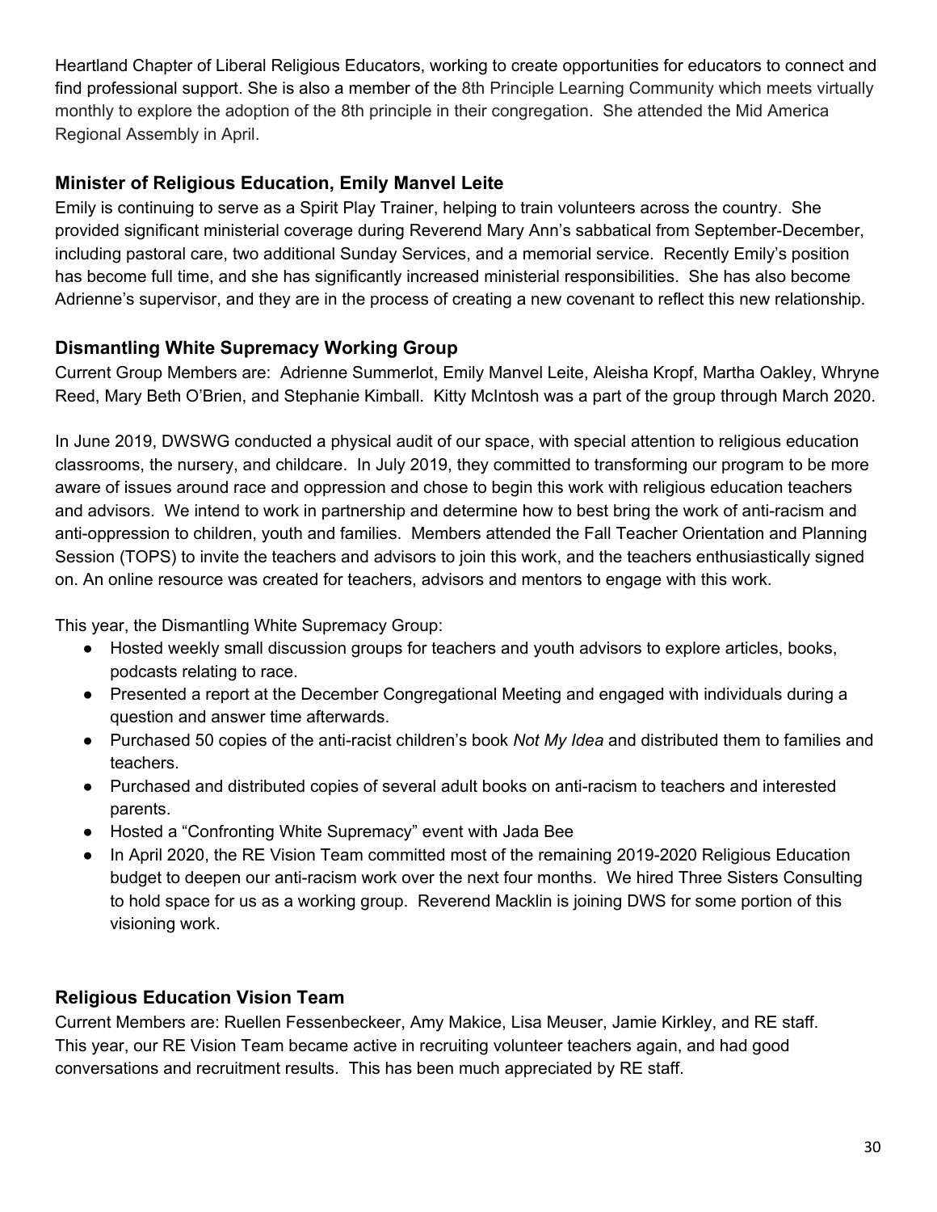Heartland Chapter of Liberal Religious Educators, working to create opportunities for educators to connect and find professional support. She is also a member of the 8th Principle Learning Community which meets virtually monthly to explore the adoption of the 8th principle in their congregation. She attended the Mid America Regional Assembly in April.

### Minister of Religious Education, Emily Manvel Leite

Emily is continuing to serve as a Spirit Play Trainer, helping to train volunteers across the country. She provided significant ministerial coverage during Reverend Mary Ann's sabbatical from September-December, including pastoral care, two additional Sunday Services, and a memorial service. Recently Emily's position has become full time, and she has significantly increased ministerial responsibilities. She has also become Adrienne's supervisor, and they are in the process of creating a new covenant to reflect this new relationship.

### Dismantling White Supremacy Working Group

Current Group Members are: Adrienne Summerlot, Emily Manvel Leite, Aleisha Kropf, Martha Oakley, Whryne Reed, Mary Beth O'Brien, and Stephanie Kimball. Kitty McIntosh was a part of the group through March 2020.

In June 2019, DWSWG conducted a physical audit of our space, with special attention to religious education classrooms, the nursery, and childcare. In July 2019, they committed to transforming our program to be more aware of issues around race and oppression and chose to begin this work with religious education teachers and advisors. We intend to work in partnership and determine how to best bring the work of anti-racism and anti-oppression to children, youth and families. Members attended the Fall Teacher Orientation and Planning Session (TOPS) to invite the teachers and advisors to join this work, and the teachers enthusiastically signed on. An online resource was created for teachers, advisors and mentors to engage with this work.

This year, the Dismantling White Supremacy Group:

- Hosted weekly small discussion groups for teachers and youth advisors to explore articles, books, podcasts relating to race.
- Presented a report at the December Congregational Meeting and engaged with individuals during a question and answer time afterwards.
- Purchased 50 copies of the anti-racist children's book *Not My Idea* and distributed them to families and teachers.
- Purchased and distributed copies of several adult books on anti-racism to teachers and interested parents.
- Hosted a "Confronting White Supremacy" event with Jada Bee
- In April 2020, the RE Vision Team committed most of the remaining 2019-2020 Religious Education budget to deepen our anti-racism work over the next four months. We hired Three Sisters Consulting to hold space for us as a working group. Reverend Macklin is joining DWS for some portion of this visioning work.

### Religious Education Vision Team

Current Members are: Ruellen Fessenbeckeer, Amy Makice, Lisa Meuser, Jamie Kirkley, and RE staff. This year, our RE Vision Team became active in recruiting volunteer teachers again, and had good conversations and recruitment results. This has been much appreciated by RE staff.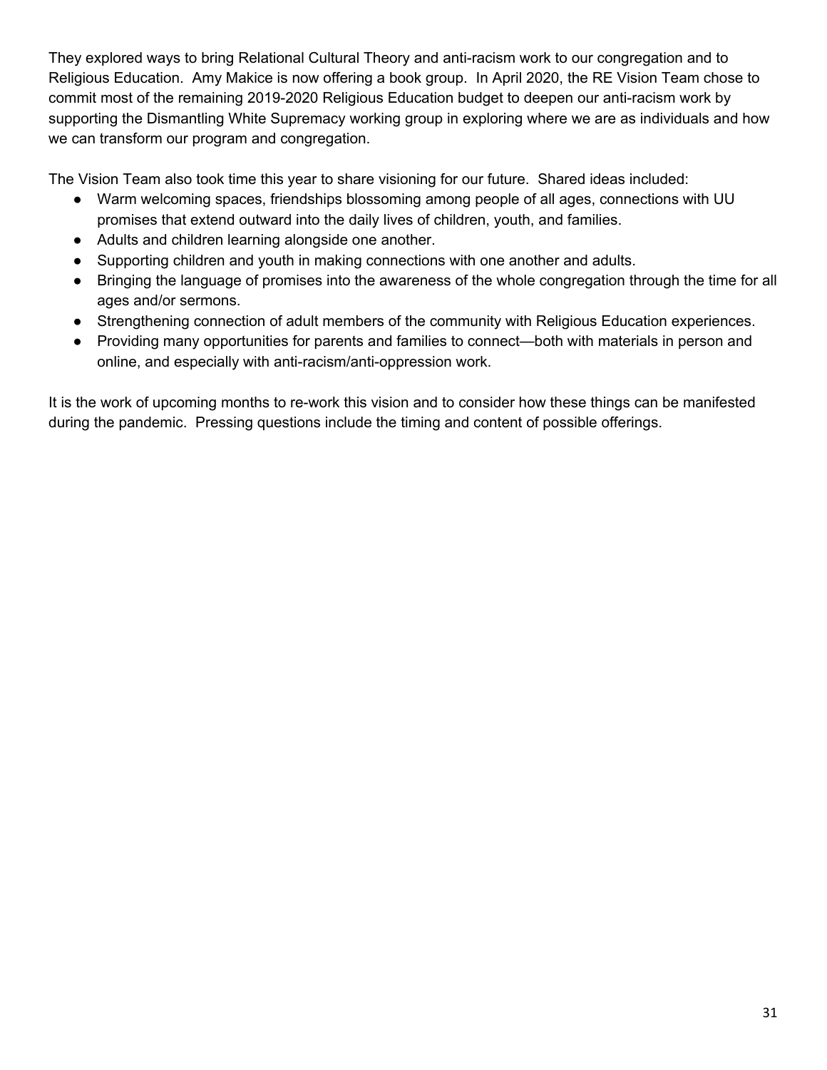They explored ways to bring Relational Cultural Theory and anti-racism work to our congregation and to Religious Education. Amy Makice is now offering a book group. In April 2020, the RE Vision Team chose to commit most of the remaining 2019-2020 Religious Education budget to deepen our anti-racism work by supporting the Dismantling White Supremacy working group in exploring where we are as individuals and how we can transform our program and congregation.

The Vision Team also took time this year to share visioning for our future. Shared ideas included:

- Warm welcoming spaces, friendships blossoming among people of all ages, connections with UU promises that extend outward into the daily lives of children, youth, and families.
- Adults and children learning alongside one another.
- Supporting children and youth in making connections with one another and adults.
- Bringing the language of promises into the awareness of the whole congregation through the time for all ages and/or sermons.
- Strengthening connection of adult members of the community with Religious Education experiences.
- Providing many opportunities for parents and families to connect—both with materials in person and online, and especially with anti-racism/anti-oppression work.

It is the work of upcoming months to re-work this vision and to consider how these things can be manifested during the pandemic. Pressing questions include the timing and content of possible offerings.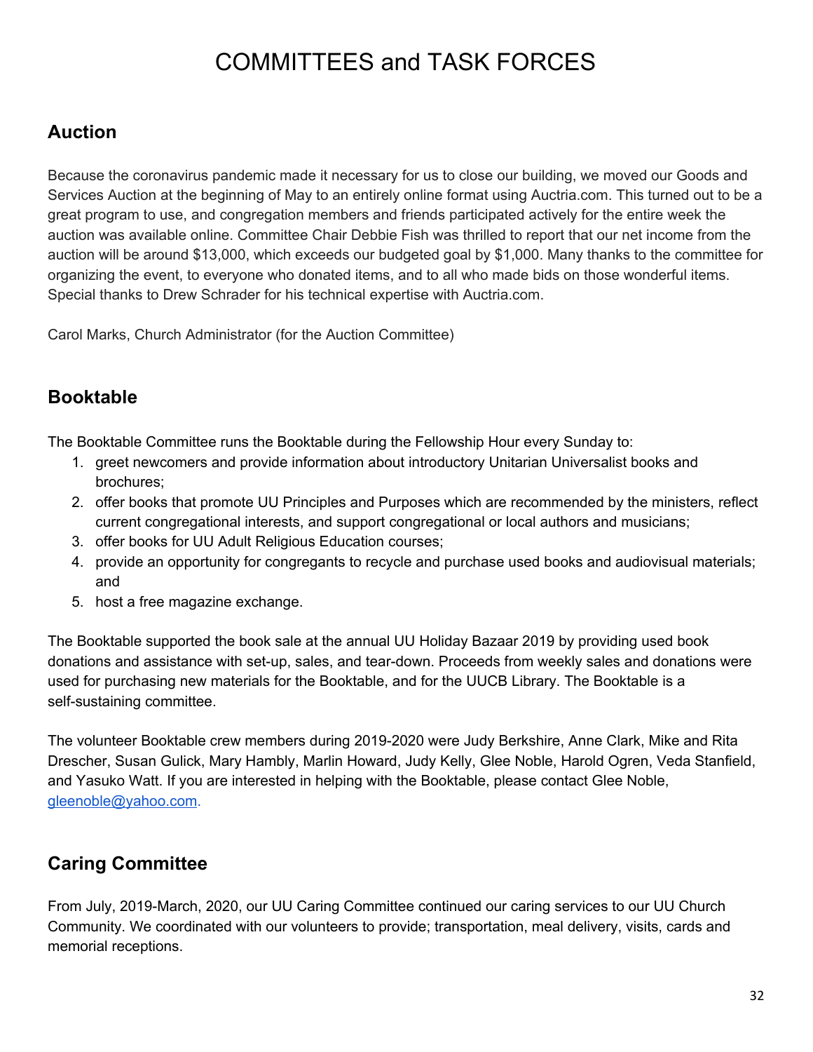# COMMITTEES and TASK FORCES

## Auction

Because the coronavirus pandemic made it necessary for us to close our building, we moved our Goods and Services Auction at the beginning of May to an entirely online format using Auctria.com. This turned out to be a great program to use, and congregation members and friends participated actively for the entire week the auction was available online. Committee Chair Debbie Fish was thrilled to report that our net income from the auction will be around $13,000, which exceeds our budgeted goal by $1,000. Many thanks to the committee for organizing the event, to everyone who donated items, and to all who made bids on those wonderful items. Special thanks to Drew Schrader for his technical expertise with Auctria.com.

Carol Marks, Church Administrator (for the Auction Committee)

## Booktable

The Booktable Committee runs the Booktable during the Fellowship Hour every Sunday to:

1. greet newcomers and provide information about introductory Unitarian Universalist books and brochures;
2. offer books that promote UU Principles and Purposes which are recommended by the ministers, reflect current congregational interests, and support congregational or local authors and musicians;
3. offer books for UU Adult Religious Education courses;
4. provide an opportunity for congregants to recycle and purchase used books and audiovisual materials; and
5. host a free magazine exchange.

The Booktable supported the book sale at the annual UU Holiday Bazaar 2019 by providing used book donations and assistance with set-up, sales, and tear-down. Proceeds from weekly sales and donations were used for purchasing new materials for the Booktable, and for the UUCB Library. The Booktable is a self-sustaining committee.

The volunteer Booktable crew members during 2019-2020 were Judy Berkshire, Anne Clark, Mike and Rita Drescher, Susan Gulick, Mary Hambly, Marlin Howard, Judy Kelly, Glee Noble, Harold Ogren, Veda Stanfield, and Yasuko Watt. If you are interested in helping with the Booktable, please contact Glee Noble, gleenoble@yahoo.com.

## Caring Committee

From July, 2019-March, 2020, our UU Caring Committee continued our caring services to our UU Church Community. We coordinated with our volunteers to provide; transportation, meal delivery, visits, cards and memorial receptions.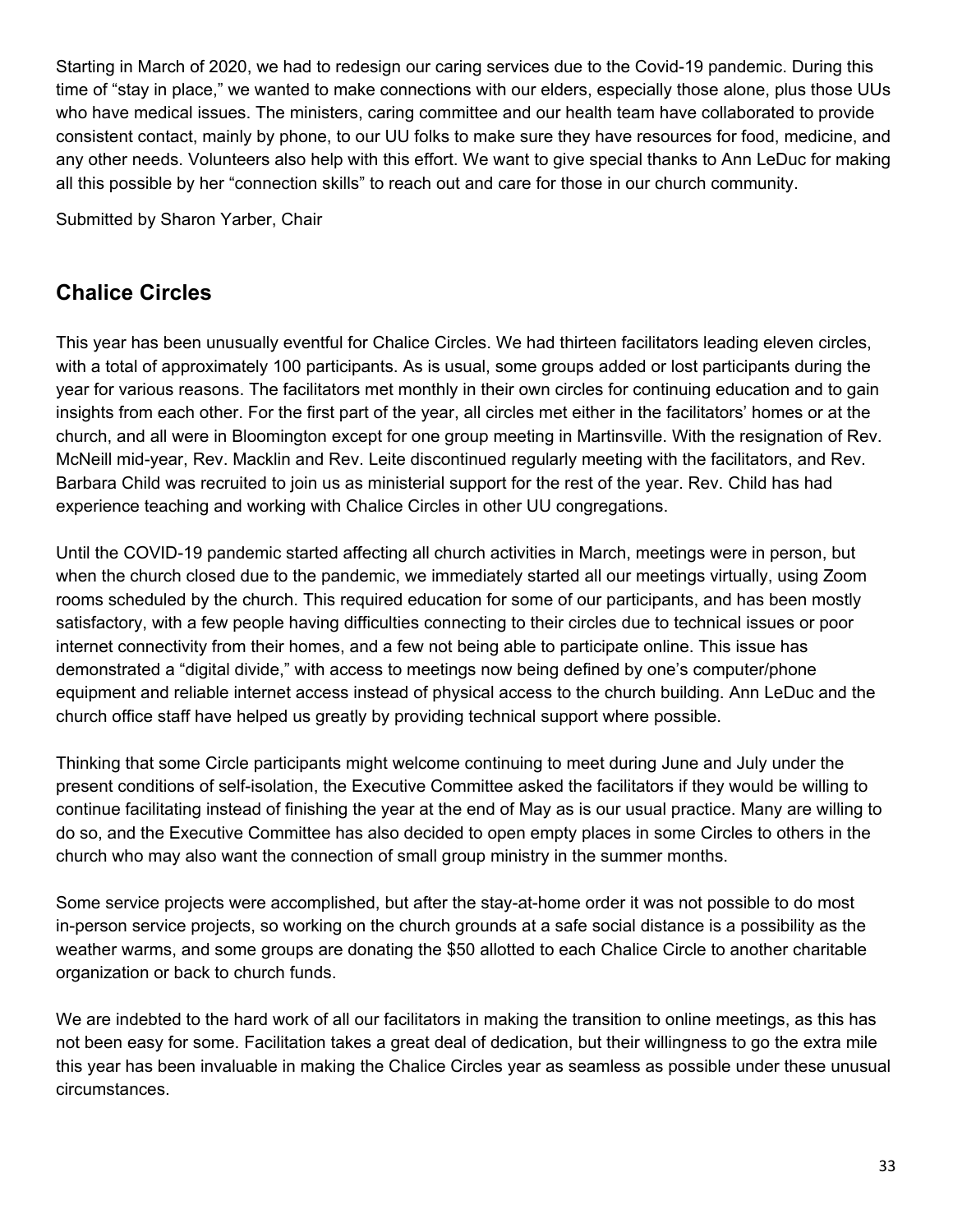Starting in March of 2020, we had to redesign our caring services due to the Covid-19 pandemic. During this time of “stay in place,” we wanted to make connections with our elders, especially those alone, plus those UUs who have medical issues. The ministers, caring committee and our health team have collaborated to provide consistent contact, mainly by phone, to our UU folks to make sure they have resources for food, medicine, and any other needs. Volunteers also help with this effort. We want to give special thanks to Ann LeDuc for making all this possible by her “connection skills” to reach out and care for those in our church community.

Submitted by Sharon Yarber, Chair

## Chalice Circles

This year has been unusually eventful for Chalice Circles. We had thirteen facilitators leading eleven circles, with a total of approximately 100 participants. As is usual, some groups added or lost participants during the year for various reasons. The facilitators met monthly in their own circles for continuing education and to gain insights from each other. For the first part of the year, all circles met either in the facilitators’ homes or at the church, and all were in Bloomington except for one group meeting in Martinsville. With the resignation of Rev. McNeill mid-year, Rev. Macklin and Rev. Leite discontinued regularly meeting with the facilitators, and Rev. Barbara Child was recruited to join us as ministerial support for the rest of the year. Rev. Child has had experience teaching and working with Chalice Circles in other UU congregations.

Until the COVID-19 pandemic started affecting all church activities in March, meetings were in person, but when the church closed due to the pandemic, we immediately started all our meetings virtually, using Zoom rooms scheduled by the church. This required education for some of our participants, and has been mostly satisfactory, with a few people having difficulties connecting to their circles due to technical issues or poor internet connectivity from their homes, and a few not being able to participate online. This issue has demonstrated a “digital divide,” with access to meetings now being defined by one’s computer/phone equipment and reliable internet access instead of physical access to the church building. Ann LeDuc and the church office staff have helped us greatly by providing technical support where possible.

Thinking that some Circle participants might welcome continuing to meet during June and July under the present conditions of self-isolation, the Executive Committee asked the facilitators if they would be willing to continue facilitating instead of finishing the year at the end of May as is our usual practice. Many are willing to do so, and the Executive Committee has also decided to open empty places in some Circles to others in the church who may also want the connection of small group ministry in the summer months.

Some service projects were accomplished, but after the stay-at-home order it was not possible to do most in-person service projects, so working on the church grounds at a safe social distance is a possibility as the weather warms, and some groups are donating the $50 allotted to each Chalice Circle to another charitable organization or back to church funds.

We are indebted to the hard work of all our facilitators in making the transition to online meetings, as this has not been easy for some. Facilitation takes a great deal of dedication, but their willingness to go the extra mile this year has been invaluable in making the Chalice Circles year as seamless as possible under these unusual circumstances.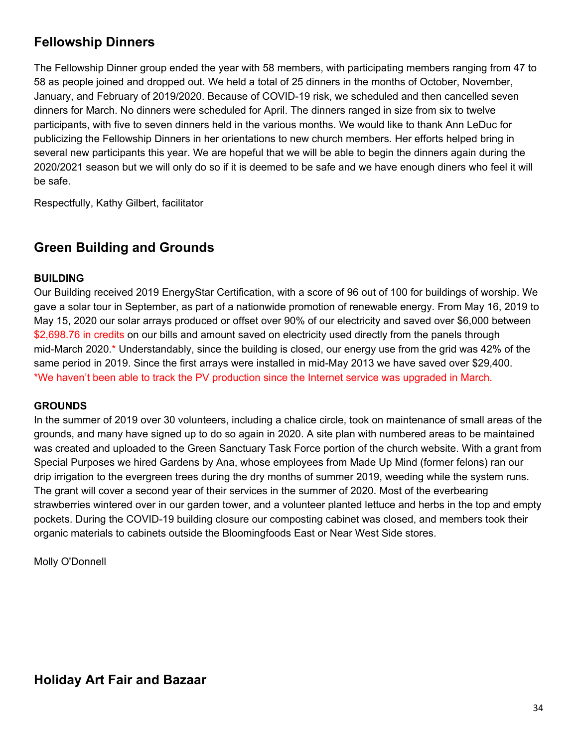## Fellowship Dinners

The Fellowship Dinner group ended the year with 58 members, with participating members ranging from 47 to 58 as people joined and dropped out. We held a total of 25 dinners in the months of October, November, January, and February of 2019/2020. Because of COVID-19 risk, we scheduled and then cancelled seven dinners for March. No dinners were scheduled for April. The dinners ranged in size from six to twelve participants, with five to seven dinners held in the various months. We would like to thank Ann LeDuc for publicizing the Fellowship Dinners in her orientations to new church members. Her efforts helped bring in several new participants this year. We are hopeful that we will be able to begin the dinners again during the 2020/2021 season but we will only do so if it is deemed to be safe and we have enough diners who feel it will be safe.

Respectfully, Kathy Gilbert, facilitator

## Green Building and Grounds

**BUILDING**

Our Building received 2019 EnergyStar Certification, with a score of 96 out of 100 for buildings of worship. We gave a solar tour in September, as part of a nationwide promotion of renewable energy. From May 16, 2019 to May 15, 2020 our solar arrays produced or offset over 90% of our electricity and saved over $6,000 between $2,698.76 in credits on our bills and amount saved on electricity used directly from the panels through mid-March 2020.* Understandably, since the building is closed, our energy use from the grid was 42% of the same period in 2019. Since the first arrays were installed in mid-May 2013 we have saved over $29,400.
*We haven't been able to track the PV production since the Internet service was upgraded in March.

**GROUNDS**

In the summer of 2019 over 30 volunteers, including a chalice circle, took on maintenance of small areas of the grounds, and many have signed up to do so again in 2020. A site plan with numbered areas to be maintained was created and uploaded to the Green Sanctuary Task Force portion of the church website. With a grant from Special Purposes we hired Gardens by Ana, whose employees from Made Up Mind (former felons) ran our drip irrigation to the evergreen trees during the dry months of summer 2019, weeding while the system runs. The grant will cover a second year of their services in the summer of 2020. Most of the everbearing strawberries wintered over in our garden tower, and a volunteer planted lettuce and herbs in the top and empty pockets. During the COVID-19 building closure our composting cabinet was closed, and members took their organic materials to cabinets outside the Bloomingfoods East or Near West Side stores.

Molly O'Donnell

## Holiday Art Fair and Bazaar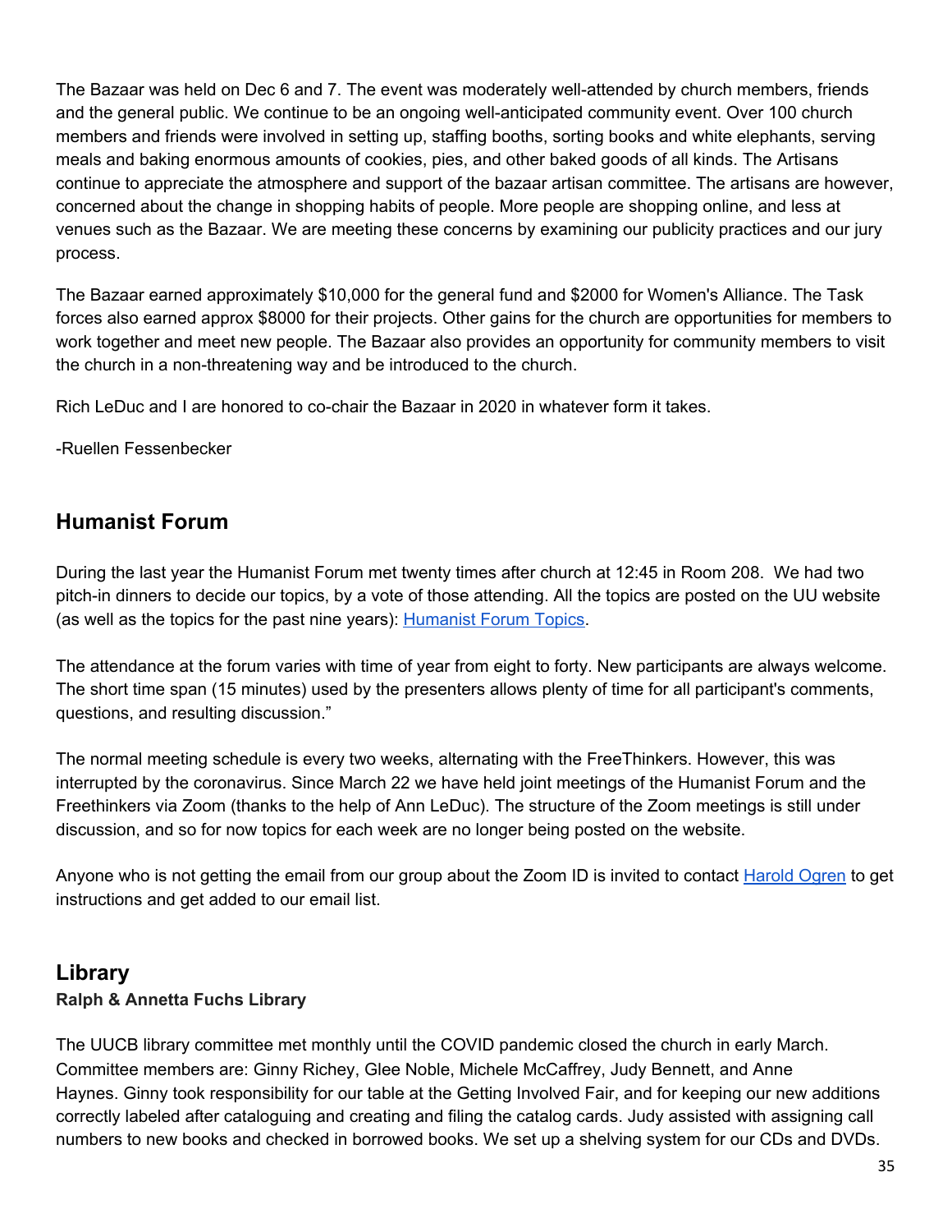The Bazaar was held on Dec 6 and 7. The event was moderately well-attended by church members, friends and the general public. We continue to be an ongoing well-anticipated community event. Over 100 church members and friends were involved in setting up, staffing booths, sorting books and white elephants, serving meals and baking enormous amounts of cookies, pies, and other baked goods of all kinds. The Artisans continue to appreciate the atmosphere and support of the bazaar artisan committee. The artisans are however, concerned about the change in shopping habits of people. More people are shopping online, and less at venues such as the Bazaar. We are meeting these concerns by examining our publicity practices and our jury process.

The Bazaar earned approximately $10,000 for the general fund and $2000 for Women's Alliance. The Task forces also earned approx $8000 for their projects. Other gains for the church are opportunities for members to work together and meet new people. The Bazaar also provides an opportunity for community members to visit the church in a non-threatening way and be introduced to the church.

Rich LeDuc and I are honored to co-chair the Bazaar in 2020 in whatever form it takes.

-Ruellen Fessenbecker

## Humanist Forum

During the last year the Humanist Forum met twenty times after church at 12:45 in Room 208. We had two pitch-in dinners to decide our topics, by a vote of those attending. All the topics are posted on the UU website (as well as the topics for the past nine years): [Humanist Forum Topics](#).

The attendance at the forum varies with time of year from eight to forty. New participants are always welcome. The short time span (15 minutes) used by the presenters allows plenty of time for all participant's comments, questions, and resulting discussion."

The normal meeting schedule is every two weeks, alternating with the FreeThinkers. However, this was interrupted by the coronavirus. Since March 22 we have held joint meetings of the Humanist Forum and the Freethinkers via Zoom (thanks to the help of Ann LeDuc). The structure of the Zoom meetings is still under discussion, and so for now topics for each week are no longer being posted on the website.

Anyone who is not getting the email from our group about the Zoom ID is invited to contact [Harold Ogren](#) to get instructions and get added to our email list.

## Library

**Ralph & Annetta Fuchs Library**

The UUCB library committee met monthly until the COVID pandemic closed the church in early March. Committee members are: Ginny Richey, Glee Noble, Michele McCaffrey, Judy Bennett, and Anne Haynes. Ginny took responsibility for our table at the Getting Involved Fair, and for keeping our new additions correctly labeled after cataloguing and creating and filing the catalog cards. Judy assisted with assigning call numbers to new books and checked in borrowed books. We set up a shelving system for our CDs and DVDs.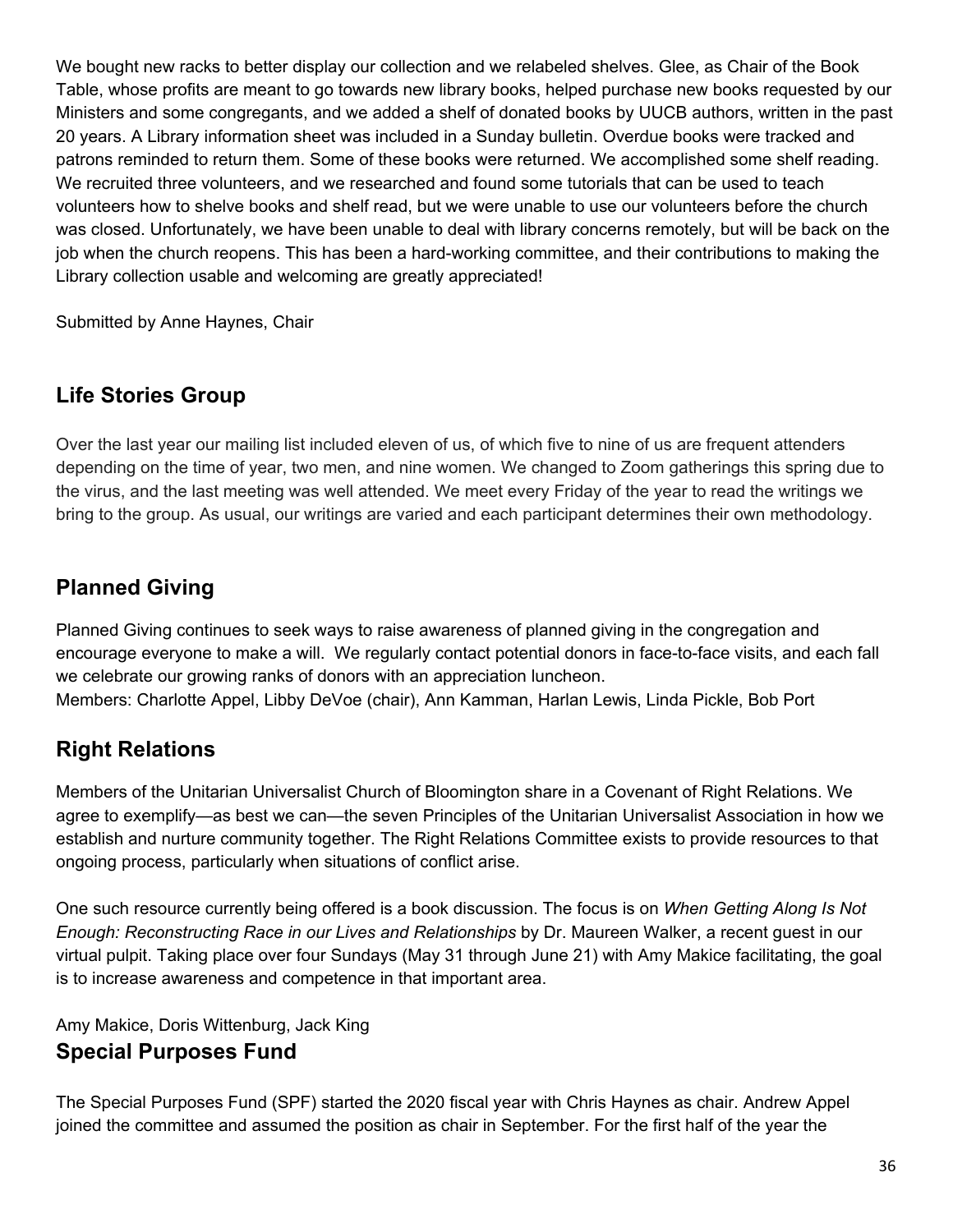We bought new racks to better display our collection and we relabeled shelves. Glee, as Chair of the Book Table, whose profits are meant to go towards new library books, helped purchase new books requested by our Ministers and some congregants, and we added a shelf of donated books by UUCB authors, written in the past 20 years. A Library information sheet was included in a Sunday bulletin. Overdue books were tracked and patrons reminded to return them. Some of these books were returned. We accomplished some shelf reading. We recruited three volunteers, and we researched and found some tutorials that can be used to teach volunteers how to shelve books and shelf read, but we were unable to use our volunteers before the church was closed. Unfortunately, we have been unable to deal with library concerns remotely, but will be back on the job when the church reopens. This has been a hard-working committee, and their contributions to making the Library collection usable and welcoming are greatly appreciated!

Submitted by Anne Haynes, Chair

## Life Stories Group

Over the last year our mailing list included eleven of us, of which five to nine of us are frequent attenders depending on the time of year, two men, and nine women. We changed to Zoom gatherings this spring due to the virus, and the last meeting was well attended. We meet every Friday of the year to read the writings we bring to the group. As usual, our writings are varied and each participant determines their own methodology.

## Planned Giving

Planned Giving continues to seek ways to raise awareness of planned giving in the congregation and encourage everyone to make a will. We regularly contact potential donors in face-to-face visits, and each fall we celebrate our growing ranks of donors with an appreciation luncheon.
Members: Charlotte Appel, Libby DeVoe (chair), Ann Kamman, Harlan Lewis, Linda Pickle, Bob Port

## Right Relations

Members of the Unitarian Universalist Church of Bloomington share in a Covenant of Right Relations. We agree to exemplify—as best we can—the seven Principles of the Unitarian Universalist Association in how we establish and nurture community together. The Right Relations Committee exists to provide resources to that ongoing process, particularly when situations of conflict arise.

One such resource currently being offered is a book discussion. The focus is on *When Getting Along Is Not Enough: Reconstructing Race in our Lives and Relationships* by Dr. Maureen Walker, a recent guest in our virtual pulpit. Taking place over four Sundays (May 31 through June 21) with Amy Makice facilitating, the goal is to increase awareness and competence in that important area.

Amy Makice, Doris Wittenburg, Jack King

## Special Purposes Fund

The Special Purposes Fund (SPF) started the 2020 fiscal year with Chris Haynes as chair. Andrew Appel joined the committee and assumed the position as chair in September. For the first half of the year the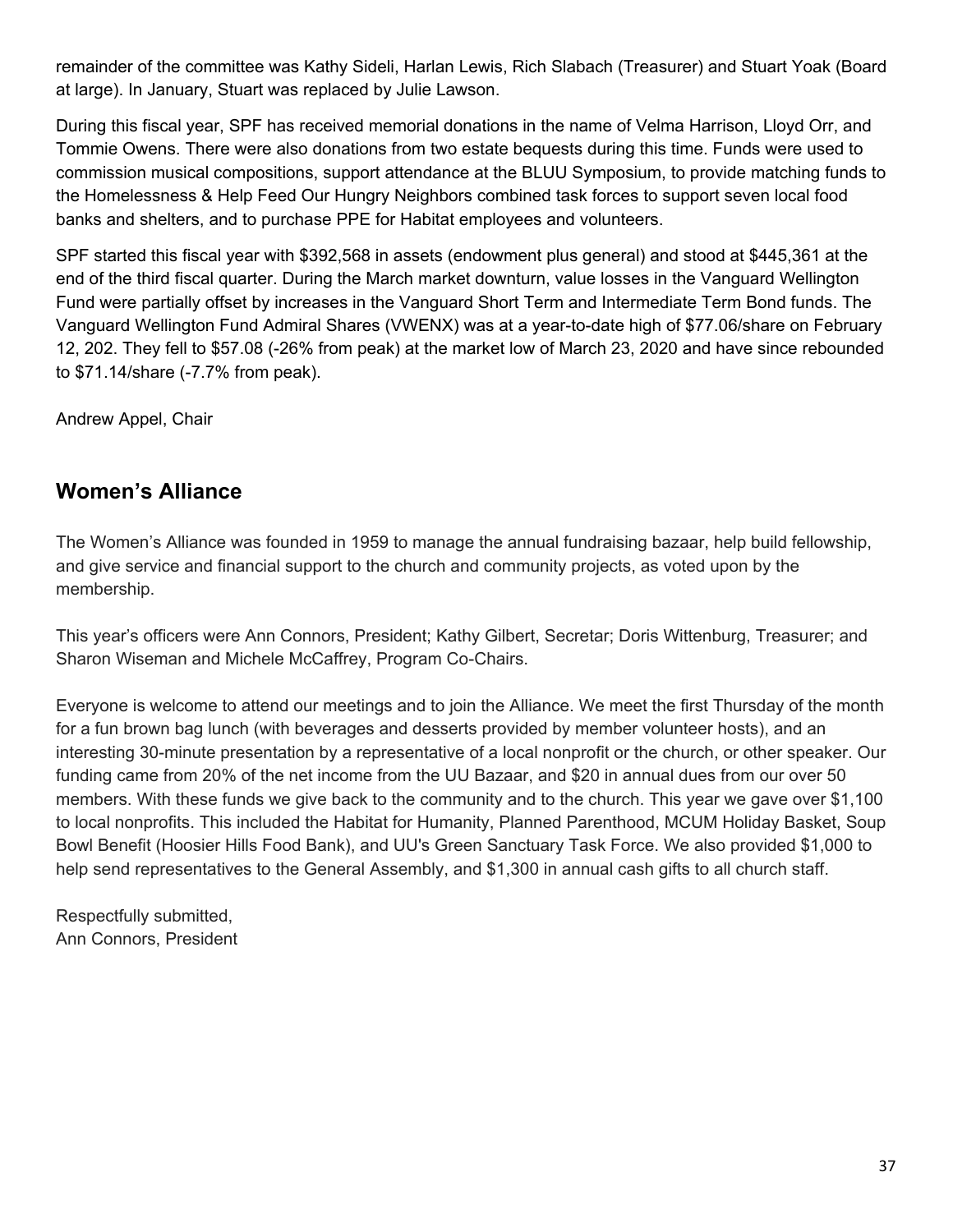remainder of the committee was Kathy Sideli, Harlan Lewis, Rich Slabach (Treasurer) and Stuart Yoak (Board at large). In January, Stuart was replaced by Julie Lawson.

During this fiscal year, SPF has received memorial donations in the name of Velma Harrison, Lloyd Orr, and Tommie Owens. There were also donations from two estate bequests during this time. Funds were used to commission musical compositions, support attendance at the BLUU Symposium, to provide matching funds to the Homelessness & Help Feed Our Hungry Neighbors combined task forces to support seven local food banks and shelters, and to purchase PPE for Habitat employees and volunteers.

SPF started this fiscal year with $392,568 in assets (endowment plus general) and stood at $445,361 at the end of the third fiscal quarter. During the March market downturn, value losses in the Vanguard Wellington Fund were partially offset by increases in the Vanguard Short Term and Intermediate Term Bond funds. The Vanguard Wellington Fund Admiral Shares (VWENX) was at a year-to-date high of $77.06/share on February 12, 202. They fell to $57.08 (-26% from peak) at the market low of March 23, 2020 and have since rebounded to $71.14/share (-7.7% from peak).

Andrew Appel, Chair

## Women's Alliance

The Women's Alliance was founded in 1959 to manage the annual fundraising bazaar, help build fellowship, and give service and financial support to the church and community projects, as voted upon by the membership.

This year's officers were Ann Connors, President; Kathy Gilbert, Secretar; Doris Wittenburg, Treasurer; and Sharon Wiseman and Michele McCaffrey, Program Co-Chairs.

Everyone is welcome to attend our meetings and to join the Alliance. We meet the first Thursday of the month for a fun brown bag lunch (with beverages and desserts provided by member volunteer hosts), and an interesting 30-minute presentation by a representative of a local nonprofit or the church, or other speaker. Our funding came from 20% of the net income from the UU Bazaar, and $20 in annual dues from our over 50 members. With these funds we give back to the community and to the church. This year we gave over $1,100 to local nonprofits. This included the Habitat for Humanity, Planned Parenthood, MCUM Holiday Basket, Soup Bowl Benefit (Hoosier Hills Food Bank), and UU's Green Sanctuary Task Force. We also provided $1,000 to help send representatives to the General Assembly, and $1,300 in annual cash gifts to all church staff.

Respectfully submitted,
Ann Connors, President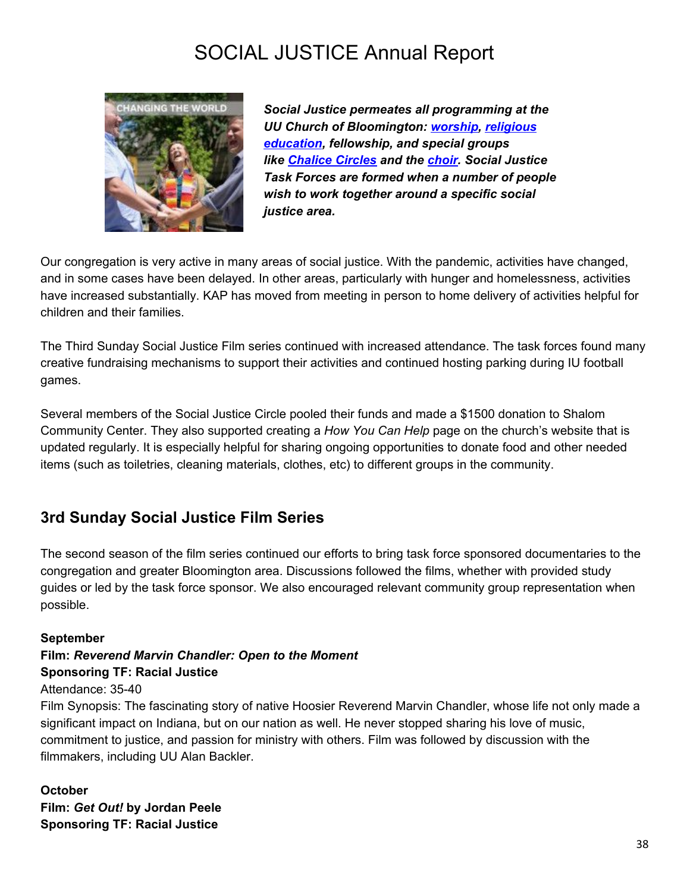# SOCIAL JUSTICE Annual Report

***Social Justice permeates all programming at the UU Church of Bloomington: worship, religious education, fellowship, and special groups like Chalice Circles and the choir. Social Justice Task Forces are formed when a number of people wish to work together around a specific social justice area.***

Our congregation is very active in many areas of social justice. With the pandemic, activities have changed, and in some cases have been delayed. In other areas, particularly with hunger and homelessness, activities have increased substantially. KAP has moved from meeting in person to home delivery of activities helpful for children and their families.

The Third Sunday Social Justice Film series continued with increased attendance. The task forces found many creative fundraising mechanisms to support their activities and continued hosting parking during IU football games.

Several members of the Social Justice Circle pooled their funds and made a $1500 donation to Shalom Community Center. They also supported creating a *How You Can Help* page on the church's website that is updated regularly. It is especially helpful for sharing ongoing opportunities to donate food and other needed items (such as toiletries, cleaning materials, clothes, etc) to different groups in the community.

## 3rd Sunday Social Justice Film Series

The second season of the film series continued our efforts to bring task force sponsored documentaries to the congregation and greater Bloomington area. Discussions followed the films, whether with provided study guides or led by the task force sponsor. We also encouraged relevant community group representation when possible.

**September**
**Film: *Reverend Marvin Chandler: Open to the Moment***
**Sponsoring TF: Racial Justice**
Attendance: 35-40
Film Synopsis: The fascinating story of native Hoosier Reverend Marvin Chandler, whose life not only made a significant impact on Indiana, but on our nation as well. He never stopped sharing his love of music, commitment to justice, and passion for ministry with others. Film was followed by discussion with the filmmakers, including UU Alan Backler.

**October**
**Film: *Get Out!* by Jordan Peele**
**Sponsoring TF: Racial Justice**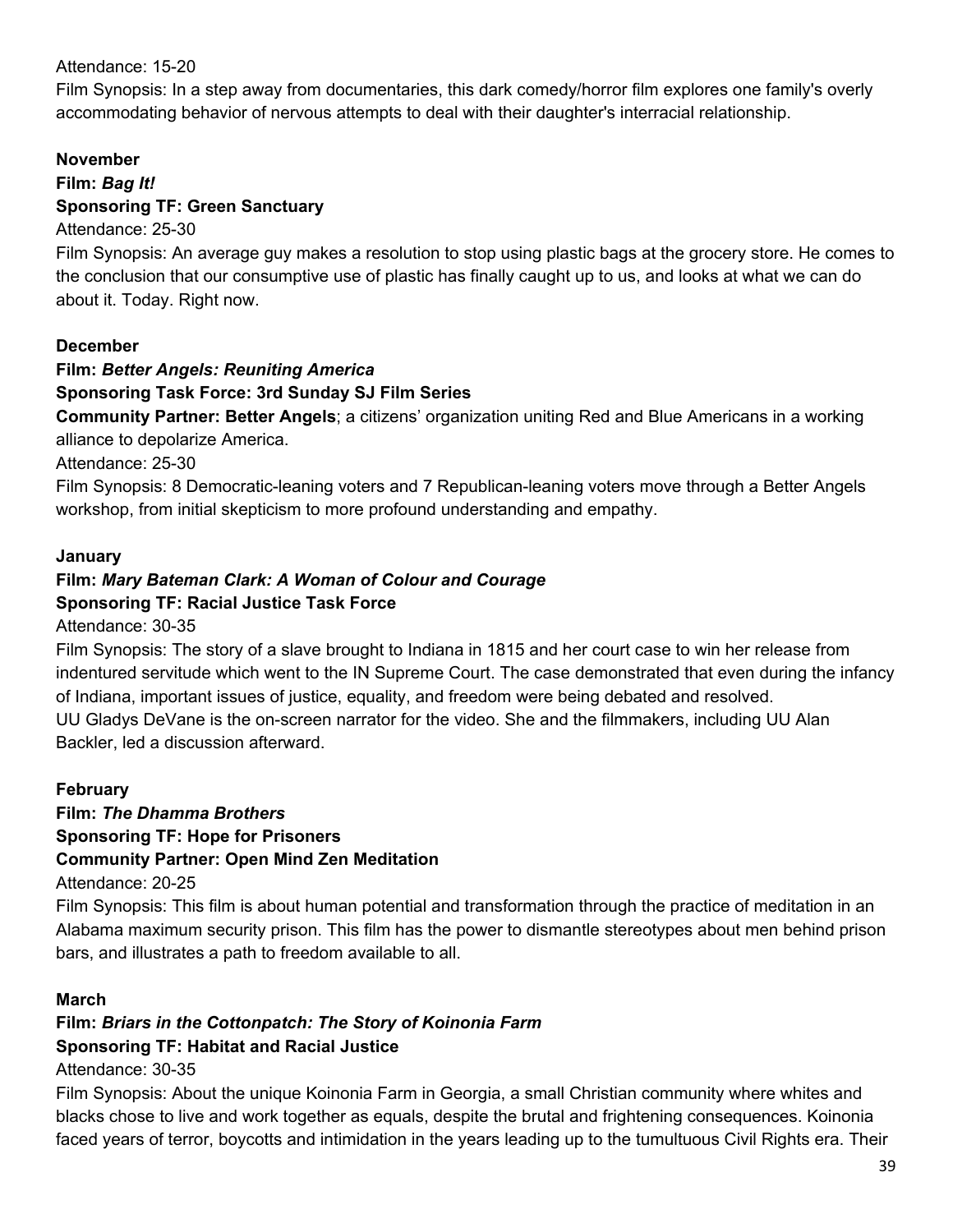Attendance: 15-20

Film Synopsis: In a step away from documentaries, this dark comedy/horror film explores one family's overly accommodating behavior of nervous attempts to deal with their daughter's interracial relationship.

**November**

**Film:** ***Bag It!***

**Sponsoring TF: Green Sanctuary**

Attendance: 25-30

Film Synopsis: An average guy makes a resolution to stop using plastic bags at the grocery store. He comes to the conclusion that our consumptive use of plastic has finally caught up to us, and looks at what we can do about it. Today. Right now.

**December**

**Film:** ***Better Angels: Reuniting America***

**Sponsoring Task Force: 3rd Sunday SJ Film Series**

**Community Partner: Better Angels**; a citizens' organization uniting Red and Blue Americans in a working alliance to depolarize America.

Attendance: 25-30

Film Synopsis: 8 Democratic-leaning voters and 7 Republican-leaning voters move through a Better Angels workshop, from initial skepticism to more profound understanding and empathy.

**January**

**Film:** ***Mary Bateman Clark: A Woman of Colour and Courage***

**Sponsoring TF: Racial Justice Task Force**

Attendance: 30-35

Film Synopsis: The story of a slave brought to Indiana in 1815 and her court case to win her release from indentured servitude which went to the IN Supreme Court. The case demonstrated that even during the infancy of Indiana, important issues of justice, equality, and freedom were being debated and resolved.

UU Gladys DeVane is the on-screen narrator for the video. She and the filmmakers, including UU Alan Backler, led a discussion afterward.

**February**

**Film:** ***The Dhamma Brothers***

**Sponsoring TF: Hope for Prisoners**

**Community Partner: Open Mind Zen Meditation**

Attendance: 20-25

Film Synopsis: This film is about human potential and transformation through the practice of meditation in an Alabama maximum security prison. This film has the power to dismantle stereotypes about men behind prison bars, and illustrates a path to freedom available to all.

**March**

**Film:** ***Briars in the Cottonpatch: The Story of Koinonia Farm***

**Sponsoring TF: Habitat and Racial Justice**

Attendance: 30-35

Film Synopsis: About the unique Koinonia Farm in Georgia, a small Christian community where whites and blacks chose to live and work together as equals, despite the brutal and frightening consequences. Koinonia faced years of terror, boycotts and intimidation in the years leading up to the tumultuous Civil Rights era. Their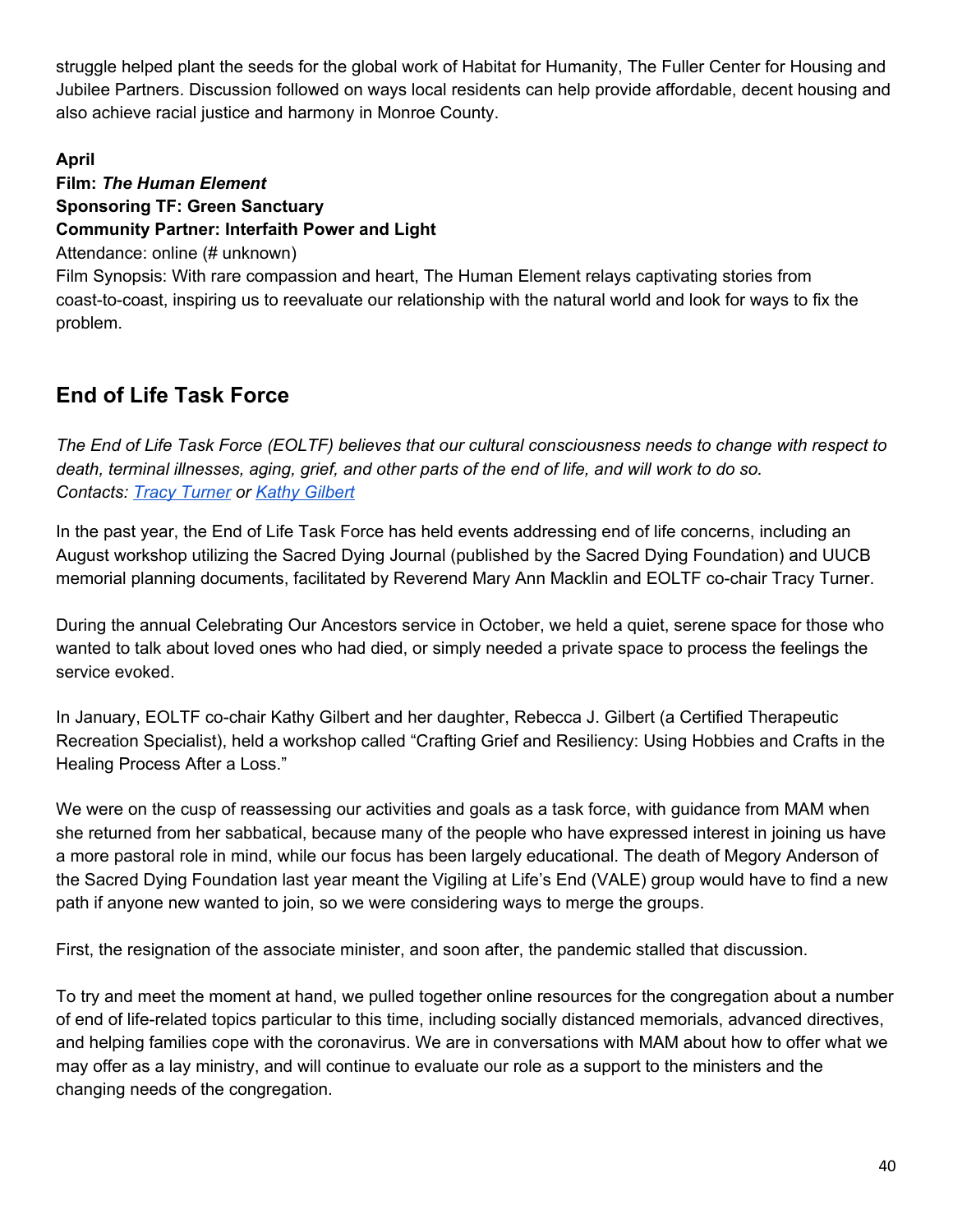struggle helped plant the seeds for the global work of Habitat for Humanity, The Fuller Center for Housing and Jubilee Partners. Discussion followed on ways local residents can help provide affordable, decent housing and also achieve racial justice and harmony in Monroe County.

**April**
**Film: *The Human Element***
**Sponsoring TF: Green Sanctuary**
**Community Partner: Interfaith Power and Light**
Attendance: online (# unknown)
Film Synopsis: With rare compassion and heart, The Human Element relays captivating stories from coast-to-coast, inspiring us to reevaluate our relationship with the natural world and look for ways to fix the problem.

## End of Life Task Force

*The End of Life Task Force (EOLTF) believes that our cultural consciousness needs to change with respect to death, terminal illnesses, aging, grief, and other parts of the end of life, and will work to do so.*
*Contacts: [Tracy Turner] or [Kathy Gilbert]*

In the past year, the End of Life Task Force has held events addressing end of life concerns, including an August workshop utilizing the Sacred Dying Journal (published by the Sacred Dying Foundation) and UUCB memorial planning documents, facilitated by Reverend Mary Ann Macklin and EOLTF co-chair Tracy Turner.

During the annual Celebrating Our Ancestors service in October, we held a quiet, serene space for those who wanted to talk about loved ones who had died, or simply needed a private space to process the feelings the service evoked.

In January, EOLTF co-chair Kathy Gilbert and her daughter, Rebecca J. Gilbert (a Certified Therapeutic Recreation Specialist), held a workshop called "Crafting Grief and Resiliency: Using Hobbies and Crafts in the Healing Process After a Loss."

We were on the cusp of reassessing our activities and goals as a task force, with guidance from MAM when she returned from her sabbatical, because many of the people who have expressed interest in joining us have a more pastoral role in mind, while our focus has been largely educational. The death of Megory Anderson of the Sacred Dying Foundation last year meant the Vigiling at Life's End (VALE) group would have to find a new path if anyone new wanted to join, so we were considering ways to merge the groups.

First, the resignation of the associate minister, and soon after, the pandemic stalled that discussion.

To try and meet the moment at hand, we pulled together online resources for the congregation about a number of end of life-related topics particular to this time, including socially distanced memorials, advanced directives, and helping families cope with the coronavirus. We are in conversations with MAM about how to offer what we may offer as a lay ministry, and will continue to evaluate our role as a support to the ministers and the changing needs of the congregation.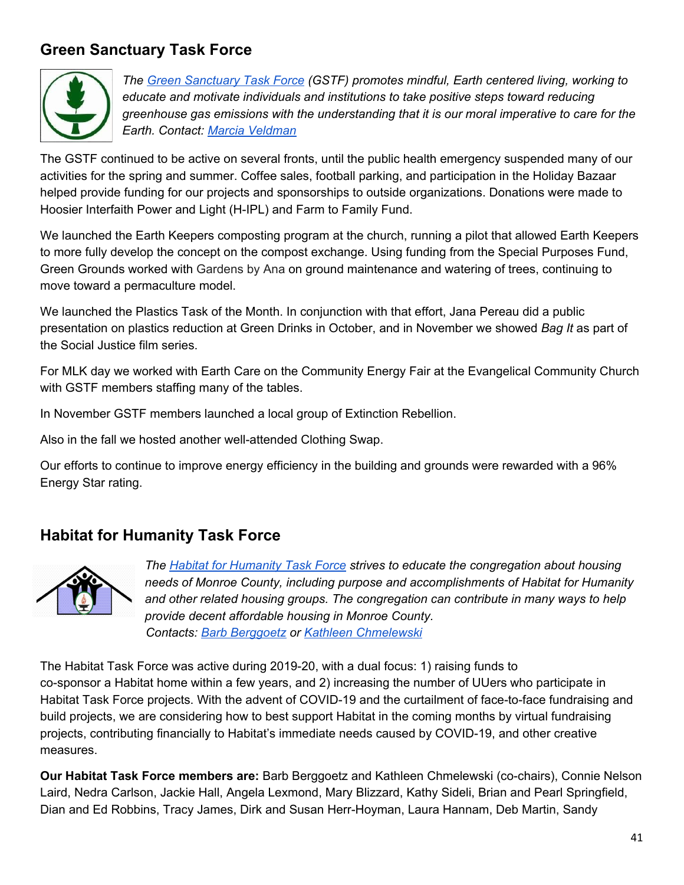## Green Sanctuary Task Force

*The Green Sanctuary Task Force (GSTF) promotes mindful, Earth centered living, working to educate and motivate individuals and institutions to take positive steps toward reducing greenhouse gas emissions with the understanding that it is our moral imperative to care for the Earth. Contact: Marcia Veldman*

The GSTF continued to be active on several fronts, until the public health emergency suspended many of our activities for the spring and summer. Coffee sales, football parking, and participation in the Holiday Bazaar helped provide funding for our projects and sponsorships to outside organizations. Donations were made to Hoosier Interfaith Power and Light (H-IPL) and Farm to Family Fund.

We launched the Earth Keepers composting program at the church, running a pilot that allowed Earth Keepers to more fully develop the concept on the compost exchange. Using funding from the Special Purposes Fund, Green Grounds worked with Gardens by Ana on ground maintenance and watering of trees, continuing to move toward a permaculture model.

We launched the Plastics Task of the Month. In conjunction with that effort, Jana Pereau did a public presentation on plastics reduction at Green Drinks in October, and in November we showed *Bag It* as part of the Social Justice film series.

For MLK day we worked with Earth Care on the Community Energy Fair at the Evangelical Community Church with GSTF members staffing many of the tables.

In November GSTF members launched a local group of Extinction Rebellion.

Also in the fall we hosted another well-attended Clothing Swap.

Our efforts to continue to improve energy efficiency in the building and grounds were rewarded with a 96% Energy Star rating.

## Habitat for Humanity Task Force

*The Habitat for Humanity Task Force strives to educate the congregation about housing needs of Monroe County, including purpose and accomplishments of Habitat for Humanity and other related housing groups. The congregation can contribute in many ways to help provide decent affordable housing in Monroe County.*
*Contacts: Barb Berggoetz or Kathleen Chmelewski*

The Habitat Task Force was active during 2019-20, with a dual focus: 1) raising funds to co-sponsor a Habitat home within a few years, and 2) increasing the number of UUers who participate in Habitat Task Force projects. With the advent of COVID-19 and the curtailment of face-to-face fundraising and build projects, we are considering how to best support Habitat in the coming months by virtual fundraising projects, contributing financially to Habitat's immediate needs caused by COVID-19, and other creative measures.

**Our Habitat Task Force members are:** Barb Berggoetz and Kathleen Chmelewski (co-chairs), Connie Nelson Laird, Nedra Carlson, Jackie Hall, Angela Lexmond, Mary Blizzard, Kathy Sideli, Brian and Pearl Springfield, Dian and Ed Robbins, Tracy James, Dirk and Susan Herr-Hoyman, Laura Hannam, Deb Martin, Sandy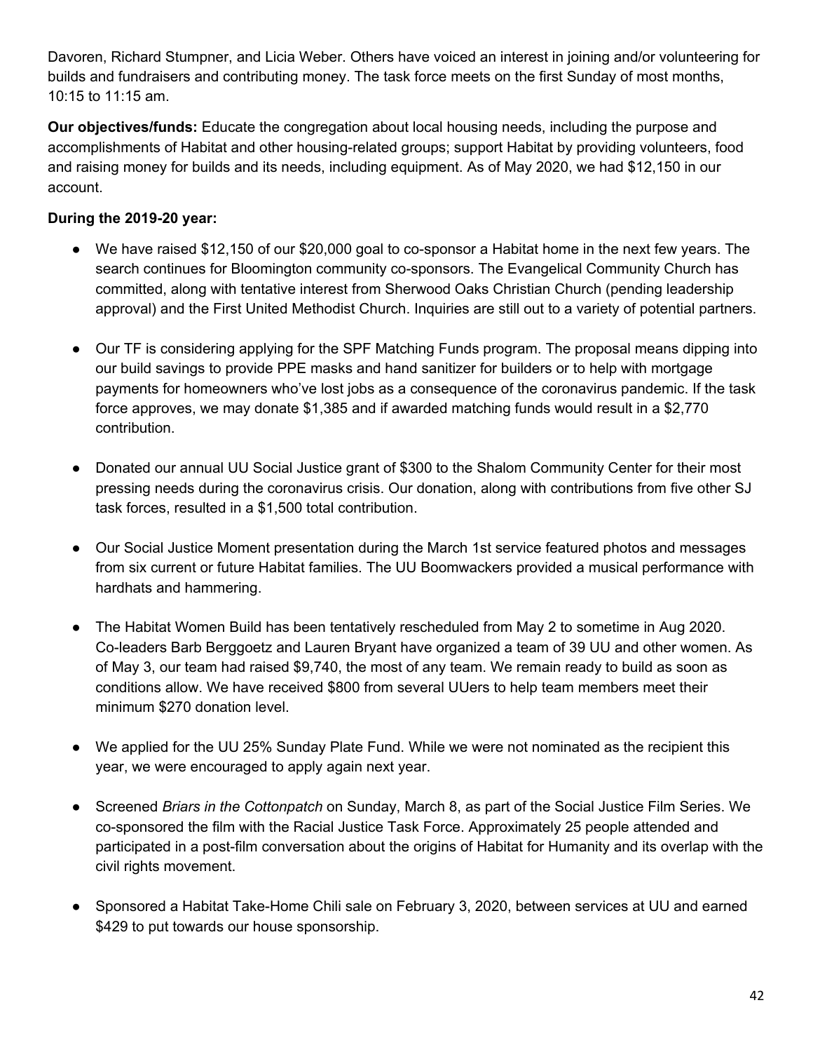Davoren, Richard Stumpner, and Licia Weber. Others have voiced an interest in joining and/or volunteering for builds and fundraisers and contributing money. The task force meets on the first Sunday of most months, 10:15 to 11:15 am.

**Our objectives/funds:** Educate the congregation about local housing needs, including the purpose and accomplishments of Habitat and other housing-related groups; support Habitat by providing volunteers, food and raising money for builds and its needs, including equipment. As of May 2020, we had $12,150 in our account.

**During the 2019-20 year:**

- We have raised $12,150 of our $20,000 goal to co-sponsor a Habitat home in the next few years. The search continues for Bloomington community co-sponsors. The Evangelical Community Church has committed, along with tentative interest from Sherwood Oaks Christian Church (pending leadership approval) and the First United Methodist Church. Inquiries are still out to a variety of potential partners.

- Our TF is considering applying for the SPF Matching Funds program. The proposal means dipping into our build savings to provide PPE masks and hand sanitizer for builders or to help with mortgage payments for homeowners who've lost jobs as a consequence of the coronavirus pandemic. If the task force approves, we may donate $1,385 and if awarded matching funds would result in a $2,770 contribution.

- Donated our annual UU Social Justice grant of $300 to the Shalom Community Center for their most pressing needs during the coronavirus crisis. Our donation, along with contributions from five other SJ task forces, resulted in a $1,500 total contribution.

- Our Social Justice Moment presentation during the March 1st service featured photos and messages from six current or future Habitat families. The UU Boomwackers provided a musical performance with hardhats and hammering.

- The Habitat Women Build has been tentatively rescheduled from May 2 to sometime in Aug 2020. Co-leaders Barb Berggoetz and Lauren Bryant have organized a team of 39 UU and other women. As of May 3, our team had raised $9,740, the most of any team. We remain ready to build as soon as conditions allow. We have received $800 from several UUers to help team members meet their minimum $270 donation level.

- We applied for the UU 25% Sunday Plate Fund. While we were not nominated as the recipient this year, we were encouraged to apply again next year.

- Screened *Briars in the Cottonpatch* on Sunday, March 8, as part of the Social Justice Film Series. We co-sponsored the film with the Racial Justice Task Force. Approximately 25 people attended and participated in a post-film conversation about the origins of Habitat for Humanity and its overlap with the civil rights movement.

- Sponsored a Habitat Take-Home Chili sale on February 3, 2020, between services at UU and earned $429 to put towards our house sponsorship.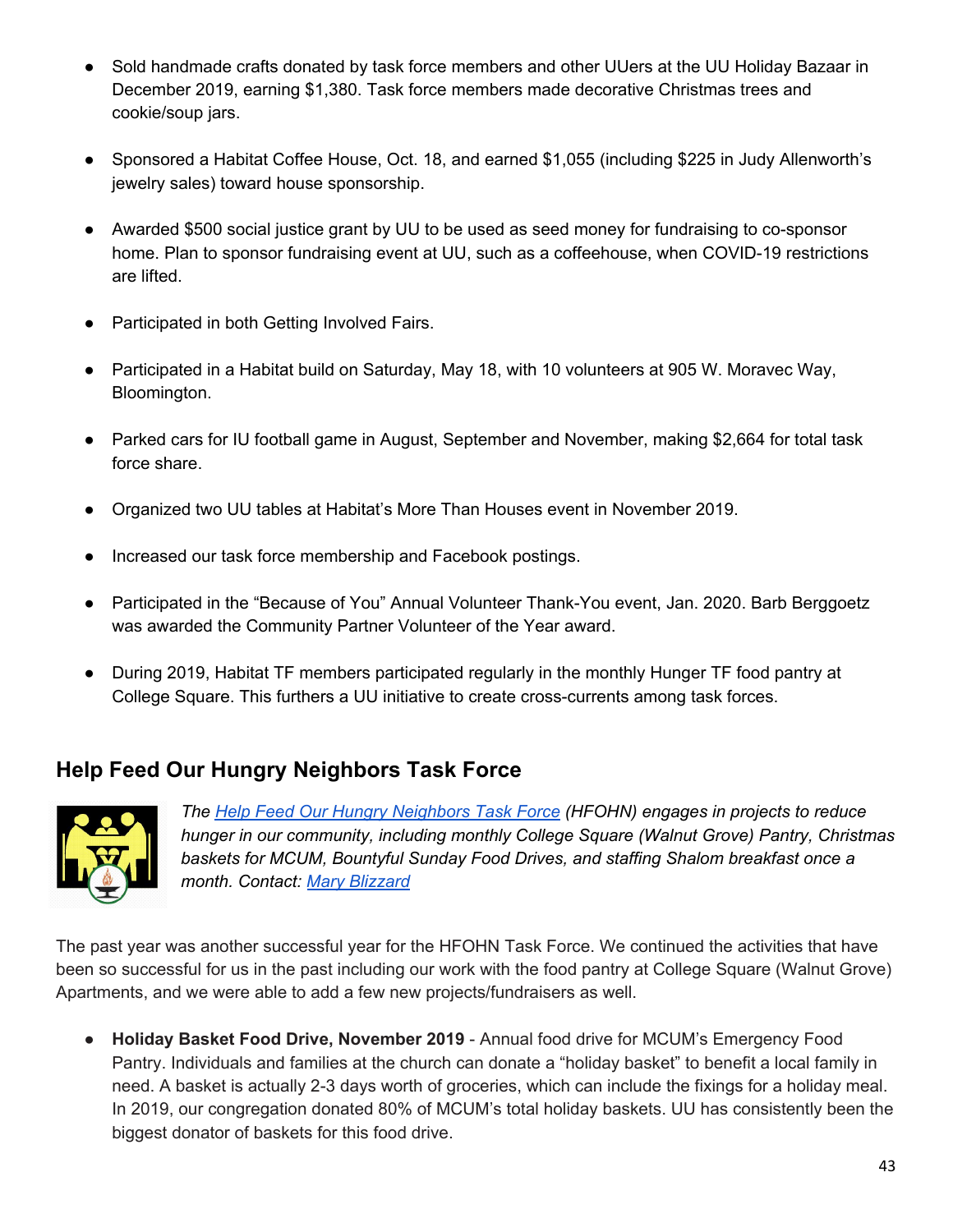- Sold handmade crafts donated by task force members and other UUers at the UU Holiday Bazaar in December 2019, earning $1,380. Task force members made decorative Christmas trees and cookie/soup jars.
- Sponsored a Habitat Coffee House, Oct. 18, and earned $1,055 (including $225 in Judy Allenworth's jewelry sales) toward house sponsorship.
- Awarded $500 social justice grant by UU to be used as seed money for fundraising to co-sponsor home. Plan to sponsor fundraising event at UU, such as a coffeehouse, when COVID-19 restrictions are lifted.
- Participated in both Getting Involved Fairs.
- Participated in a Habitat build on Saturday, May 18, with 10 volunteers at 905 W. Moravec Way, Bloomington.
- Parked cars for IU football game in August, September and November, making $2,664 for total task force share.
- Organized two UU tables at Habitat's More Than Houses event in November 2019.
- Increased our task force membership and Facebook postings.
- Participated in the "Because of You" Annual Volunteer Thank-You event, Jan. 2020. Barb Berggoetz was awarded the Community Partner Volunteer of the Year award.
- During 2019, Habitat TF members participated regularly in the monthly Hunger TF food pantry at College Square. This furthers a UU initiative to create cross-currents among task forces.

## Help Feed Our Hungry Neighbors Task Force

*The Help Feed Our Hungry Neighbors Task Force (HFOHN) engages in projects to reduce hunger in our community, including monthly College Square (Walnut Grove) Pantry, Christmas baskets for MCUM, Bountyful Sunday Food Drives, and staffing Shalom breakfast once a month. Contact: Mary Blizzard*

The past year was another successful year for the HFOHN Task Force. We continued the activities that have been so successful for us in the past including our work with the food pantry at College Square (Walnut Grove) Apartments, and we were able to add a few new projects/fundraisers as well.

- **Holiday Basket Food Drive, November 2019** - Annual food drive for MCUM's Emergency Food Pantry. Individuals and families at the church can donate a "holiday basket" to benefit a local family in need. A basket is actually 2-3 days worth of groceries, which can include the fixings for a holiday meal. In 2019, our congregation donated 80% of MCUM's total holiday baskets. UU has consistently been the biggest donator of baskets for this food drive.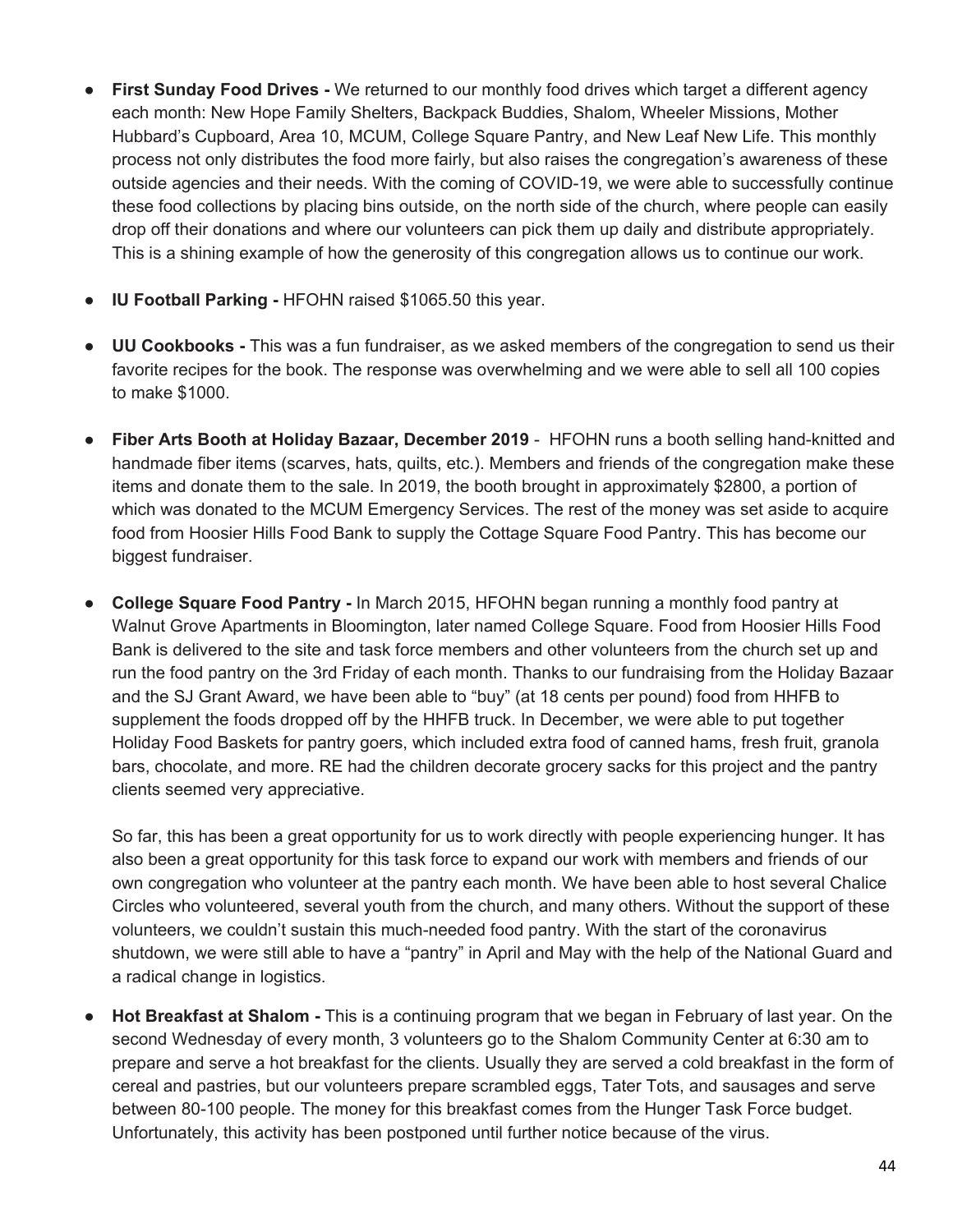- **First Sunday Food Drives -** We returned to our monthly food drives which target a different agency each month: New Hope Family Shelters, Backpack Buddies, Shalom, Wheeler Missions, Mother Hubbard's Cupboard, Area 10, MCUM, College Square Pantry, and New Leaf New Life. This monthly process not only distributes the food more fairly, but also raises the congregation's awareness of these outside agencies and their needs. With the coming of COVID-19, we were able to successfully continue these food collections by placing bins outside, on the north side of the church, where people can easily drop off their donations and where our volunteers can pick them up daily and distribute appropriately. This is a shining example of how the generosity of this congregation allows us to continue our work.

- **IU Football Parking -** HFOHN raised $1065.50 this year.

- **UU Cookbooks -** This was a fun fundraiser, as we asked members of the congregation to send us their favorite recipes for the book. The response was overwhelming and we were able to sell all 100 copies to make $1000.

- **Fiber Arts Booth at Holiday Bazaar, December 2019** - HFOHN runs a booth selling hand-knitted and handmade fiber items (scarves, hats, quilts, etc.). Members and friends of the congregation make these items and donate them to the sale. In 2019, the booth brought in approximately $2800, a portion of which was donated to the MCUM Emergency Services. The rest of the money was set aside to acquire food from Hoosier Hills Food Bank to supply the Cottage Square Food Pantry. This has become our biggest fundraiser.

- **College Square Food Pantry -** In March 2015, HFOHN began running a monthly food pantry at Walnut Grove Apartments in Bloomington, later named College Square. Food from Hoosier Hills Food Bank is delivered to the site and task force members and other volunteers from the church set up and run the food pantry on the 3rd Friday of each month. Thanks to our fundraising from the Holiday Bazaar and the SJ Grant Award, we have been able to "buy" (at 18 cents per pound) food from HHFB to supplement the foods dropped off by the HHFB truck. In December, we were able to put together Holiday Food Baskets for pantry goers, which included extra food of canned hams, fresh fruit, granola bars, chocolate, and more. RE had the children decorate grocery sacks for this project and the pantry clients seemed very appreciative.

  So far, this has been a great opportunity for us to work directly with people experiencing hunger. It has also been a great opportunity for this task force to expand our work with members and friends of our own congregation who volunteer at the pantry each month. We have been able to host several Chalice Circles who volunteered, several youth from the church, and many others. Without the support of these volunteers, we couldn't sustain this much-needed food pantry. With the start of the coronavirus shutdown, we were still able to have a "pantry" in April and May with the help of the National Guard and a radical change in logistics.

- **Hot Breakfast at Shalom -** This is a continuing program that we began in February of last year. On the second Wednesday of every month, 3 volunteers go to the Shalom Community Center at 6:30 am to prepare and serve a hot breakfast for the clients. Usually they are served a cold breakfast in the form of cereal and pastries, but our volunteers prepare scrambled eggs, Tater Tots, and sausages and serve between 80-100 people. The money for this breakfast comes from the Hunger Task Force budget. Unfortunately, this activity has been postponed until further notice because of the virus.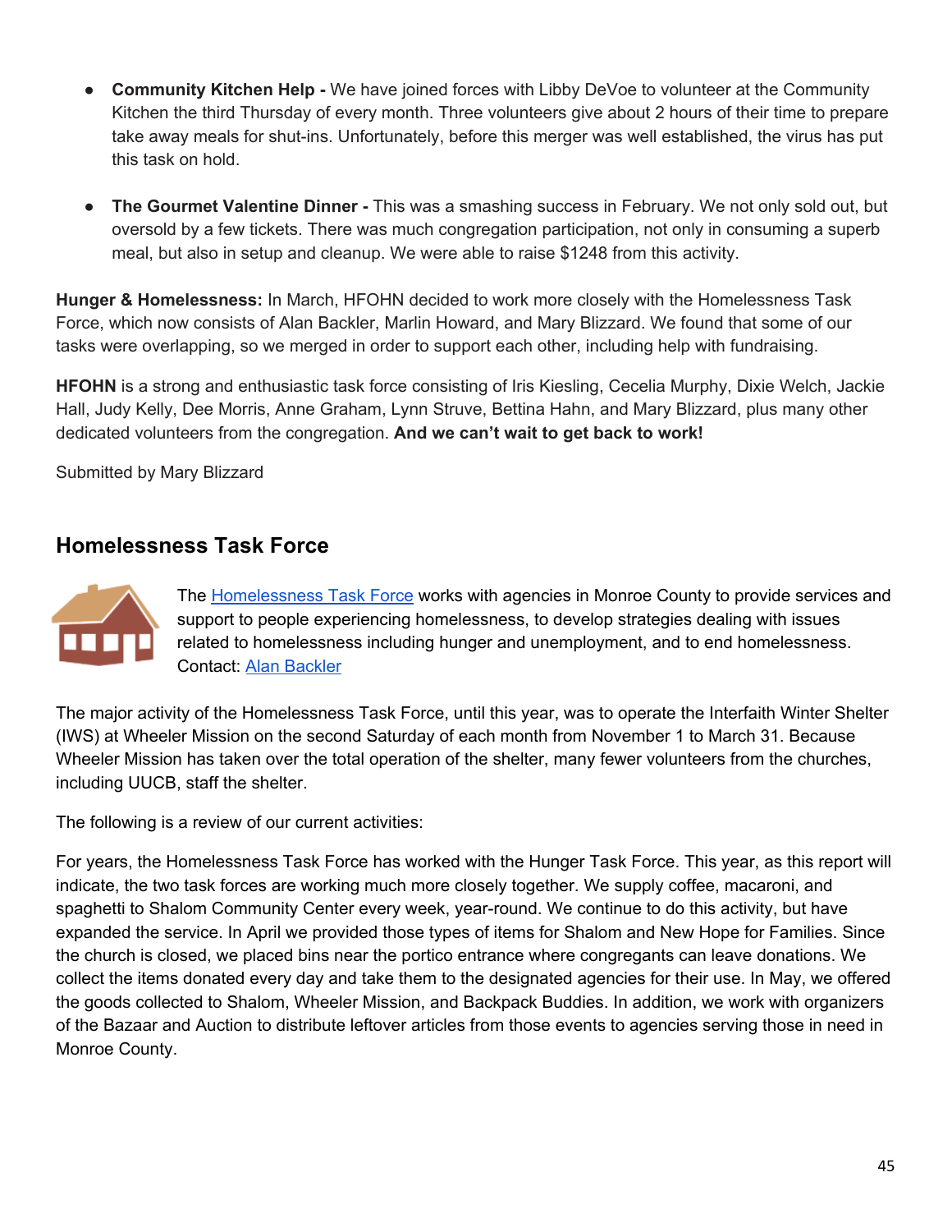- **Community Kitchen Help -** We have joined forces with Libby DeVoe to volunteer at the Community Kitchen the third Thursday of every month. Three volunteers give about 2 hours of their time to prepare take away meals for shut-ins. Unfortunately, before this merger was well established, the virus has put this task on hold.

- **The Gourmet Valentine Dinner -** This was a smashing success in February. We not only sold out, but oversold by a few tickets. There was much congregation participation, not only in consuming a superb meal, but also in setup and cleanup. We were able to raise $1248 from this activity.

**Hunger & Homelessness:** In March, HFOHN decided to work more closely with the Homelessness Task Force, which now consists of Alan Backler, Marlin Howard, and Mary Blizzard. We found that some of our tasks were overlapping, so we merged in order to support each other, including help with fundraising.

**HFOHN** is a strong and enthusiastic task force consisting of Iris Kiesling, Cecelia Murphy, Dixie Welch, Jackie Hall, Judy Kelly, Dee Morris, Anne Graham, Lynn Struve, Bettina Hahn, and Mary Blizzard, plus many other dedicated volunteers from the congregation. **And we can't wait to get back to work!**

Submitted by Mary Blizzard

## Homelessness Task Force

The Homelessness Task Force works with agencies in Monroe County to provide services and support to people experiencing homelessness, to develop strategies dealing with issues related to homelessness including hunger and unemployment, and to end homelessness. Contact: Alan Backler

The major activity of the Homelessness Task Force, until this year, was to operate the Interfaith Winter Shelter (IWS) at Wheeler Mission on the second Saturday of each month from November 1 to March 31. Because Wheeler Mission has taken over the total operation of the shelter, many fewer volunteers from the churches, including UUCB, staff the shelter.

The following is a review of our current activities:

For years, the Homelessness Task Force has worked with the Hunger Task Force. This year, as this report will indicate, the two task forces are working much more closely together. We supply coffee, macaroni, and spaghetti to Shalom Community Center every week, year-round. We continue to do this activity, but have expanded the service. In April we provided those types of items for Shalom and New Hope for Families. Since the church is closed, we placed bins near the portico entrance where congregants can leave donations. We collect the items donated every day and take them to the designated agencies for their use. In May, we offered the goods collected to Shalom, Wheeler Mission, and Backpack Buddies. In addition, we work with organizers of the Bazaar and Auction to distribute leftover articles from those events to agencies serving those in need in Monroe County.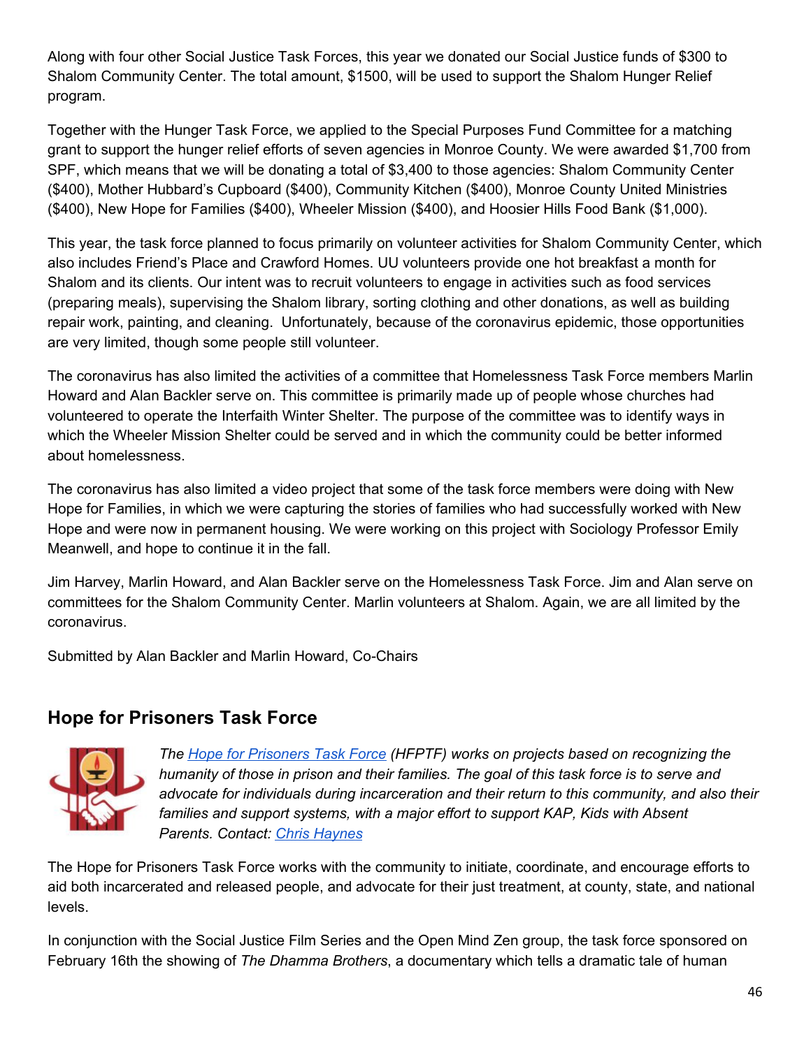Along with four other Social Justice Task Forces, this year we donated our Social Justice funds of $300 to Shalom Community Center. The total amount, $1500, will be used to support the Shalom Hunger Relief program.

Together with the Hunger Task Force, we applied to the Special Purposes Fund Committee for a matching grant to support the hunger relief efforts of seven agencies in Monroe County. We were awarded $1,700 from SPF, which means that we will be donating a total of $3,400 to those agencies: Shalom Community Center ($400), Mother Hubbard's Cupboard ($400), Community Kitchen ($400), Monroe County United Ministries ($400), New Hope for Families ($400), Wheeler Mission ($400), and Hoosier Hills Food Bank ($1,000).

This year, the task force planned to focus primarily on volunteer activities for Shalom Community Center, which also includes Friend's Place and Crawford Homes. UU volunteers provide one hot breakfast a month for Shalom and its clients. Our intent was to recruit volunteers to engage in activities such as food services (preparing meals), supervising the Shalom library, sorting clothing and other donations, as well as building repair work, painting, and cleaning. Unfortunately, because of the coronavirus epidemic, those opportunities are very limited, though some people still volunteer.

The coronavirus has also limited the activities of a committee that Homelessness Task Force members Marlin Howard and Alan Backler serve on. This committee is primarily made up of people whose churches had volunteered to operate the Interfaith Winter Shelter. The purpose of the committee was to identify ways in which the Wheeler Mission Shelter could be served and in which the community could be better informed about homelessness.

The coronavirus has also limited a video project that some of the task force members were doing with New Hope for Families, in which we were capturing the stories of families who had successfully worked with New Hope and were now in permanent housing. We were working on this project with Sociology Professor Emily Meanwell, and hope to continue it in the fall.

Jim Harvey, Marlin Howard, and Alan Backler serve on the Homelessness Task Force. Jim and Alan serve on committees for the Shalom Community Center. Marlin volunteers at Shalom. Again, we are all limited by the coronavirus.

Submitted by Alan Backler and Marlin Howard, Co-Chairs

## Hope for Prisoners Task Force

*The Hope for Prisoners Task Force (HFPTF) works on projects based on recognizing the humanity of those in prison and their families. The goal of this task force is to serve and advocate for individuals during incarceration and their return to this community, and also their families and support systems, with a major effort to support KAP, Kids with Absent Parents. Contact: Chris Haynes*

The Hope for Prisoners Task Force works with the community to initiate, coordinate, and encourage efforts to aid both incarcerated and released people, and advocate for their just treatment, at county, state, and national levels.

In conjunction with the Social Justice Film Series and the Open Mind Zen group, the task force sponsored on February 16th the showing of *The Dhamma Brothers*, a documentary which tells a dramatic tale of human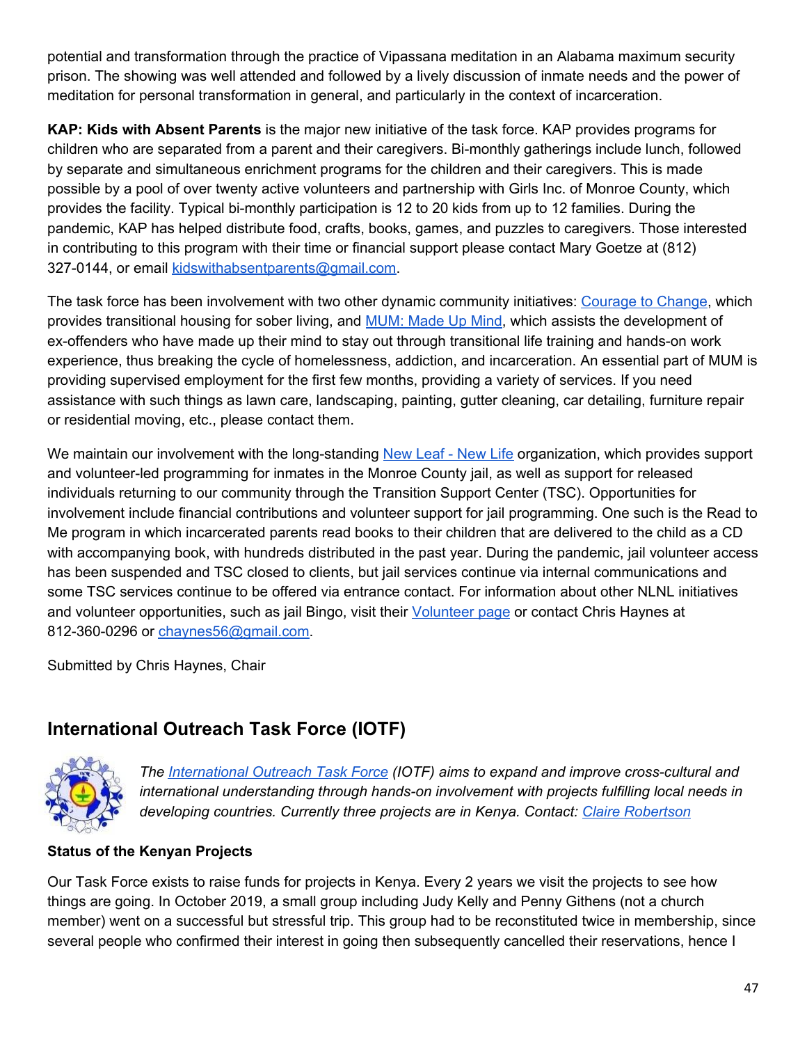potential and transformation through the practice of Vipassana meditation in an Alabama maximum security prison. The showing was well attended and followed by a lively discussion of inmate needs and the power of meditation for personal transformation in general, and particularly in the context of incarceration.

**KAP: Kids with Absent Parents** is the major new initiative of the task force. KAP provides programs for children who are separated from a parent and their caregivers. Bi-monthly gatherings include lunch, followed by separate and simultaneous enrichment programs for the children and their caregivers. This is made possible by a pool of over twenty active volunteers and partnership with Girls Inc. of Monroe County, which provides the facility. Typical bi-monthly participation is 12 to 20 kids from up to 12 families. During the pandemic, KAP has helped distribute food, crafts, books, games, and puzzles to caregivers. Those interested in contributing to this program with their time or financial support please contact Mary Goetze at (812) 327-0144, or email kidswithabsentparents@gmail.com.

The task force has been involvement with two other dynamic community initiatives: Courage to Change, which provides transitional housing for sober living, and MUM: Made Up Mind, which assists the development of ex-offenders who have made up their mind to stay out through transitional life training and hands-on work experience, thus breaking the cycle of homelessness, addiction, and incarceration. An essential part of MUM is providing supervised employment for the first few months, providing a variety of services. If you need assistance with such things as lawn care, landscaping, painting, gutter cleaning, car detailing, furniture repair or residential moving, etc., please contact them.

We maintain our involvement with the long-standing New Leaf - New Life organization, which provides support and volunteer-led programming for inmates in the Monroe County jail, as well as support for released individuals returning to our community through the Transition Support Center (TSC). Opportunities for involvement include financial contributions and volunteer support for jail programming. One such is the Read to Me program in which incarcerated parents read books to their children that are delivered to the child as a CD with accompanying book, with hundreds distributed in the past year. During the pandemic, jail volunteer access has been suspended and TSC closed to clients, but jail services continue via internal communications and some TSC services continue to be offered via entrance contact. For information about other NLNL initiatives and volunteer opportunities, such as jail Bingo, visit their Volunteer page or contact Chris Haynes at 812-360-0296 or chaynes56@gmail.com.

Submitted by Chris Haynes, Chair

## International Outreach Task Force (IOTF)

*The International Outreach Task Force (IOTF) aims to expand and improve cross-cultural and international understanding through hands-on involvement with projects fulfilling local needs in developing countries. Currently three projects are in Kenya. Contact: Claire Robertson*

### Status of the Kenyan Projects

Our Task Force exists to raise funds for projects in Kenya. Every 2 years we visit the projects to see how things are going. In October 2019, a small group including Judy Kelly and Penny Githens (not a church member) went on a successful but stressful trip. This group had to be reconstituted twice in membership, since several people who confirmed their interest in going then subsequently cancelled their reservations, hence I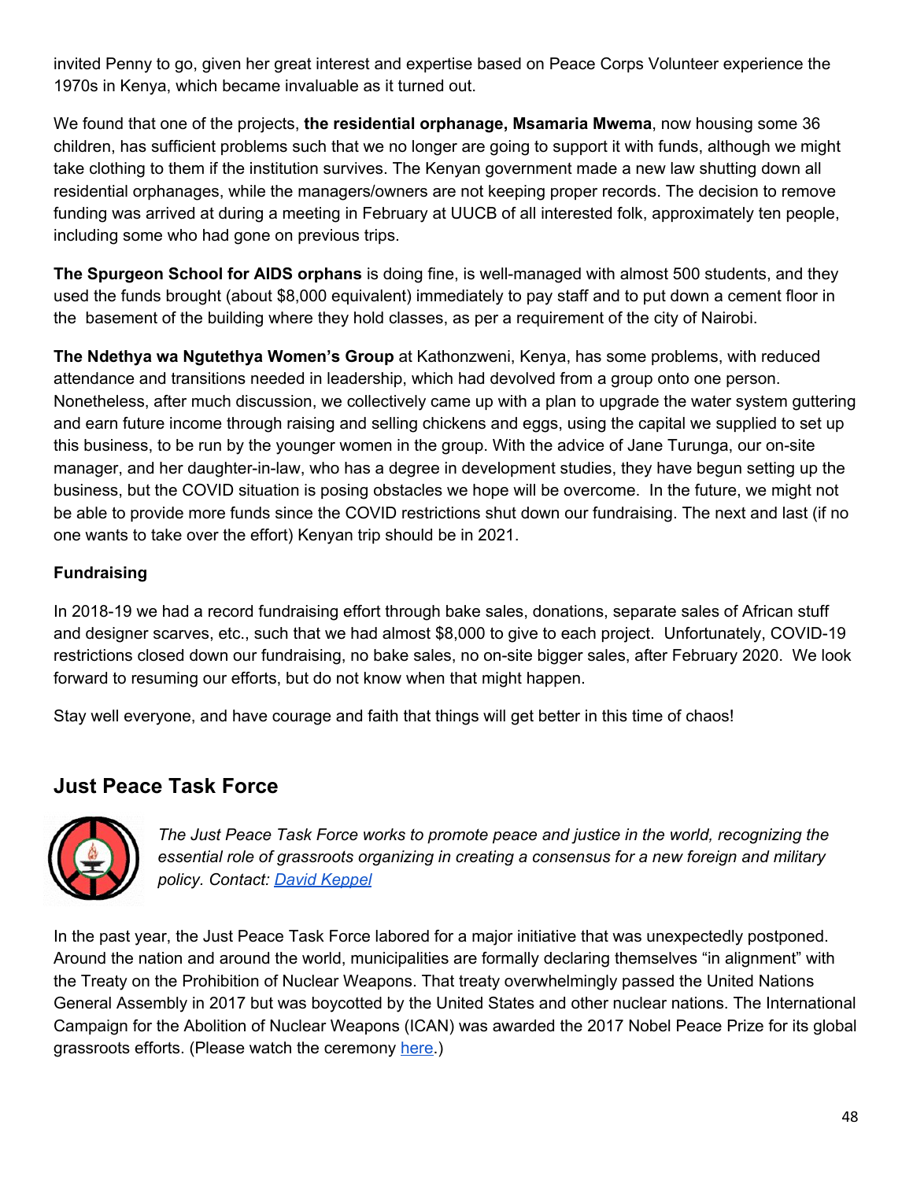invited Penny to go, given her great interest and expertise based on Peace Corps Volunteer experience the 1970s in Kenya, which became invaluable as it turned out.

We found that one of the projects, **the residential orphanage, Msamaria Mwema**, now housing some 36 children, has sufficient problems such that we no longer are going to support it with funds, although we might take clothing to them if the institution survives. The Kenyan government made a new law shutting down all residential orphanages, while the managers/owners are not keeping proper records. The decision to remove funding was arrived at during a meeting in February at UUCB of all interested folk, approximately ten people, including some who had gone on previous trips.

**The Spurgeon School for AIDS orphans** is doing fine, is well-managed with almost 500 students, and they used the funds brought (about $8,000 equivalent) immediately to pay staff and to put down a cement floor in the basement of the building where they hold classes, as per a requirement of the city of Nairobi.

**The Ndethya wa Ngutethya Women's Group** at Kathonzweni, Kenya, has some problems, with reduced attendance and transitions needed in leadership, which had devolved from a group onto one person. Nonetheless, after much discussion, we collectively came up with a plan to upgrade the water system guttering and earn future income through raising and selling chickens and eggs, using the capital we supplied to set up this business, to be run by the younger women in the group. With the advice of Jane Turunga, our on-site manager, and her daughter-in-law, who has a degree in development studies, they have begun setting up the business, but the COVID situation is posing obstacles we hope will be overcome. In the future, we might not be able to provide more funds since the COVID restrictions shut down our fundraising. The next and last (if no one wants to take over the effort) Kenyan trip should be in 2021.

**Fundraising**

In 2018-19 we had a record fundraising effort through bake sales, donations, separate sales of African stuff and designer scarves, etc., such that we had almost $8,000 to give to each project. Unfortunately, COVID-19 restrictions closed down our fundraising, no bake sales, no on-site bigger sales, after February 2020. We look forward to resuming our efforts, but do not know when that might happen.

Stay well everyone, and have courage and faith that things will get better in this time of chaos!

## Just Peace Task Force

*The Just Peace Task Force works to promote peace and justice in the world, recognizing the essential role of grassroots organizing in creating a consensus for a new foreign and military policy. Contact: [David Keppel]*

In the past year, the Just Peace Task Force labored for a major initiative that was unexpectedly postponed. Around the nation and around the world, municipalities are formally declaring themselves "in alignment" with the Treaty on the Prohibition of Nuclear Weapons. That treaty overwhelmingly passed the United Nations General Assembly in 2017 but was boycotted by the United States and other nuclear nations. The International Campaign for the Abolition of Nuclear Weapons (ICAN) was awarded the 2017 Nobel Peace Prize for its global grassroots efforts. (Please watch the ceremony here.)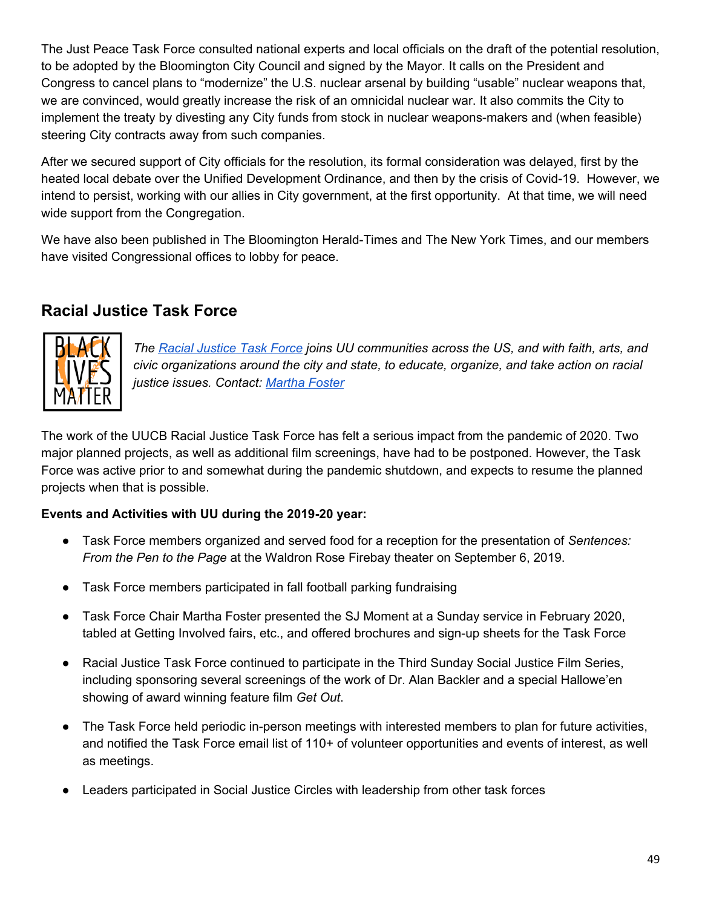The Just Peace Task Force consulted national experts and local officials on the draft of the potential resolution, to be adopted by the Bloomington City Council and signed by the Mayor. It calls on the President and Congress to cancel plans to "modernize" the U.S. nuclear arsenal by building "usable" nuclear weapons that, we are convinced, would greatly increase the risk of an omnicidal nuclear war. It also commits the City to implement the treaty by divesting any City funds from stock in nuclear weapons-makers and (when feasible) steering City contracts away from such companies.

After we secured support of City officials for the resolution, its formal consideration was delayed, first by the heated local debate over the Unified Development Ordinance, and then by the crisis of Covid-19. However, we intend to persist, working with our allies in City government, at the first opportunity. At that time, we will need wide support from the Congregation.

We have also been published in The Bloomington Herald-Times and The New York Times, and our members have visited Congressional offices to lobby for peace.

## Racial Justice Task Force

*The Racial Justice Task Force joins UU communities across the US, and with faith, arts, and civic organizations around the city and state, to educate, organize, and take action on racial justice issues. Contact: Martha Foster*

The work of the UUCB Racial Justice Task Force has felt a serious impact from the pandemic of 2020. Two major planned projects, as well as additional film screenings, have had to be postponed. However, the Task Force was active prior to and somewhat during the pandemic shutdown, and expects to resume the planned projects when that is possible.

**Events and Activities with UU during the 2019-20 year:**

- Task Force members organized and served food for a reception for the presentation of *Sentences: From the Pen to the Page* at the Waldron Rose Firebay theater on September 6, 2019.
- Task Force members participated in fall football parking fundraising
- Task Force Chair Martha Foster presented the SJ Moment at a Sunday service in February 2020, tabled at Getting Involved fairs, etc., and offered brochures and sign-up sheets for the Task Force
- Racial Justice Task Force continued to participate in the Third Sunday Social Justice Film Series, including sponsoring several screenings of the work of Dr. Alan Backler and a special Hallowe'en showing of award winning feature film *Get Out*.
- The Task Force held periodic in-person meetings with interested members to plan for future activities, and notified the Task Force email list of 110+ of volunteer opportunities and events of interest, as well as meetings.
- Leaders participated in Social Justice Circles with leadership from other task forces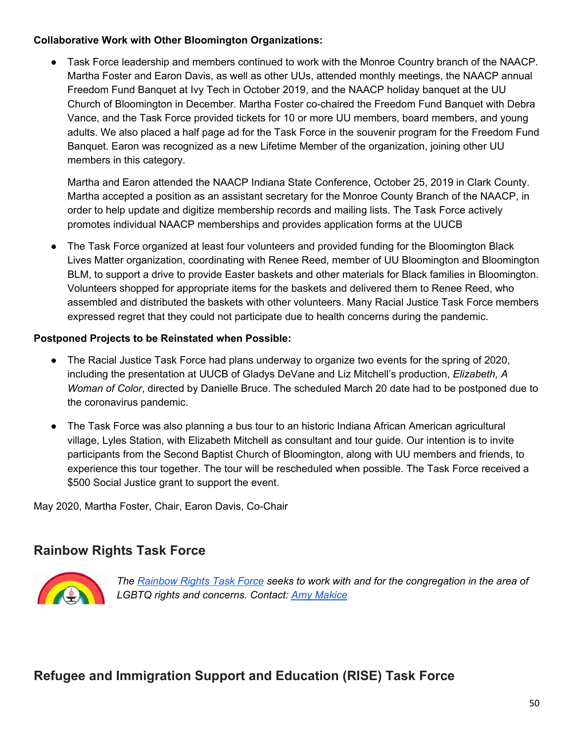**Collaborative Work with Other Bloomington Organizations:**

- Task Force leadership and members continued to work with the Monroe Country branch of the NAACP. Martha Foster and Earon Davis, as well as other UUs, attended monthly meetings, the NAACP annual Freedom Fund Banquet at Ivy Tech in October 2019, and the NAACP holiday banquet at the UU Church of Bloomington in December. Martha Foster co-chaired the Freedom Fund Banquet with Debra Vance, and the Task Force provided tickets for 10 or more UU members, board members, and young adults. We also placed a half page ad for the Task Force in the souvenir program for the Freedom Fund Banquet. Earon was recognized as a new Lifetime Member of the organization, joining other UU members in this category.

  Martha and Earon attended the NAACP Indiana State Conference, October 25, 2019 in Clark County. Martha accepted a position as an assistant secretary for the Monroe County Branch of the NAACP, in order to help update and digitize membership records and mailing lists. The Task Force actively promotes individual NAACP memberships and provides application forms at the UUCB

- The Task Force organized at least four volunteers and provided funding for the Bloomington Black Lives Matter organization, coordinating with Renee Reed, member of UU Bloomington and Bloomington BLM, to support a drive to provide Easter baskets and other materials for Black families in Bloomington. Volunteers shopped for appropriate items for the baskets and delivered them to Renee Reed, who assembled and distributed the baskets with other volunteers. Many Racial Justice Task Force members expressed regret that they could not participate due to health concerns during the pandemic.

**Postponed Projects to be Reinstated when Possible:**

- The Racial Justice Task Force had plans underway to organize two events for the spring of 2020, including the presentation at UUCB of Gladys DeVane and Liz Mitchell's production, *Elizabeth, A Woman of Color*, directed by Danielle Bruce. The scheduled March 20 date had to be postponed due to the coronavirus pandemic.

- The Task Force was also planning a bus tour to an historic Indiana African American agricultural village, Lyles Station, with Elizabeth Mitchell as consultant and tour guide. Our intention is to invite participants from the Second Baptist Church of Bloomington, along with UU members and friends, to experience this tour together. The tour will be rescheduled when possible. The Task Force received a $500 Social Justice grant to support the event.

May 2020, Martha Foster, Chair, Earon Davis, Co-Chair

## Rainbow Rights Task Force

*The Rainbow Rights Task Force seeks to work with and for the congregation in the area of LGBTQ rights and concerns. Contact: Amy Makice*

## Refugee and Immigration Support and Education (RISE) Task Force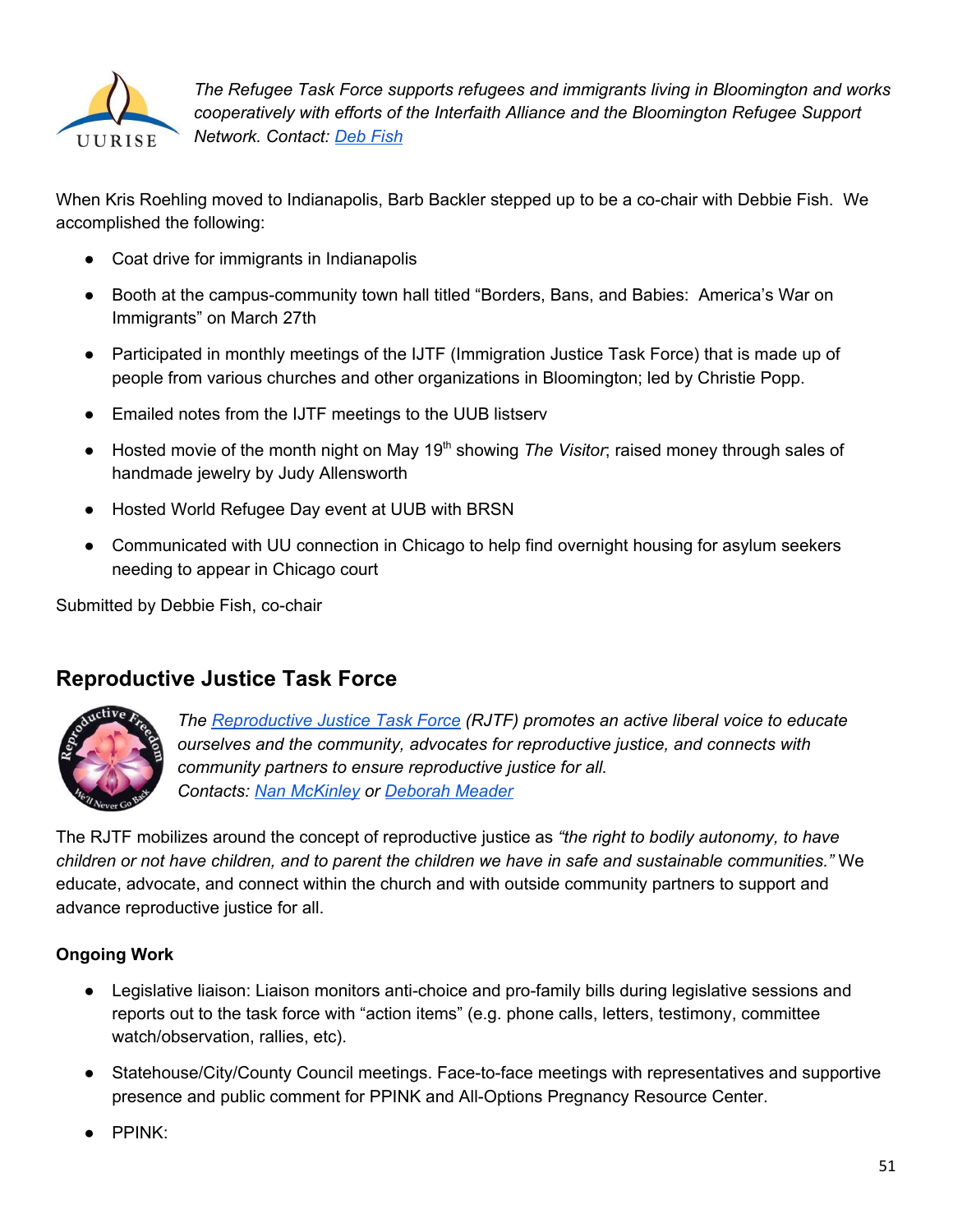*The Refugee Task Force supports refugees and immigrants living in Bloomington and works cooperatively with efforts of the Interfaith Alliance and the Bloomington Refugee Support Network. Contact: Deb Fish*

When Kris Roehling moved to Indianapolis, Barb Backler stepped up to be a co-chair with Debbie Fish. We accomplished the following:

- Coat drive for immigrants in Indianapolis
- Booth at the campus-community town hall titled "Borders, Bans, and Babies: America's War on Immigrants" on March 27th
- Participated in monthly meetings of the IJTF (Immigration Justice Task Force) that is made up of people from various churches and other organizations in Bloomington; led by Christie Popp.
- Emailed notes from the IJTF meetings to the UUB listserv
- Hosted movie of the month night on May 19th showing *The Visitor*; raised money through sales of handmade jewelry by Judy Allensworth
- Hosted World Refugee Day event at UUB with BRSN
- Communicated with UU connection in Chicago to help find overnight housing for asylum seekers needing to appear in Chicago court

Submitted by Debbie Fish, co-chair

## Reproductive Justice Task Force

*The Reproductive Justice Task Force (RJTF) promotes an active liberal voice to educate ourselves and the community, advocates for reproductive justice, and connects with community partners to ensure reproductive justice for all.*
*Contacts: Nan McKinley or Deborah Meader*

The RJTF mobilizes around the concept of reproductive justice as *"the right to bodily autonomy, to have children or not have children, and to parent the children we have in safe and sustainable communities."* We educate, advocate, and connect within the church and with outside community partners to support and advance reproductive justice for all.

**Ongoing Work**

- Legislative liaison: Liaison monitors anti-choice and pro-family bills during legislative sessions and reports out to the task force with "action items" (e.g. phone calls, letters, testimony, committee watch/observation, rallies, etc).
- Statehouse/City/County Council meetings. Face-to-face meetings with representatives and supportive presence and public comment for PPINK and All-Options Pregnancy Resource Center.
- PPINK: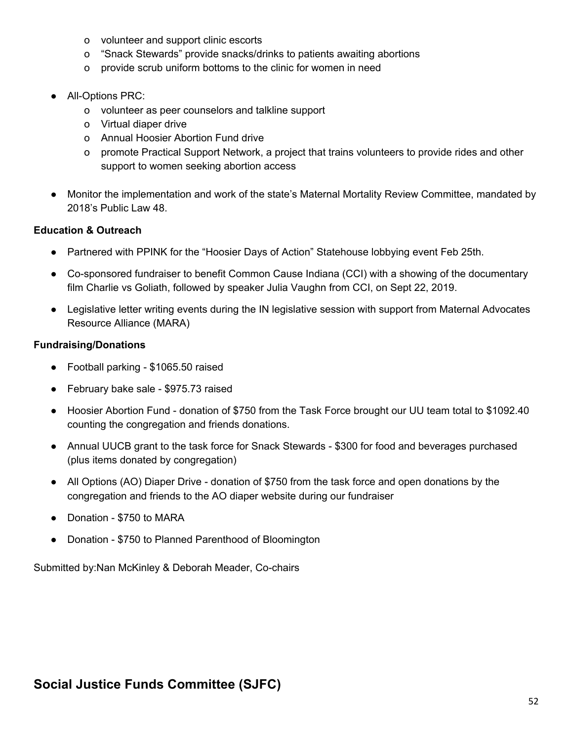- volunteer and support clinic escorts
  - "Snack Stewards" provide snacks/drinks to patients awaiting abortions
  - provide scrub uniform bottoms to the clinic for women in need

- All-Options PRC:
  - volunteer as peer counselors and talkline support
  - Virtual diaper drive
  - Annual Hoosier Abortion Fund drive
  - promote Practical Support Network, a project that trains volunteers to provide rides and other support to women seeking abortion access

- Monitor the implementation and work of the state's Maternal Mortality Review Committee, mandated by 2018's Public Law 48.

**Education & Outreach**

- Partnered with PPINK for the "Hoosier Days of Action" Statehouse lobbying event Feb 25th.
- Co-sponsored fundraiser to benefit Common Cause Indiana (CCI) with a showing of the documentary film Charlie vs Goliath, followed by speaker Julia Vaughn from CCI, on Sept 22, 2019.
- Legislative letter writing events during the IN legislative session with support from Maternal Advocates Resource Alliance (MARA)

**Fundraising/Donations**

- Football parking - $1065.50 raised
- February bake sale - $975.73 raised
- Hoosier Abortion Fund - donation of $750 from the Task Force brought our UU team total to $1092.40 counting the congregation and friends donations.
- Annual UUCB grant to the task force for Snack Stewards - $300 for food and beverages purchased (plus items donated by congregation)
- All Options (AO) Diaper Drive - donation of $750 from the task force and open donations by the congregation and friends to the AO diaper website during our fundraiser
- Donation - $750 to MARA
- Donation - $750 to Planned Parenthood of Bloomington

Submitted by:Nan McKinley & Deborah Meader, Co-chairs

## Social Justice Funds Committee (SJFC)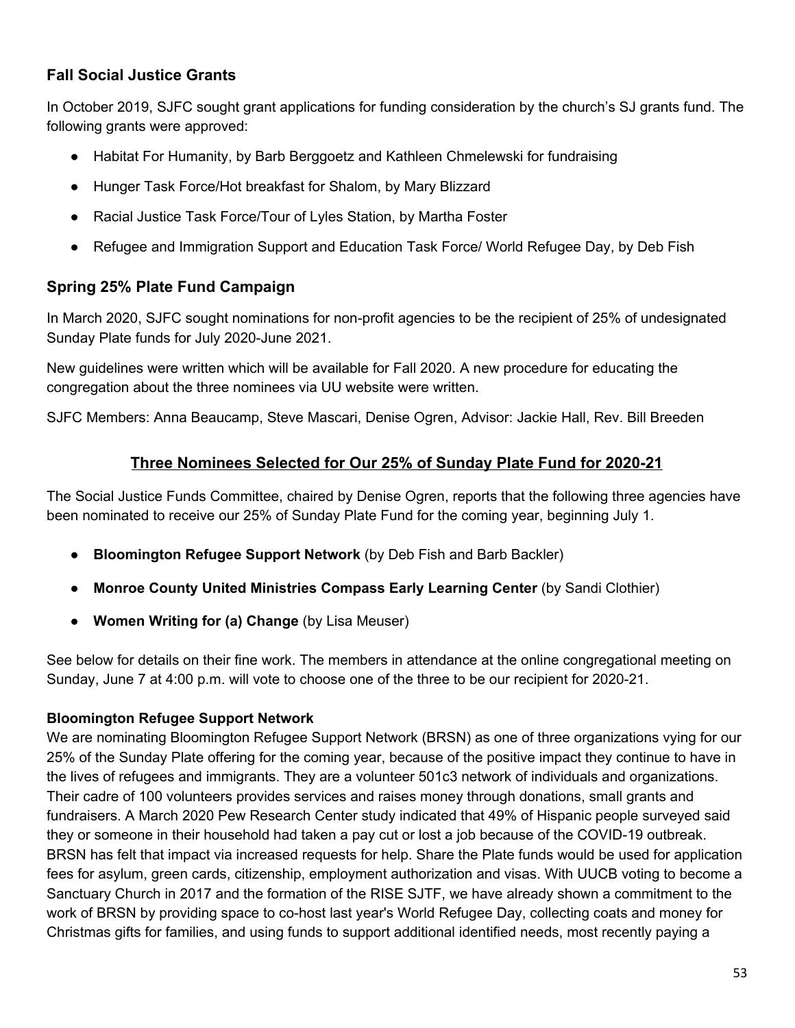## Fall Social Justice Grants

In October 2019, SJFC sought grant applications for funding consideration by the church's SJ grants fund. The following grants were approved:

- Habitat For Humanity, by Barb Berggoetz and Kathleen Chmelewski for fundraising
- Hunger Task Force/Hot breakfast for Shalom, by Mary Blizzard
- Racial Justice Task Force/Tour of Lyles Station, by Martha Foster
- Refugee and Immigration Support and Education Task Force/ World Refugee Day, by Deb Fish

## Spring 25% Plate Fund Campaign

In March 2020, SJFC sought nominations for non-profit agencies to be the recipient of 25% of undesignated Sunday Plate funds for July 2020-June 2021.

New guidelines were written which will be available for Fall 2020. A new procedure for educating the congregation about the three nominees via UU website were written.

SJFC Members: Anna Beaucamp, Steve Mascari, Denise Ogren, Advisor: Jackie Hall, Rev. Bill Breeden

## Three Nominees Selected for Our 25% of Sunday Plate Fund for 2020-21

The Social Justice Funds Committee, chaired by Denise Ogren, reports that the following three agencies have been nominated to receive our 25% of Sunday Plate Fund for the coming year, beginning July 1.

- **Bloomington Refugee Support Network** (by Deb Fish and Barb Backler)
- **Monroe County United Ministries Compass Early Learning Center** (by Sandi Clothier)
- **Women Writing for (a) Change** (by Lisa Meuser)

See below for details on their fine work. The members in attendance at the online congregational meeting on Sunday, June 7 at 4:00 p.m. will vote to choose one of the three to be our recipient for 2020-21.

**Bloomington Refugee Support Network**

We are nominating Bloomington Refugee Support Network (BRSN) as one of three organizations vying for our 25% of the Sunday Plate offering for the coming year, because of the positive impact they continue to have in the lives of refugees and immigrants. They are a volunteer 501c3 network of individuals and organizations. Their cadre of 100 volunteers provides services and raises money through donations, small grants and fundraisers. A March 2020 Pew Research Center study indicated that 49% of Hispanic people surveyed said they or someone in their household had taken a pay cut or lost a job because of the COVID-19 outbreak. BRSN has felt that impact via increased requests for help. Share the Plate funds would be used for application fees for asylum, green cards, citizenship, employment authorization and visas. With UUCB voting to become a Sanctuary Church in 2017 and the formation of the RISE SJTF, we have already shown a commitment to the work of BRSN by providing space to co-host last year's World Refugee Day, collecting coats and money for Christmas gifts for families, and using funds to support additional identified needs, most recently paying a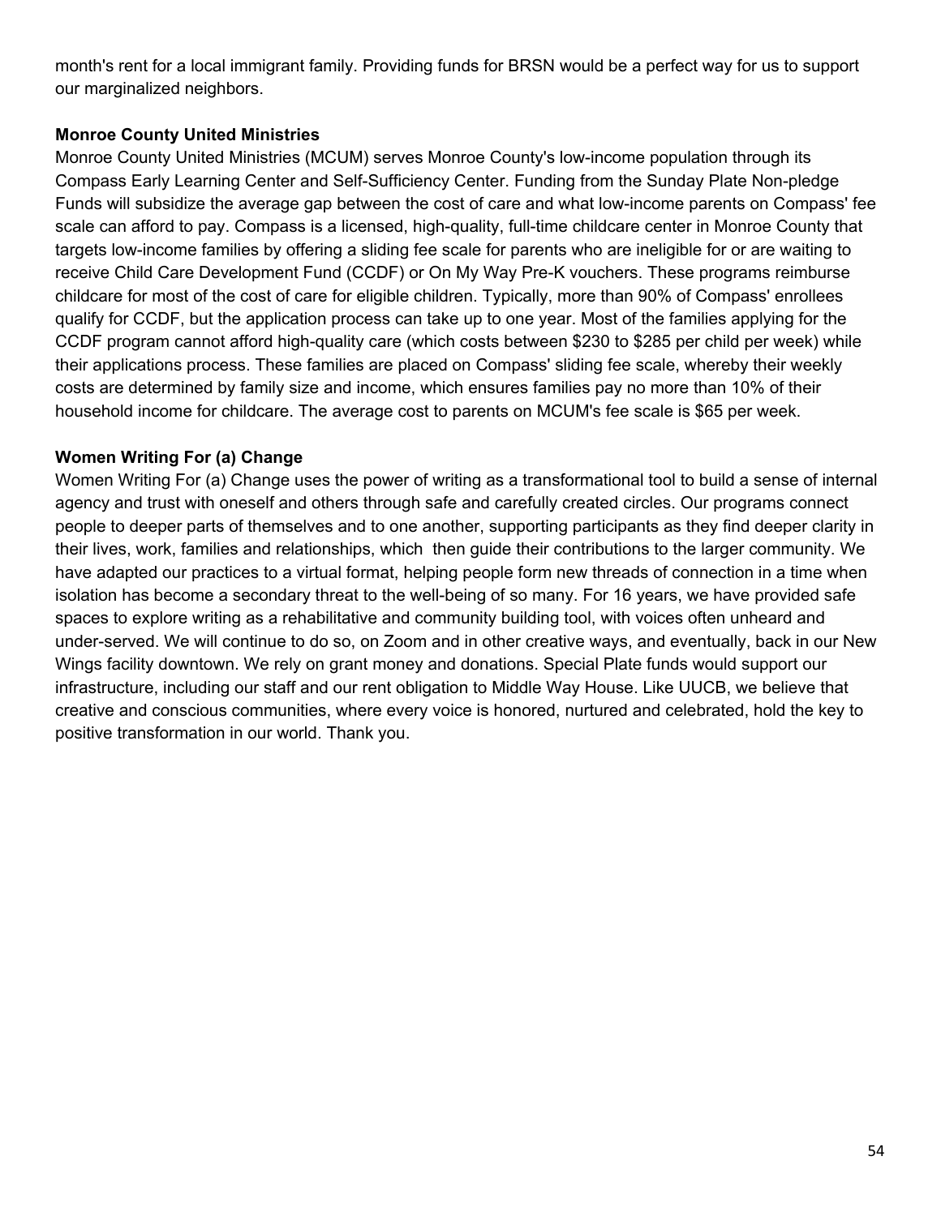month's rent for a local immigrant family. Providing funds for BRSN would be a perfect way for us to support our marginalized neighbors.

**Monroe County United Ministries**

Monroe County United Ministries (MCUM) serves Monroe County's low-income population through its Compass Early Learning Center and Self-Sufficiency Center. Funding from the Sunday Plate Non-pledge Funds will subsidize the average gap between the cost of care and what low-income parents on Compass' fee scale can afford to pay. Compass is a licensed, high-quality, full-time childcare center in Monroe County that targets low-income families by offering a sliding fee scale for parents who are ineligible for or are waiting to receive Child Care Development Fund (CCDF) or On My Way Pre-K vouchers. These programs reimburse childcare for most of the cost of care for eligible children. Typically, more than 90% of Compass' enrollees qualify for CCDF, but the application process can take up to one year. Most of the families applying for the CCDF program cannot afford high-quality care (which costs between $230 to $285 per child per week) while their applications process. These families are placed on Compass' sliding fee scale, whereby their weekly costs are determined by family size and income, which ensures families pay no more than 10% of their household income for childcare. The average cost to parents on MCUM's fee scale is $65 per week.

**Women Writing For (a) Change**

Women Writing For (a) Change uses the power of writing as a transformational tool to build a sense of internal agency and trust with oneself and others through safe and carefully created circles. Our programs connect people to deeper parts of themselves and to one another, supporting participants as they find deeper clarity in their lives, work, families and relationships, which then guide their contributions to the larger community. We have adapted our practices to a virtual format, helping people form new threads of connection in a time when isolation has become a secondary threat to the well-being of so many. For 16 years, we have provided safe spaces to explore writing as a rehabilitative and community building tool, with voices often unheard and under-served. We will continue to do so, on Zoom and in other creative ways, and eventually, back in our New Wings facility downtown. We rely on grant money and donations. Special Plate funds would support our infrastructure, including our staff and our rent obligation to Middle Way House. Like UUCB, we believe that creative and conscious communities, where every voice is honored, nurtured and celebrated, hold the key to positive transformation in our world. Thank you.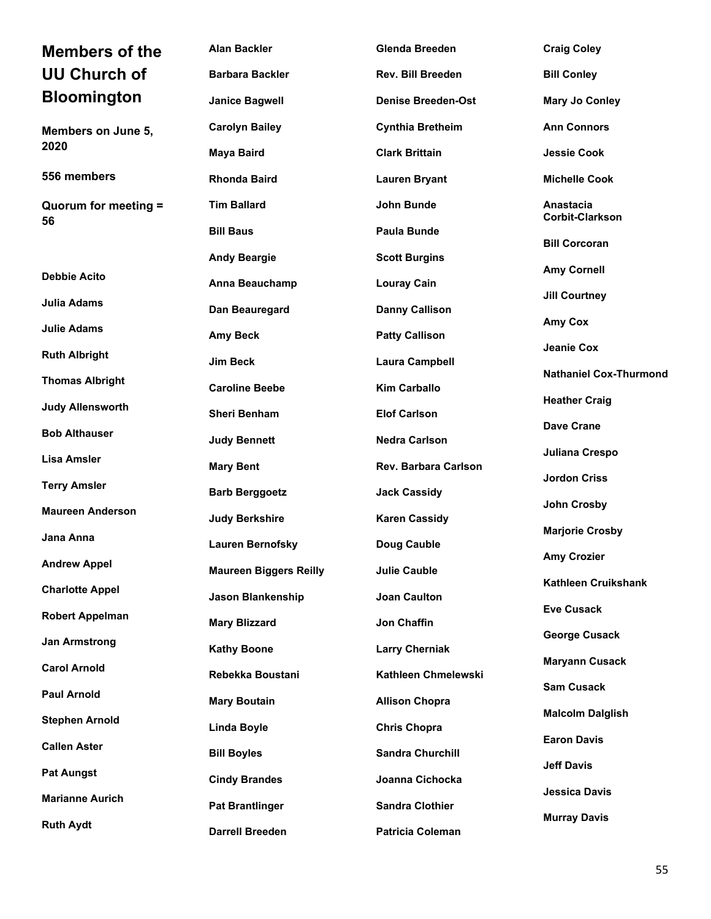# Members of the UU Church of Bloomington

**Members on June 5, 2020**

**556 members**

**Quorum for meeting = 56**

**Debbie Acito**

**Julia Adams**

**Julie Adams**

**Ruth Albright**

**Thomas Albright**

**Judy Allensworth**

**Bob Althauser**

**Lisa Amsler**

**Terry Amsler**

**Maureen Anderson**

**Jana Anna**

**Andrew Appel**

**Charlotte Appel**

**Robert Appelman**

**Jan Armstrong**

**Carol Arnold**

**Paul Arnold**

**Stephen Arnold**

**Callen Aster**

**Pat Aungst**

**Marianne Aurich**

**Ruth Aydt**

**Alan Backler**

**Barbara Backler**

**Janice Bagwell**

**Carolyn Bailey**

**Maya Baird**

**Rhonda Baird**

**Tim Ballard**

**Bill Baus**

**Andy Beargie**

**Anna Beauchamp**

**Dan Beauregard**

**Amy Beck**

**Jim Beck**

**Caroline Beebe**

**Sheri Benham**

**Judy Bennett**

**Mary Bent**

**Barb Berggoetz**

**Judy Berkshire**

**Lauren Bernofsky**

**Maureen Biggers Reilly**

**Jason Blankenship**

**Mary Blizzard**

**Kathy Boone**

**Rebekka Boustani**

**Mary Boutain**

**Linda Boyle**

**Bill Boyles**

**Cindy Brandes**

**Pat Brantlinger**

**Darrell Breeden**

**Glenda Breeden**

**Rev. Bill Breeden**

**Denise Breeden-Ost**

**Cynthia Bretheim**

**Clark Brittain**

**Lauren Bryant**

**John Bunde**

**Paula Bunde**

**Scott Burgins**

**Louray Cain**

**Danny Callison**

**Patty Callison**

**Laura Campbell**

**Kim Carballo**

**Elof Carlson**

**Nedra Carlson**

**Rev. Barbara Carlson**

**Jack Cassidy**

**Karen Cassidy**

**Doug Cauble**

**Julie Cauble**

**Joan Caulton**

**Jon Chaffin**

**Larry Cherniak**

**Kathleen Chmelewski**

**Allison Chopra**

**Chris Chopra**

**Sandra Churchill**

**Joanna Cichocka**

**Sandra Clothier**

**Patricia Coleman**

**Craig Coley**

**Bill Conley**

**Mary Jo Conley**

**Ann Connors**

**Jessie Cook**

**Michelle Cook**

**Anastacia Corbit-Clarkson**

**Bill Corcoran**

**Amy Cornell**

**Jill Courtney**

**Amy Cox**

**Jeanie Cox**

**Nathaniel Cox-Thurmond**

**Heather Craig**

**Dave Crane**

**Juliana Crespo**

**Jordon Criss**

**John Crosby**

**Marjorie Crosby**

**Amy Crozier**

**Kathleen Cruikshank**

**Eve Cusack**

**George Cusack**

**Maryann Cusack**

**Sam Cusack**

**Malcolm Dalglish**

**Earon Davis**

**Jeff Davis**

**Jessica Davis**

**Murray Davis**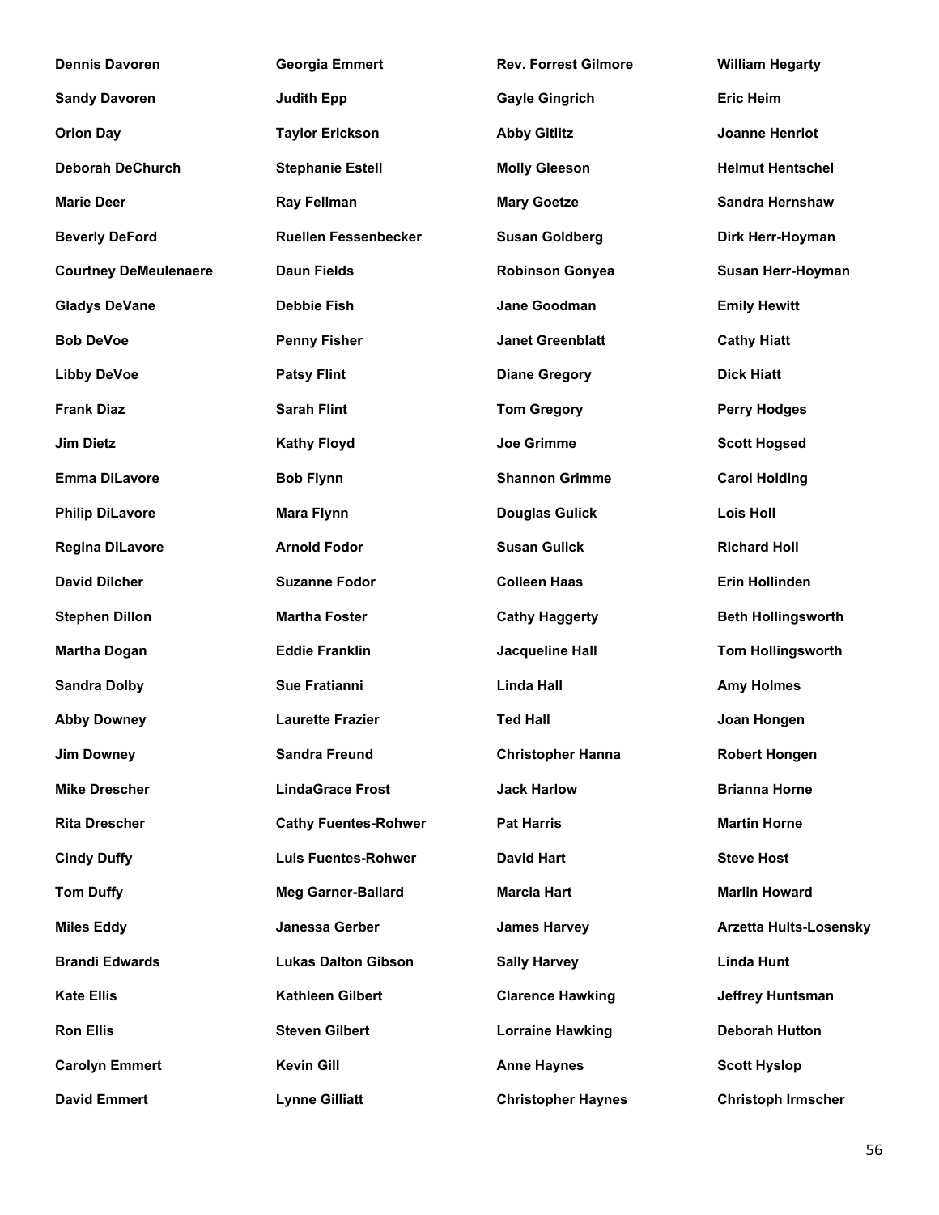**Dennis Davoren**

**Sandy Davoren**

**Orion Day**

**Deborah DeChurch**

**Marie Deer**

**Beverly DeFord**

**Courtney DeMeulenaere**

**Gladys DeVane**

**Bob DeVoe**

**Libby DeVoe**

**Frank Diaz**

**Jim Dietz**

**Emma DiLavore**

**Philip DiLavore**

**Regina DiLavore**

**David Dilcher**

**Stephen Dillon**

**Martha Dogan**

**Sandra Dolby**

**Abby Downey**

**Jim Downey**

**Mike Drescher**

**Rita Drescher**

**Cindy Duffy**

**Tom Duffy**

**Miles Eddy**

**Brandi Edwards**

**Kate Ellis**

**Ron Ellis**

**Carolyn Emmert**

**David Emmert**

**Georgia Emmert**

**Judith Epp**

**Taylor Erickson**

**Stephanie Estell**

**Ray Fellman**

**Ruellen Fessenbecker**

**Daun Fields**

**Debbie Fish**

**Penny Fisher**

**Patsy Flint**

**Sarah Flint**

**Kathy Floyd**

**Bob Flynn**

**Mara Flynn**

**Arnold Fodor**

**Suzanne Fodor**

**Martha Foster**

**Eddie Franklin**

**Sue Fratianni**

**Laurette Frazier**

**Sandra Freund**

**LindaGrace Frost**

**Cathy Fuentes-Rohwer**

**Luis Fuentes-Rohwer**

**Meg Garner-Ballard**

**Janessa Gerber**

**Lukas Dalton Gibson**

**Kathleen Gilbert**

**Steven Gilbert**

**Kevin Gill**

**Lynne Gilliatt**

**Rev. Forrest Gilmore**

**Gayle Gingrich**

**Abby Gitlitz**

**Molly Gleeson**

**Mary Goetze**

**Susan Goldberg**

**Robinson Gonyea**

**Jane Goodman**

**Janet Greenblatt**

**Diane Gregory**

**Tom Gregory**

**Joe Grimme**

**Shannon Grimme**

**Douglas Gulick**

**Susan Gulick**

**Colleen Haas**

**Cathy Haggerty**

**Jacqueline Hall**

**Linda Hall**

**Ted Hall**

**Christopher Hanna**

**Jack Harlow**

**Pat Harris**

**David Hart**

**Marcia Hart**

**James Harvey**

**Sally Harvey**

**Clarence Hawking**

**Lorraine Hawking**

**Anne Haynes**

**Christopher Haynes**

**William Hegarty**

**Eric Heim**

**Joanne Henriot**

**Helmut Hentschel**

**Sandra Hernshaw**

**Dirk Herr-Hoyman**

**Susan Herr-Hoyman**

**Emily Hewitt**

**Cathy Hiatt**

**Dick Hiatt**

**Perry Hodges**

**Scott Hogsed**

**Carol Holding**

**Lois Holl**

**Richard Holl**

**Erin Hollinden**

**Beth Hollingsworth**

**Tom Hollingsworth**

**Amy Holmes**

**Joan Hongen**

**Robert Hongen**

**Brianna Horne**

**Martin Horne**

**Steve Host**

**Marlin Howard**

**Arzetta Hults-Losensky**

**Linda Hunt**

**Jeffrey Huntsman**

**Deborah Hutton**

**Scott Hyslop**

**Christoph Irmscher**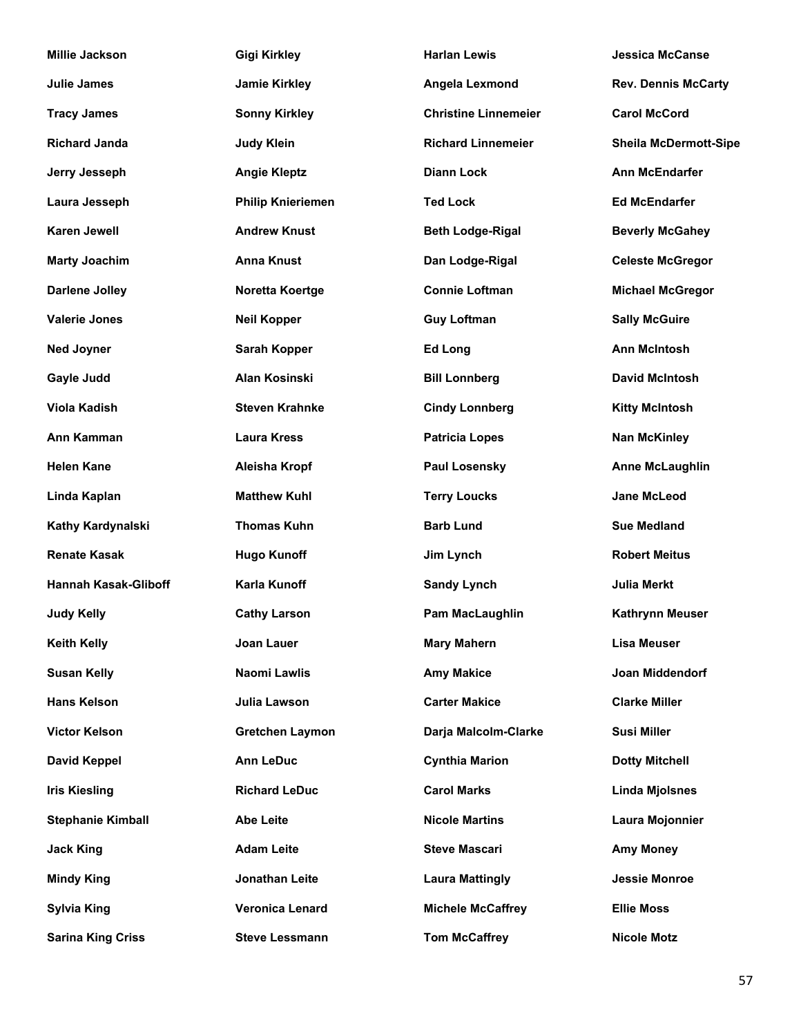**Millie Jackson**

**Julie James**

**Tracy James**

**Richard Janda**

**Jerry Jesseph**

**Laura Jesseph**

**Karen Jewell**

**Marty Joachim**

**Darlene Jolley**

**Valerie Jones**

**Ned Joyner**

**Gayle Judd**

**Viola Kadish**

**Ann Kamman**

**Helen Kane**

**Linda Kaplan**

**Kathy Kardynalski**

**Renate Kasak**

**Hannah Kasak-Gliboff**

**Judy Kelly**

**Keith Kelly**

**Susan Kelly**

**Hans Kelson**

**Victor Kelson**

**David Keppel**

**Iris Kiesling**

**Stephanie Kimball**

**Jack King**

**Mindy King**

**Sylvia King**

**Sarina King Criss**

**Gigi Kirkley**

**Jamie Kirkley**

**Sonny Kirkley**

**Judy Klein**

**Angie Kleptz**

**Philip Knieriemen**

**Andrew Knust**

**Anna Knust**

**Noretta Koertge**

**Neil Kopper**

**Sarah Kopper**

**Alan Kosinski**

**Steven Krahnke**

**Laura Kress**

**Aleisha Kropf**

**Matthew Kuhl**

**Thomas Kuhn**

**Hugo Kunoff**

**Karla Kunoff**

**Cathy Larson**

**Joan Lauer**

**Naomi Lawlis**

**Julia Lawson**

**Gretchen Laymon**

**Ann LeDuc**

**Richard LeDuc**

**Abe Leite**

**Adam Leite**

**Jonathan Leite**

**Veronica Lenard**

**Steve Lessmann**

**Harlan Lewis**

**Angela Lexmond**

**Christine Linnemeier**

**Richard Linnemeier**

**Diann Lock**

**Ted Lock**

**Beth Lodge-Rigal**

**Dan Lodge-Rigal**

**Connie Loftman**

**Guy Loftman**

**Ed Long**

**Bill Lonnberg**

**Cindy Lonnberg**

**Patricia Lopes**

**Paul Losensky**

**Terry Loucks**

**Barb Lund**

**Jim Lynch**

**Sandy Lynch**

**Pam MacLaughlin**

**Mary Mahern**

**Amy Makice**

**Carter Makice**

**Darja Malcolm-Clarke**

**Cynthia Marion**

**Carol Marks**

**Nicole Martins**

**Steve Mascari**

**Laura Mattingly**

**Michele McCaffrey**

**Tom McCaffrey**

**Jessica McCanse**

**Rev. Dennis McCarty**

**Carol McCord**

**Sheila McDermott-Sipe**

**Ann McEndarfer**

**Ed McEndarfer**

**Beverly McGahey**

**Celeste McGregor**

**Michael McGregor**

**Sally McGuire**

**Ann McIntosh**

**David McIntosh**

**Kitty McIntosh**

**Nan McKinley**

**Anne McLaughlin**

**Jane McLeod**

**Sue Medland**

**Robert Meitus**

**Julia Merkt**

**Kathrynn Meuser**

**Lisa Meuser**

**Joan Middendorf**

**Clarke Miller**

**Susi Miller**

**Dotty Mitchell**

**Linda Mjolsnes**

**Laura Mojonnier**

**Amy Money**

**Jessie Monroe**

**Ellie Moss**

**Nicole Motz**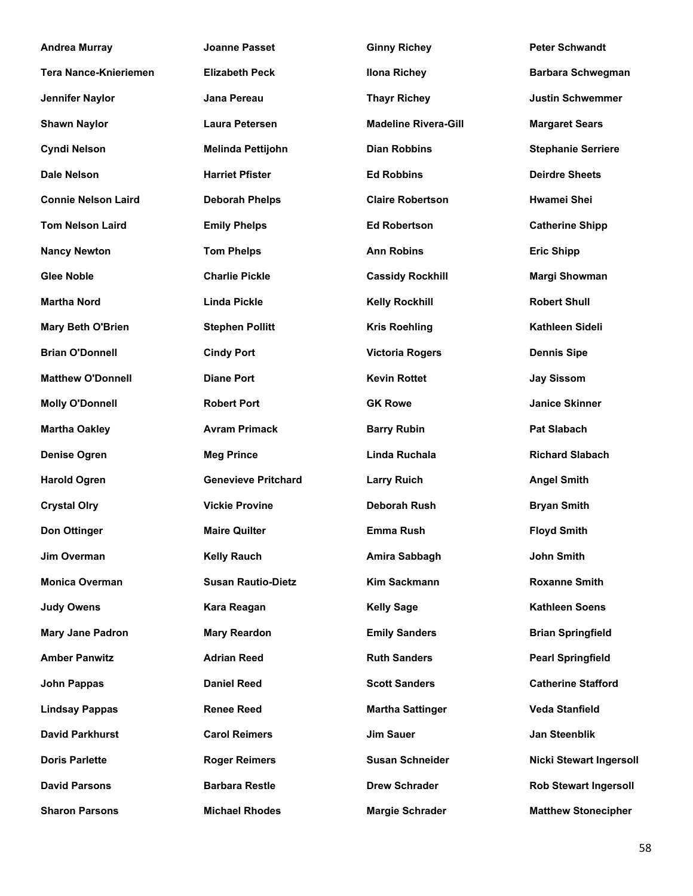**Andrea Murray**

**Tera Nance-Knieriemen**

**Jennifer Naylor**

**Shawn Naylor**

**Cyndi Nelson**

**Dale Nelson**

**Connie Nelson Laird**

**Tom Nelson Laird**

**Nancy Newton**

**Glee Noble**

**Martha Nord**

**Mary Beth O'Brien**

**Brian O'Donnell**

**Matthew O'Donnell**

**Molly O'Donnell**

**Martha Oakley**

**Denise Ogren**

**Harold Ogren**

**Crystal Olry**

**Don Ottinger**

**Jim Overman**

**Monica Overman**

**Judy Owens**

**Mary Jane Padron**

**Amber Panwitz**

**John Pappas**

**Lindsay Pappas**

**David Parkhurst**

**Doris Parlette**

**David Parsons**

**Sharon Parsons**

**Joanne Passet**

**Elizabeth Peck**

**Jana Pereau**

**Laura Petersen**

**Melinda Pettijohn**

**Harriet Pfister**

**Deborah Phelps**

**Emily Phelps**

**Tom Phelps**

**Charlie Pickle**

**Linda Pickle**

**Stephen Pollitt**

**Cindy Port**

**Diane Port**

**Robert Port**

**Avram Primack**

**Meg Prince**

**Genevieve Pritchard**

**Vickie Provine**

**Maire Quilter**

**Kelly Rauch**

**Susan Rautio-Dietz**

**Kara Reagan**

**Mary Reardon**

**Adrian Reed**

**Daniel Reed**

**Renee Reed**

**Carol Reimers**

**Roger Reimers**

**Barbara Restle**

**Michael Rhodes**

**Ginny Richey**

**Ilona Richey**

**Thayr Richey**

**Madeline Rivera-Gill**

**Dian Robbins**

**Ed Robbins**

**Claire Robertson**

**Ed Robertson**

**Ann Robins**

**Cassidy Rockhill**

**Kelly Rockhill**

**Kris Roehling**

**Victoria Rogers**

**Kevin Rottet**

**GK Rowe**

**Barry Rubin**

**Linda Ruchala**

**Larry Ruich**

**Deborah Rush**

**Emma Rush**

**Amira Sabbagh**

**Kim Sackmann**

**Kelly Sage**

**Emily Sanders**

**Ruth Sanders**

**Scott Sanders**

**Martha Sattinger**

**Jim Sauer**

**Susan Schneider**

**Drew Schrader**

**Margie Schrader**

**Peter Schwandt**

**Barbara Schwegman**

**Justin Schwemmer**

**Margaret Sears**

**Stephanie Serriere**

**Deirdre Sheets**

**Hwamei Shei**

**Catherine Shipp**

**Eric Shipp**

**Margi Showman**

**Robert Shull**

**Kathleen Sideli**

**Dennis Sipe**

**Jay Sissom**

**Janice Skinner**

**Pat Slabach**

**Richard Slabach**

**Angel Smith**

**Bryan Smith**

**Floyd Smith**

**John Smith**

**Roxanne Smith**

**Kathleen Soens**

**Brian Springfield**

**Pearl Springfield**

**Catherine Stafford**

**Veda Stanfield**

**Jan Steenblik**

**Nicki Stewart Ingersoll**

**Rob Stewart Ingersoll**

**Matthew Stonecipher**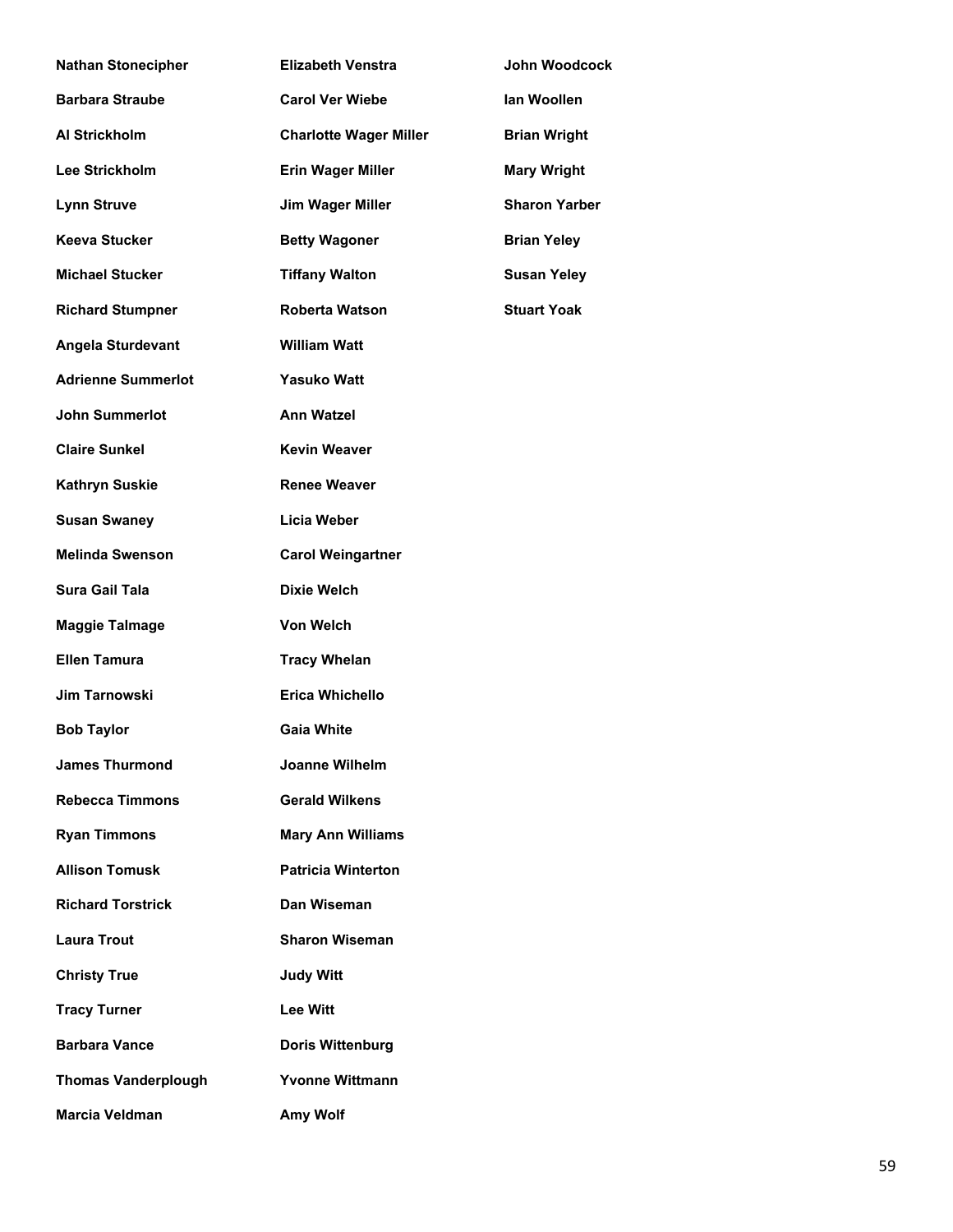**Nathan Stonecipher**

**Barbara Straube**

**Al Strickholm**

**Lee Strickholm**

**Lynn Struve**

**Keeva Stucker**

**Michael Stucker**

**Richard Stumpner**

**Angela Sturdevant**

**Adrienne Summerlot**

**John Summerlot**

**Claire Sunkel**

**Kathryn Suskie**

**Susan Swaney**

**Melinda Swenson**

**Sura Gail Tala**

**Maggie Talmage**

**Ellen Tamura**

**Jim Tarnowski**

**Bob Taylor**

**James Thurmond**

**Rebecca Timmons**

**Ryan Timmons**

**Allison Tomusk**

**Richard Torstrick**

**Laura Trout**

**Christy True**

**Tracy Turner**

**Barbara Vance**

**Thomas Vanderplough**

**Marcia Veldman**

**Elizabeth Venstra**

**Carol Ver Wiebe**

**Charlotte Wager Miller**

**Erin Wager Miller**

**Jim Wager Miller**

**Betty Wagoner**

**Tiffany Walton**

**Roberta Watson**

**William Watt**

**Yasuko Watt**

**Ann Watzel**

**Kevin Weaver**

**Renee Weaver**

**Licia Weber**

**Carol Weingartner**

**Dixie Welch**

**Von Welch**

**Tracy Whelan**

**Erica Whichello**

**Gaia White**

**Joanne Wilhelm**

**Gerald Wilkens**

**Mary Ann Williams**

**Patricia Winterton**

**Dan Wiseman**

**Sharon Wiseman**

**Judy Witt**

**Lee Witt**

**Doris Wittenburg**

**Yvonne Wittmann**

**Amy Wolf**

**John Woodcock**

**Ian Woollen**

**Brian Wright**

**Mary Wright**

**Sharon Yarber**

**Brian Yeley**

**Susan Yeley**

**Stuart Yoak**